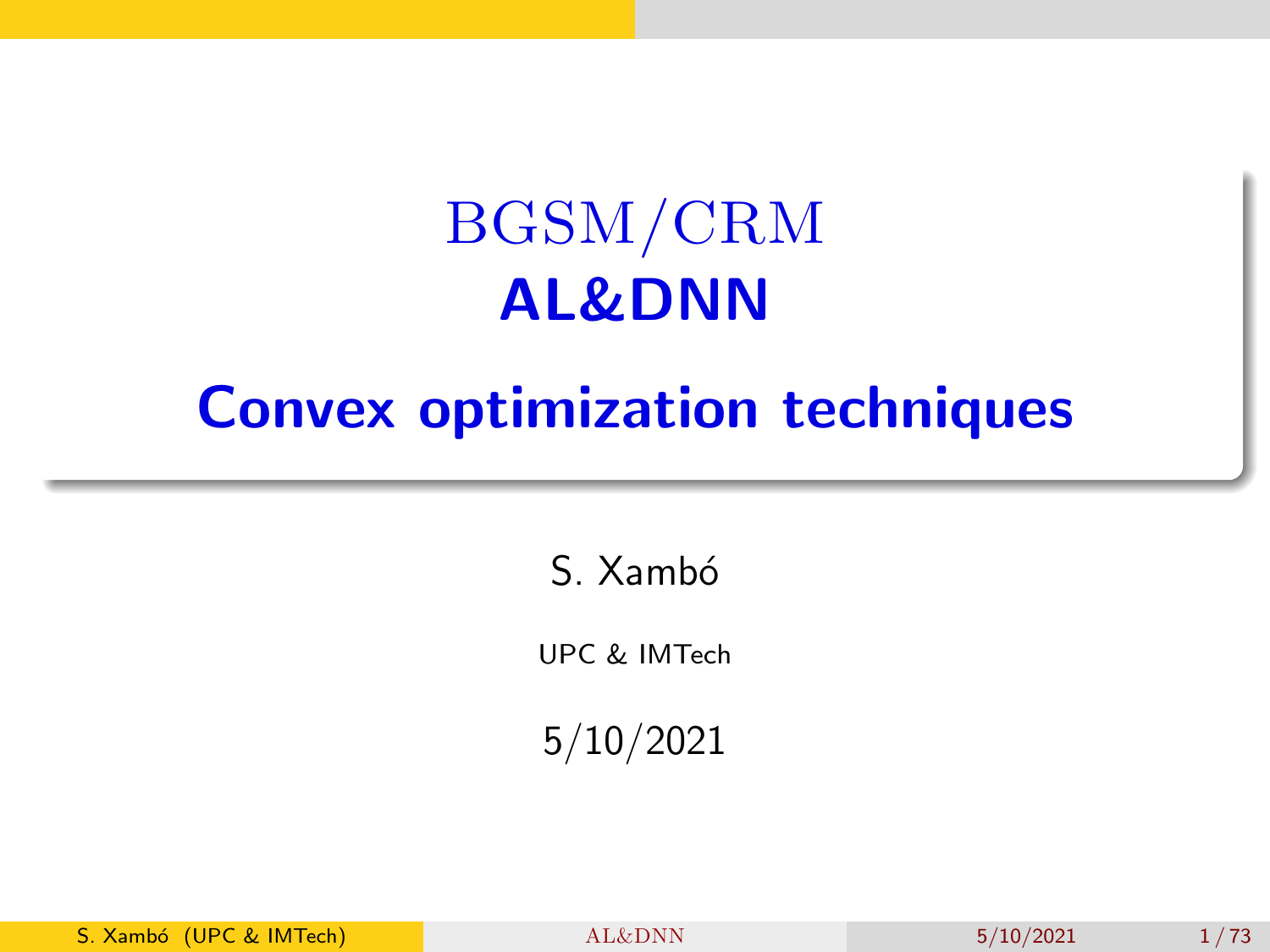# BGSM/CRM
# AL&DNN

# Convex optimization techniques

S. Xambó

UPC & IMTech

5/10/2021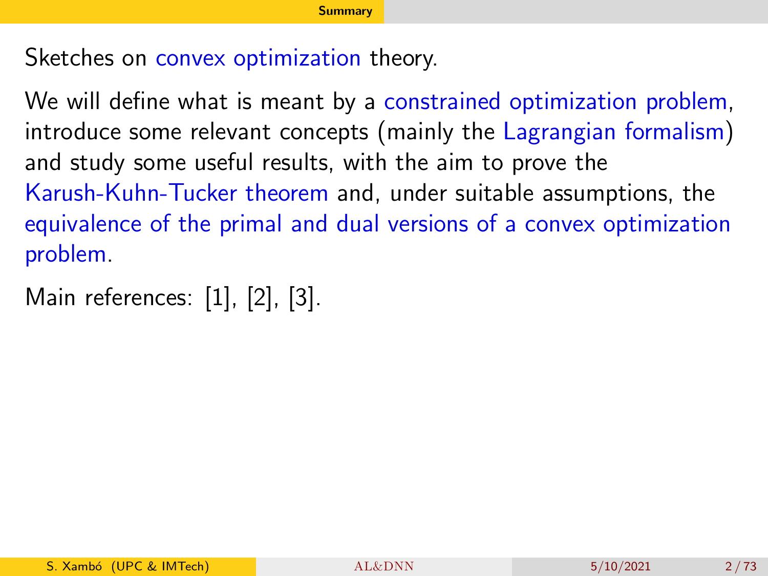Sketches on convex optimization theory.

We will define what is meant by a constrained optimization problem, introduce some relevant concepts (mainly the Lagrangian formalism) and study some useful results, with the aim to prove the Karush-Kuhn-Tucker theorem and, under suitable assumptions, the equivalence of the primal and dual versions of a convex optimization problem.

Main references: [1], [2], [3].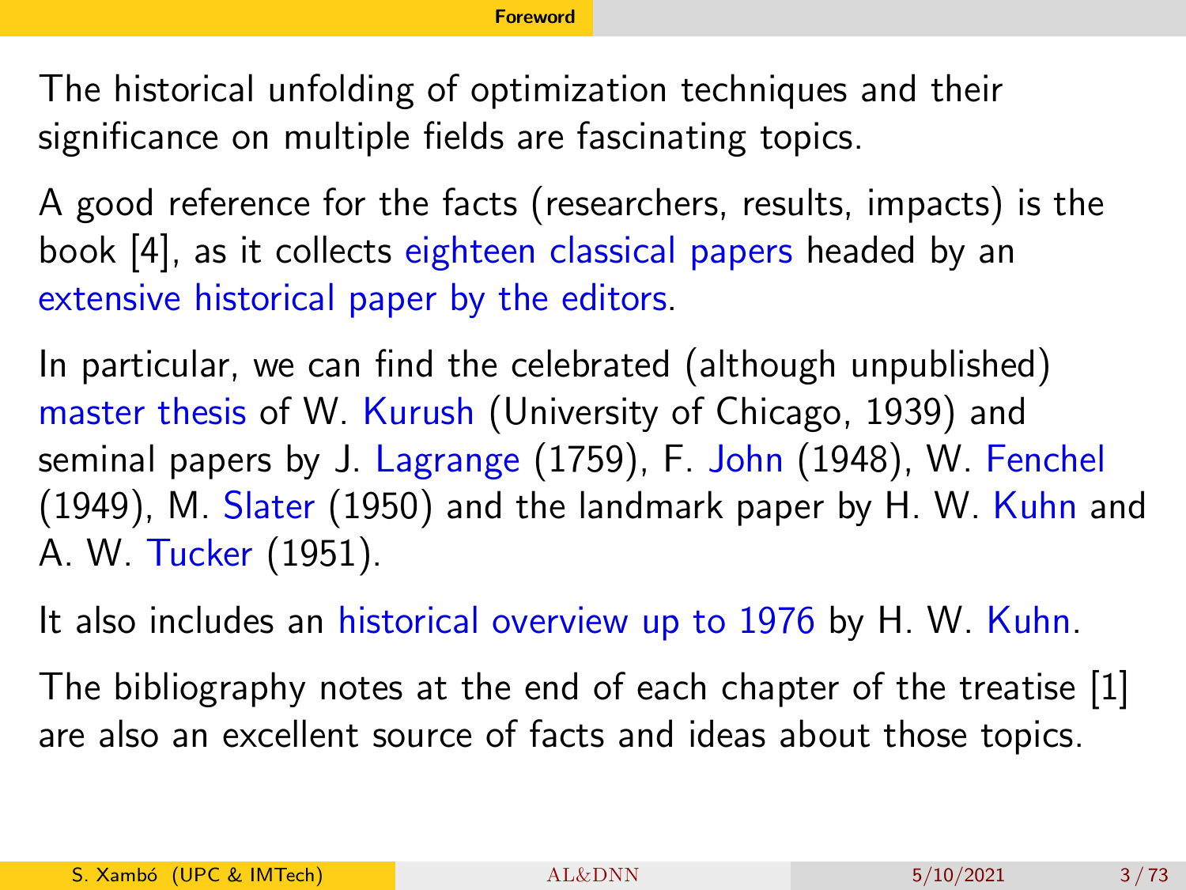# Foreword

The historical unfolding of optimization techniques and their significance on multiple fields are fascinating topics.

A good reference for the facts (researchers, results, impacts) is the book [4], as it collects eighteen classical papers headed by an extensive historical paper by the editors.

In particular, we can find the celebrated (although unpublished) master thesis of W. Kurush (University of Chicago, 1939) and seminal papers by J. Lagrange (1759), F. John (1948), W. Fenchel (1949), M. Slater (1950) and the landmark paper by H. W. Kuhn and A. W. Tucker (1951).

It also includes an historical overview up to 1976 by H. W. Kuhn.

The bibliography notes at the end of each chapter of the treatise [1] are also an excellent source of facts and ideas about those topics.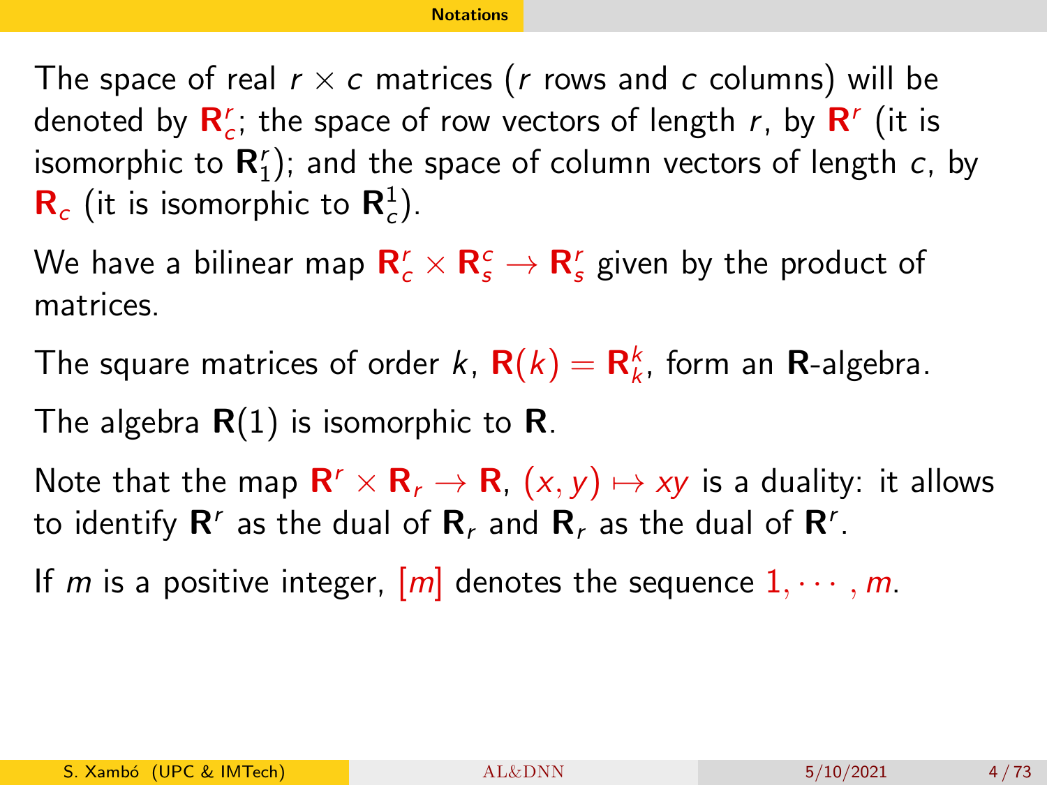## Notations

The space of real $r \times c$ matrices ($r$ rows and $c$ columns) will be denoted by $\mathbf{R}^r_c$; the space of row vectors of length $r$, by $\mathbf{R}^r$ (it is isomorphic to $\mathbf{R}^r_1$); and the space of column vectors of length $c$, by $\mathbf{R}_c$ (it is isomorphic to $\mathbf{R}^1_c$).

We have a bilinear map $\mathbf{R}^r_c \times \mathbf{R}^c_s \to \mathbf{R}^r_s$ given by the product of matrices.

The square matrices of order $k$, $\mathbf{R}(k) = \mathbf{R}^k_k$, form an $\mathbf{R}$-algebra.

The algebra $\mathbf{R}(1)$ is isomorphic to $\mathbf{R}$.

Note that the map $\mathbf{R}^r \times \mathbf{R}_r \to \mathbf{R}$, $(x, y) \mapsto xy$ is a duality: it allows to identify $\mathbf{R}^r$ as the dual of $\mathbf{R}_r$ and $\mathbf{R}_r$ as the dual of $\mathbf{R}^r$.

If $m$ is a positive integer, $[m]$ denotes the sequence $1, \cdots, m$.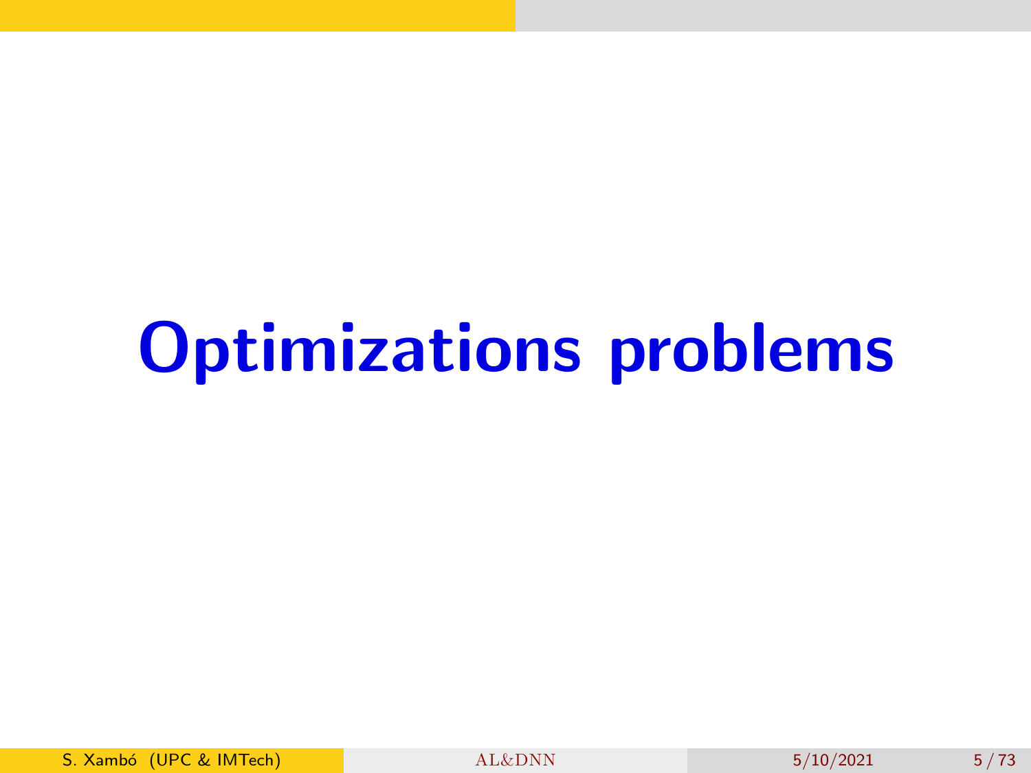# Optimizations problems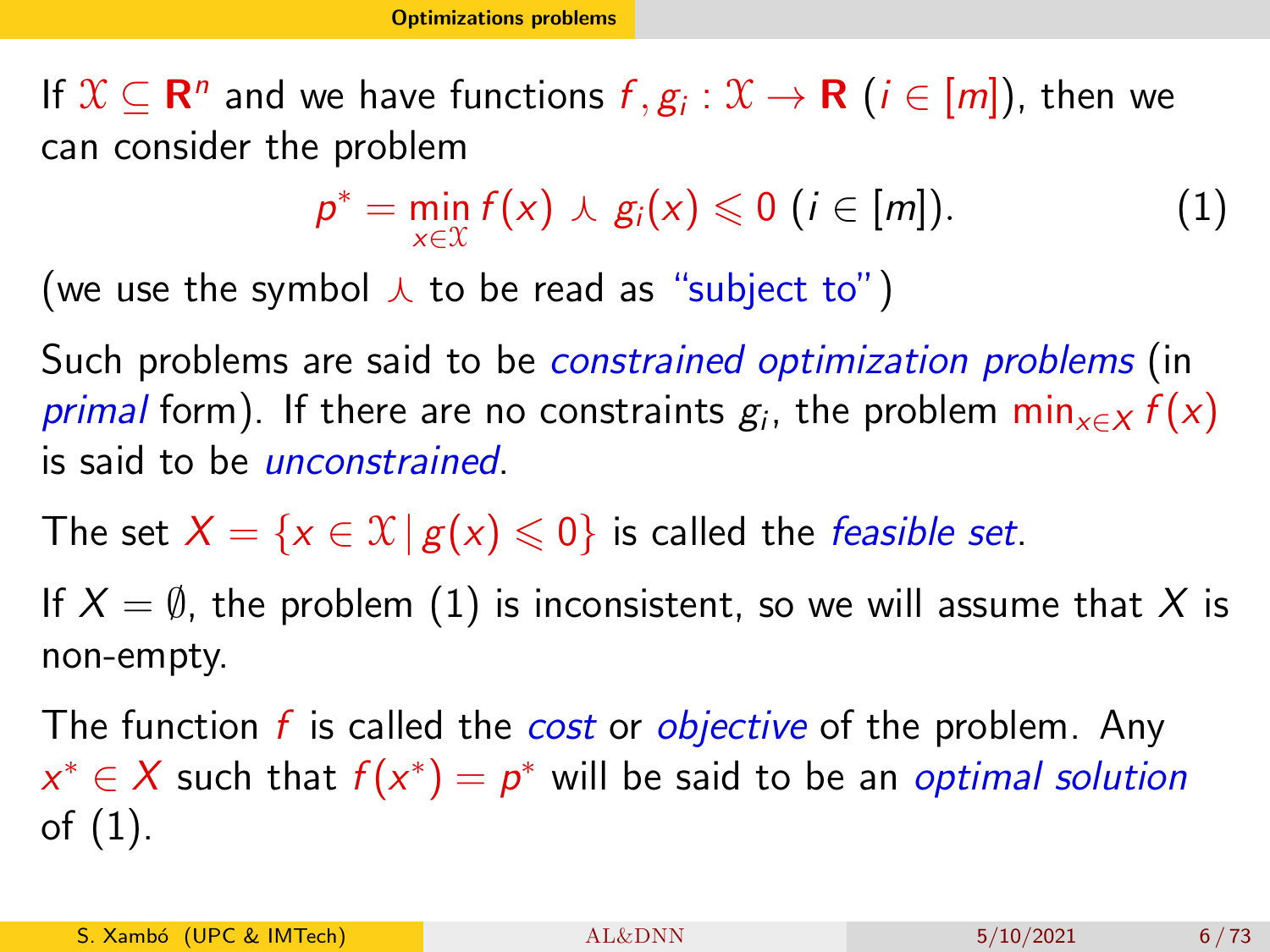If $\mathcal{X} \subseteq \mathbf{R}^n$ and we have functions $f, g_i : \mathcal{X} \to \mathbf{R}$ ($i \in [m]$), then we can consider the problem

$$p^* = \min_{x \in \mathcal{X}} f(x) \curlywedge g_i(x) \leqslant 0 \ (i \in [m]). \tag{1}$$

(we use the symbol $\curlywedge$ to be read as "subject to")

Such problems are said to be *constrained optimization problems* (in *primal* form). If there are no constraints $g_i$, the problem $\min_{x \in X} f(x)$ is said to be *unconstrained*.

The set $X = \{x \in \mathcal{X} \,|\, g(x) \leqslant 0\}$ is called the *feasible set*.

If $X = \emptyset$, the problem (1) is inconsistent, so we will assume that $X$ is non-empty.

The function $f$ is called the *cost* or *objective* of the problem. Any $x^* \in X$ such that $f(x^*) = p^*$ will be said to be an *optimal solution* of (1).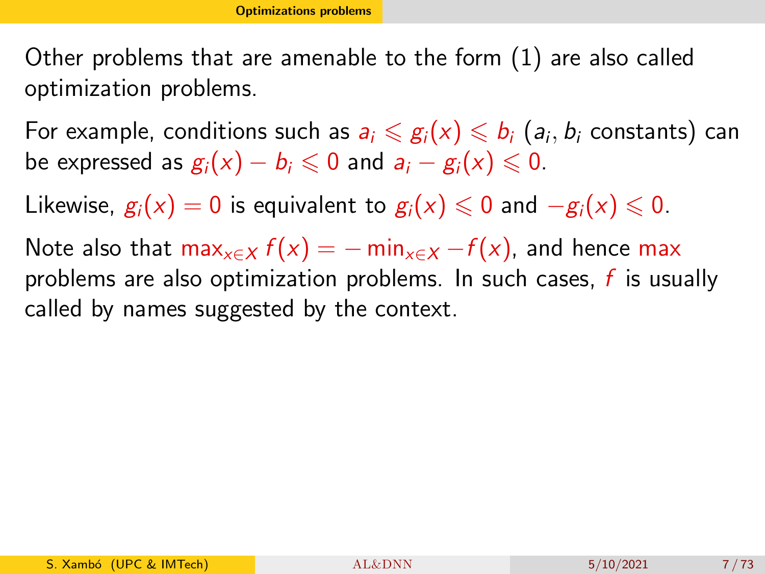Other problems that are amenable to the form (1) are also called optimization problems.

For example, conditions such as $a_i \leqslant g_i(x) \leqslant b_i$ ($a_i, b_i$ constants) can be expressed as $g_i(x) - b_i \leqslant 0$ and $a_i - g_i(x) \leqslant 0$.

Likewise, $g_i(x) = 0$ is equivalent to $g_i(x) \leqslant 0$ and $-g_i(x) \leqslant 0$.

Note also that $\max_{x\in X} f(x) = -\min_{x\in X} -f(x)$, and hence max problems are also optimization problems. In such cases, $f$ is usually called by names suggested by the context.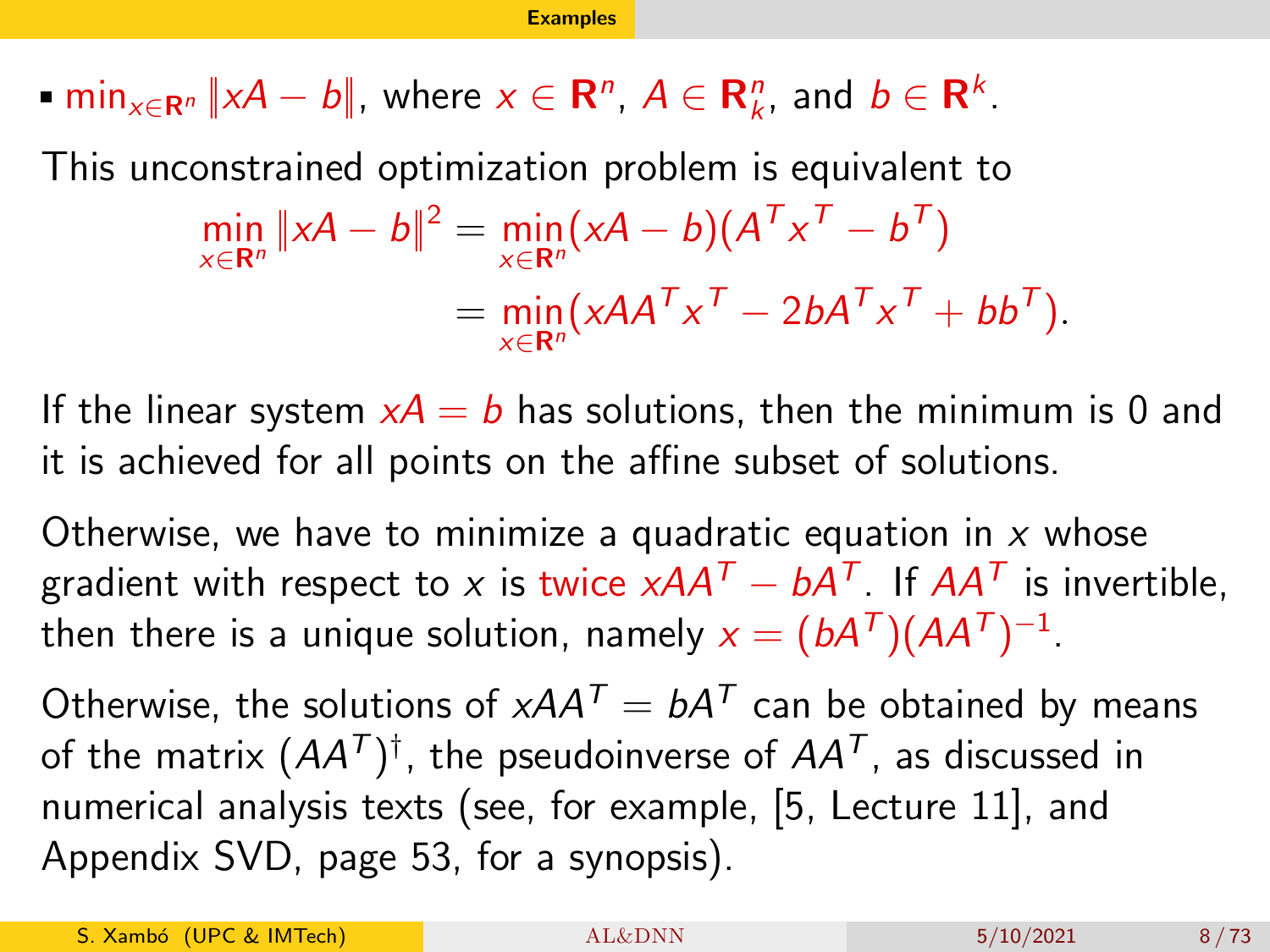- $\min_{x\in\mathbf{R}^n} \|xA - b\|$, where $x \in \mathbf{R}^n$, $A \in \mathbf{R}^n_k$, and $b \in \mathbf{R}^k$.

This unconstrained optimization problem is equivalent to

$$\begin{aligned}\min_{x\in\mathbf{R}^n} \|xA-b\|^2 &= \min_{x\in\mathbf{R}^n}(xA-b)(A^Tx^T-b^T)\\ &= \min_{x\in\mathbf{R}^n}(xAA^Tx^T-2bA^Tx^T+bb^T).\end{aligned}$$

If the linear system $xA = b$ has solutions, then the minimum is 0 and it is achieved for all points on the affine subset of solutions.

Otherwise, we have to minimize a quadratic equation in $x$ whose gradient with respect to $x$ is twice $xAA^T - bA^T$. If $AA^T$ is invertible, then there is a unique solution, namely $x = (bA^T)(AA^T)^{-1}$.

Otherwise, the solutions of $xAA^T = bA^T$ can be obtained by means of the matrix $(AA^T)^\dagger$, the pseudoinverse of $AA^T$, as discussed in numerical analysis texts (see, for example, [5, Lecture 11], and Appendix SVD, page 53, for a synopsis).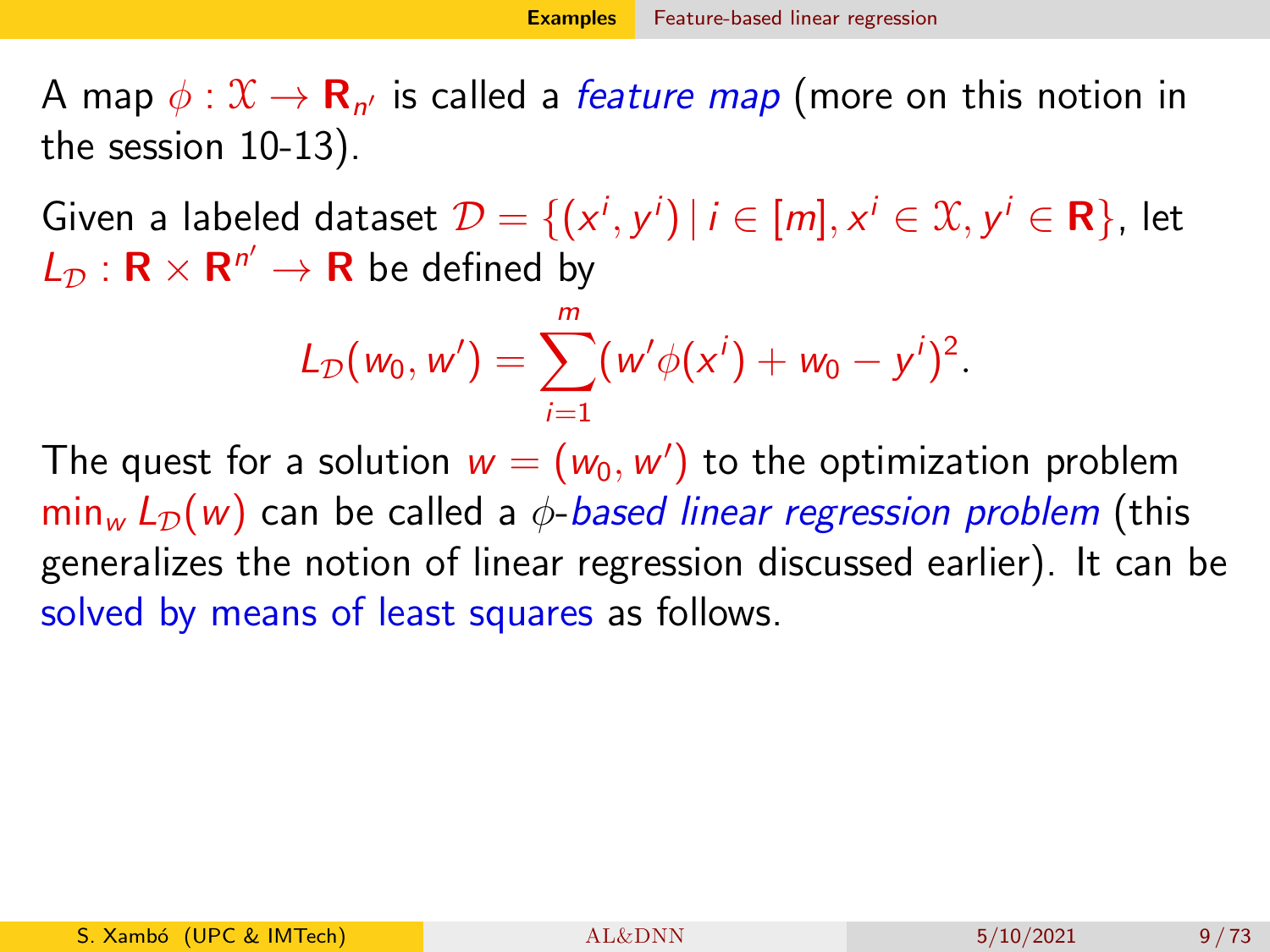A map $\phi : \mathcal{X} \to \mathbf{R}_{n'}$ is called a *feature map* (more on this notion in the session 10-13).

Given a labeled dataset $\mathcal{D} = \{(x^i, y^i) \mid i \in [m], x^i \in \mathcal{X}, y^i \in \mathbf{R}\}$, let $L_{\mathcal{D}} : \mathbf{R} \times \mathbf{R}^{n'} \to \mathbf{R}$ be defined by

$$L_{\mathcal{D}}(w_0, w') = \sum_{i=1}^{m} (w'\phi(x^i) + w_0 - y^i)^2.$$

The quest for a solution $w = (w_0, w')$ to the optimization problem $\min_w L_{\mathcal{D}}(w)$ can be called a $\phi$-*based linear regression problem* (this generalizes the notion of linear regression discussed earlier). It can be solved by means of least squares as follows.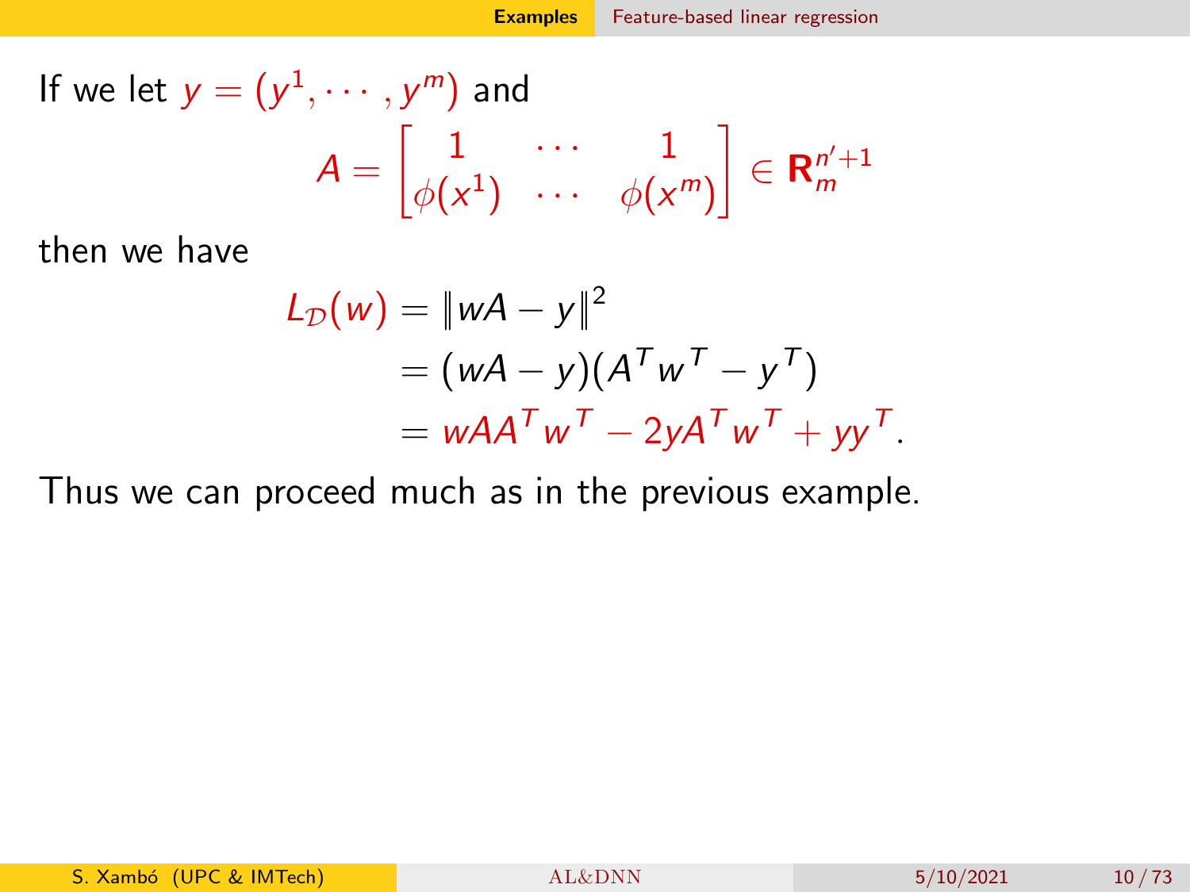If we let $y = (y^1, \cdots, y^m)$ and

$$A = \begin{bmatrix} 1 & \cdots & 1 \\ \phi(x^1) & \cdots & \phi(x^m) \end{bmatrix} \in \mathbf{R}_m^{n'+1}$$

then we have

$$\begin{aligned} L_{\mathcal{D}}(w) &= \|wA - y\|^2 \\ &= (wA - y)(A^T w^T - y^T) \\ &= wAA^T w^T - 2yA^T w^T + yy^T. \end{aligned}$$

Thus we can proceed much as in the previous example.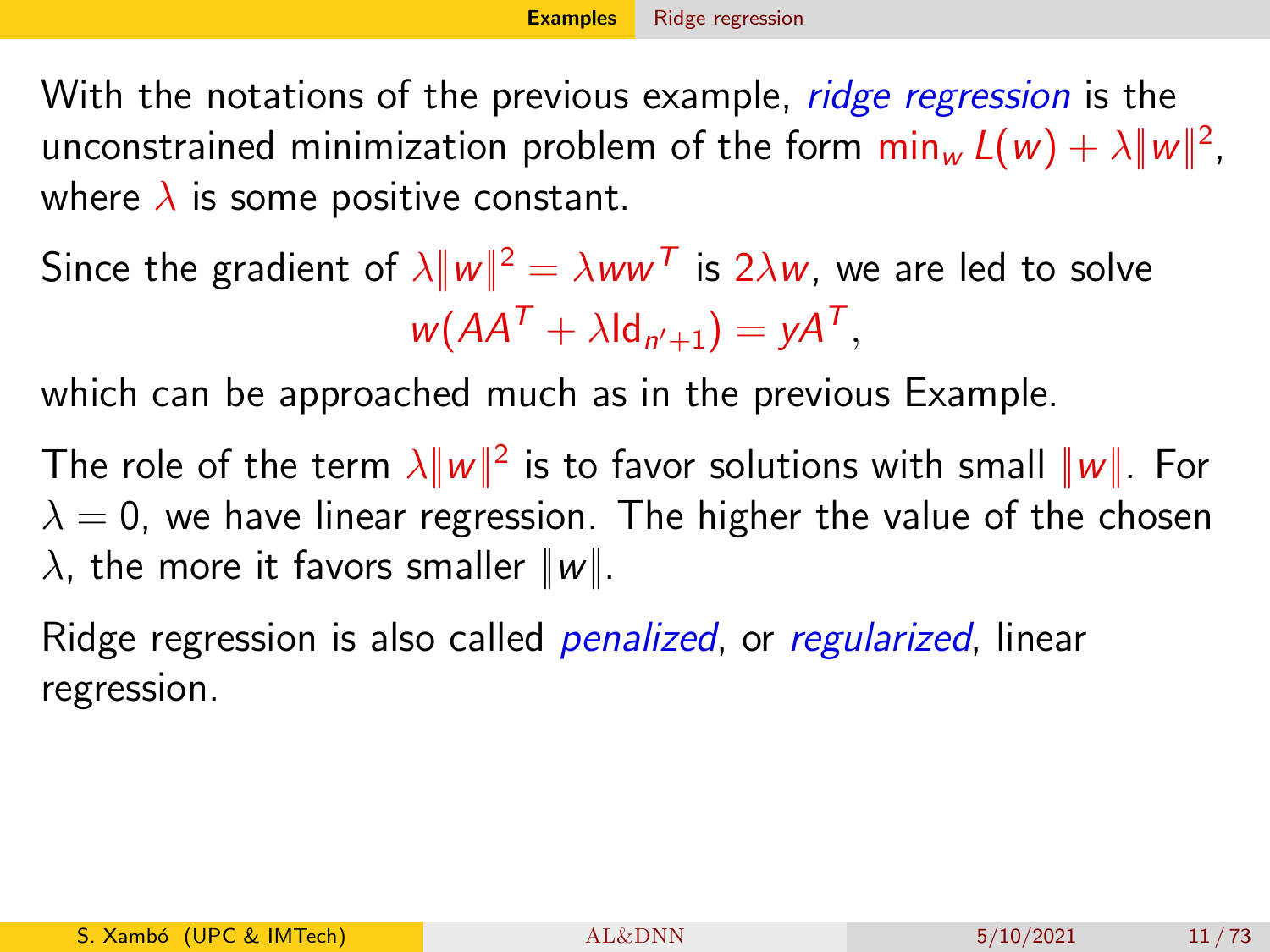With the notations of the previous example, *ridge regression* is the unconstrained minimization problem of the form $\min_w L(w) + \lambda\|w\|^2$, where $\lambda$ is some positive constant.

Since the gradient of $\lambda\|w\|^2 = \lambda w w^T$ is $2\lambda w$, we are led to solve

$$w(AA^T + \lambda \mathrm{Id}_{n'+1}) = yA^T,$$

which can be approached much as in the previous Example.

The role of the term $\lambda\|w\|^2$ is to favor solutions with small $\|w\|$. For $\lambda = 0$, we have linear regression. The higher the value of the chosen $\lambda$, the more it favors smaller $\|w\|$.

Ridge regression is also called *penalized*, or *regularized*, linear regression.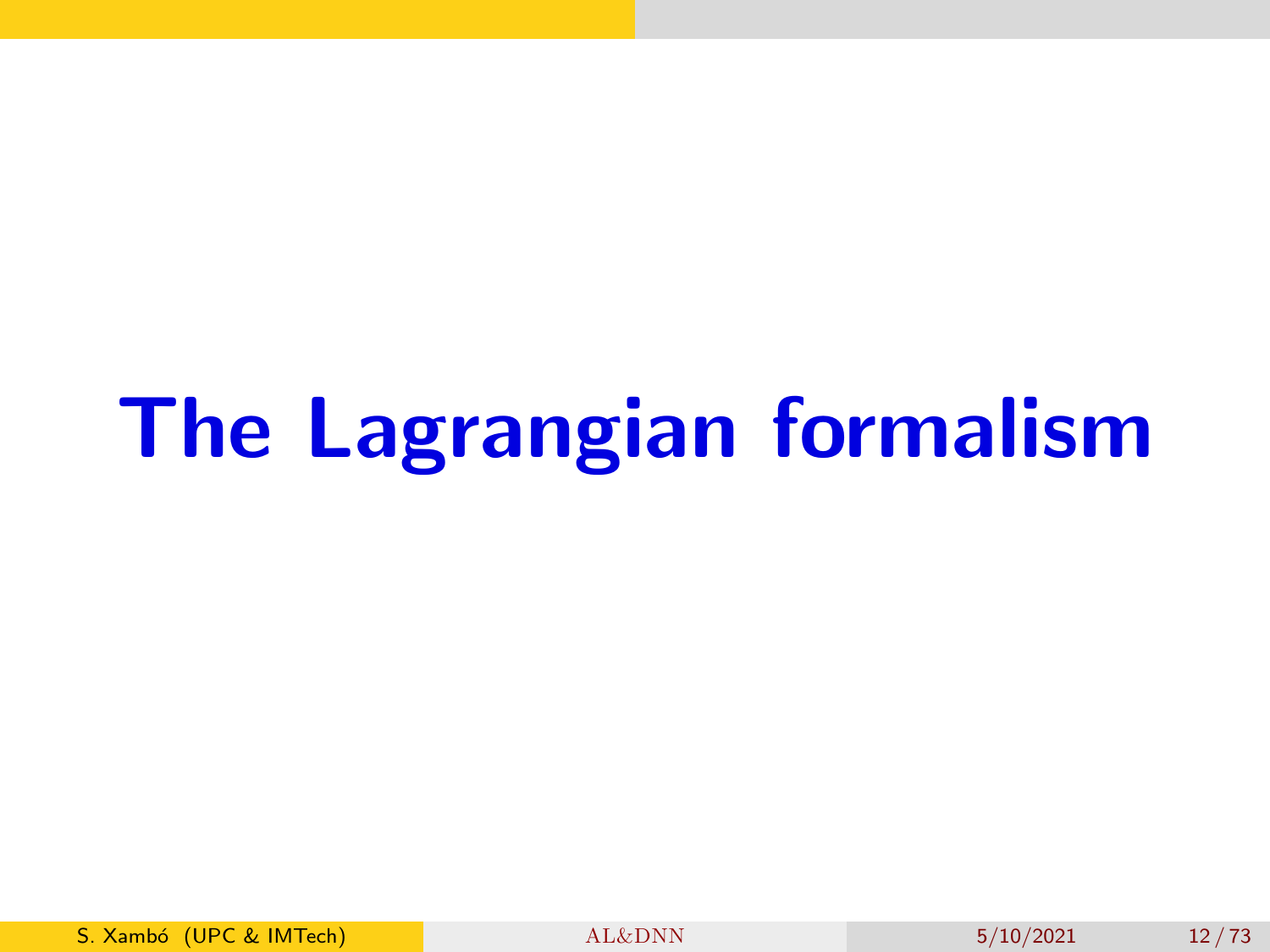# The Lagrangian formalism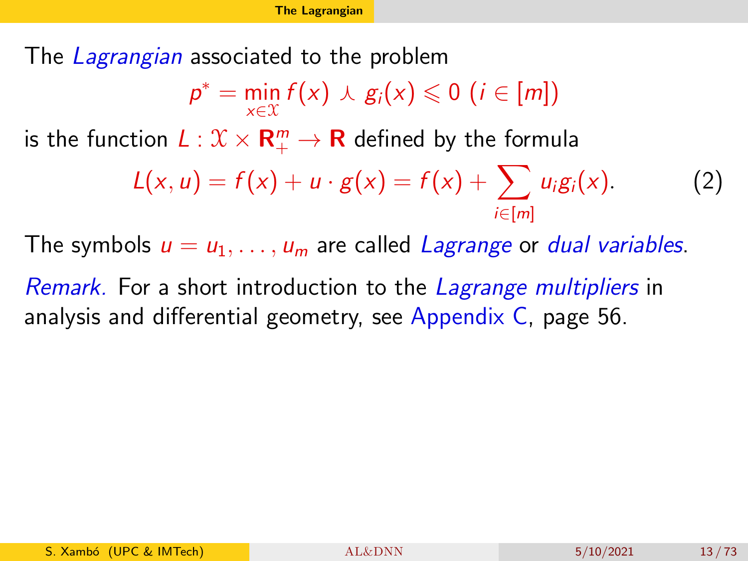## The Lagrangian

The *Lagrangian* associated to the problem

$$p^* = \min_{x \in \mathcal{X}} f(x) \curlywedge g_i(x) \leqslant 0 \ (i \in [m])$$

is the function $L : \mathcal{X} \times \mathbf{R}^m_+ \to \mathbf{R}$ defined by the formula

$$L(x, u) = f(x) + u \cdot g(x) = f(x) + \sum_{i \in [m]} u_i g_i(x). \tag{2}$$

The symbols $u = u_1, \ldots, u_m$ are called *Lagrange* or *dual variables*.

*Remark.* For a short introduction to the *Lagrange multipliers* in analysis and differential geometry, see Appendix C, page 56.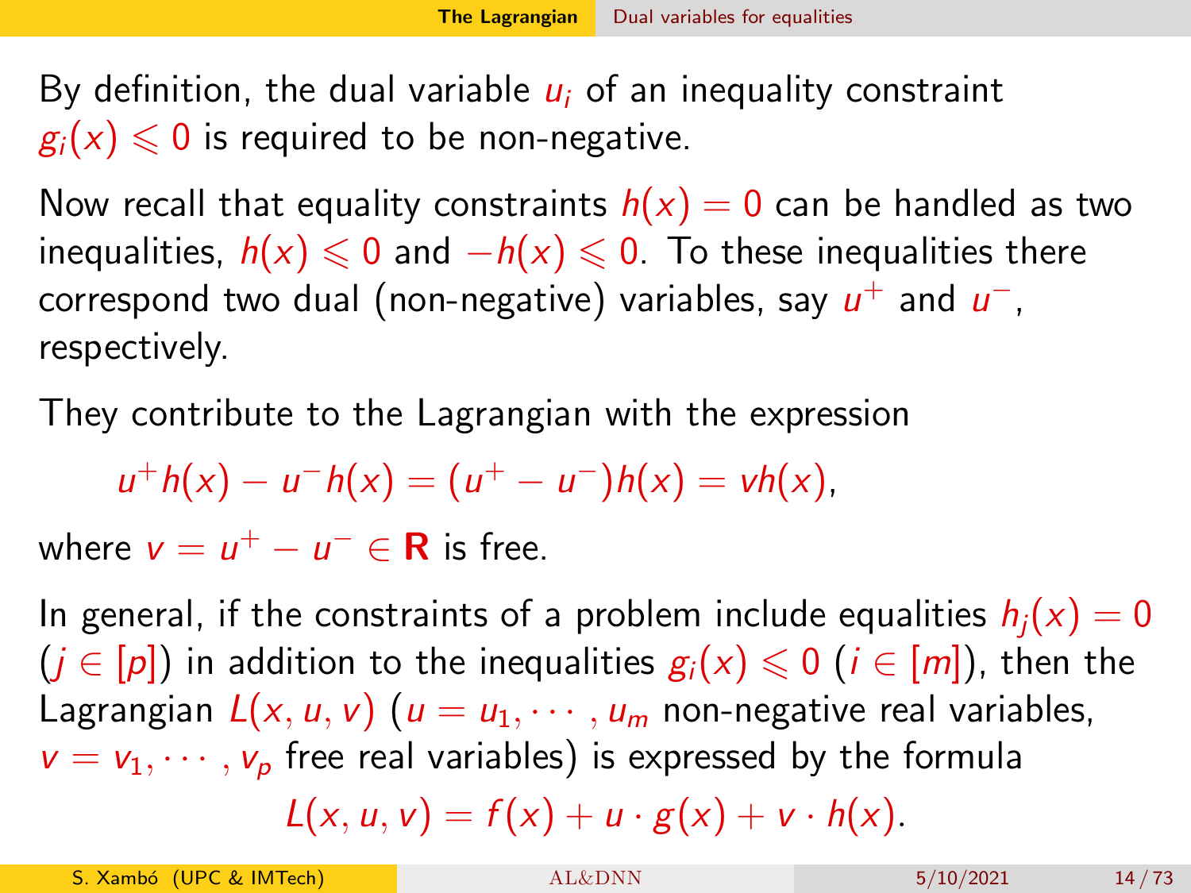By definition, the dual variable $u_i$ of an inequality constraint $g_i(x) \leqslant 0$ is required to be non-negative.

Now recall that equality constraints $h(x) = 0$ can be handled as two inequalities, $h(x) \leqslant 0$ and $-h(x) \leqslant 0$. To these inequalities there correspond two dual (non-negative) variables, say $u^+$ and $u^-$, respectively.

They contribute to the Lagrangian with the expression

$$u^+ h(x) - u^- h(x) = (u^+ - u^-)h(x) = vh(x),$$

where $v = u^+ - u^- \in \mathbf{R}$ is free.

In general, if the constraints of a problem include equalities $h_j(x) = 0$ ($j \in [p]$) in addition to the inequalities $g_i(x) \leqslant 0$ ($i \in [m]$), then the Lagrangian $L(x, u, v)$ ($u = u_1, \cdots, u_m$ non-negative real variables, $v = v_1, \cdots, v_p$ free real variables) is expressed by the formula

$$L(x, u, v) = f(x) + u \cdot g(x) + v \cdot h(x).$$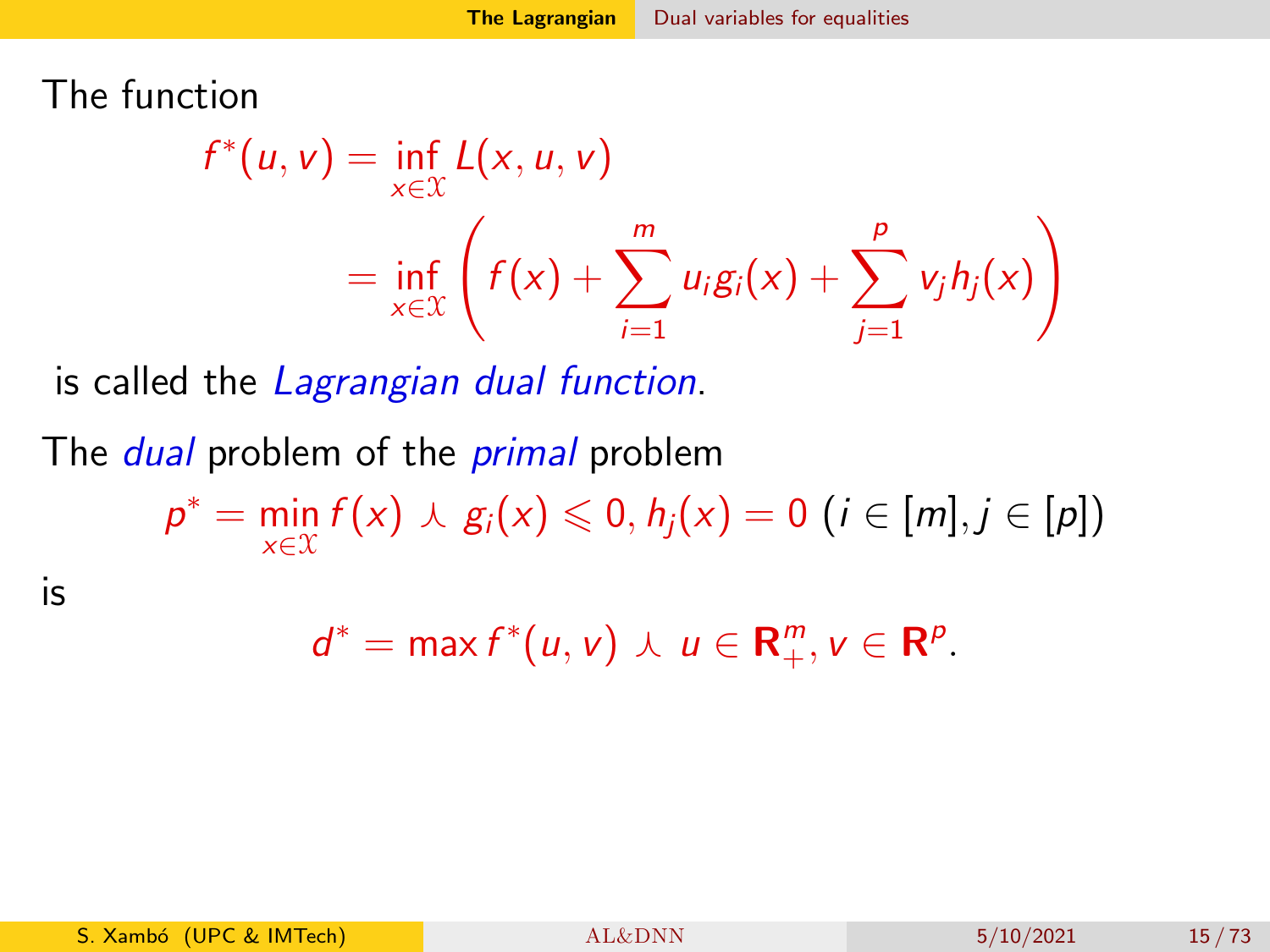The function

$$
\begin{aligned}
f^*(u,v) &= \inf_{x\in\mathcal{X}} L(x,u,v) \\
&= \inf_{x\in\mathcal{X}} \left( f(x) + \sum_{i=1}^{m} u_i g_i(x) + \sum_{j=1}^{p} v_j h_j(x) \right)
\end{aligned}
$$

is called the *Lagrangian dual function*.

The *dual* problem of the *primal* problem

$$
p^* = \min_{x\in\mathcal{X}} f(x) \curlywedge g_i(x) \leqslant 0, h_j(x) = 0 \; (i \in [m], j \in [p])
$$

is

$$
d^* = \max f^*(u,v) \curlywedge u \in \mathbf{R}_+^m, v \in \mathbf{R}^p.
$$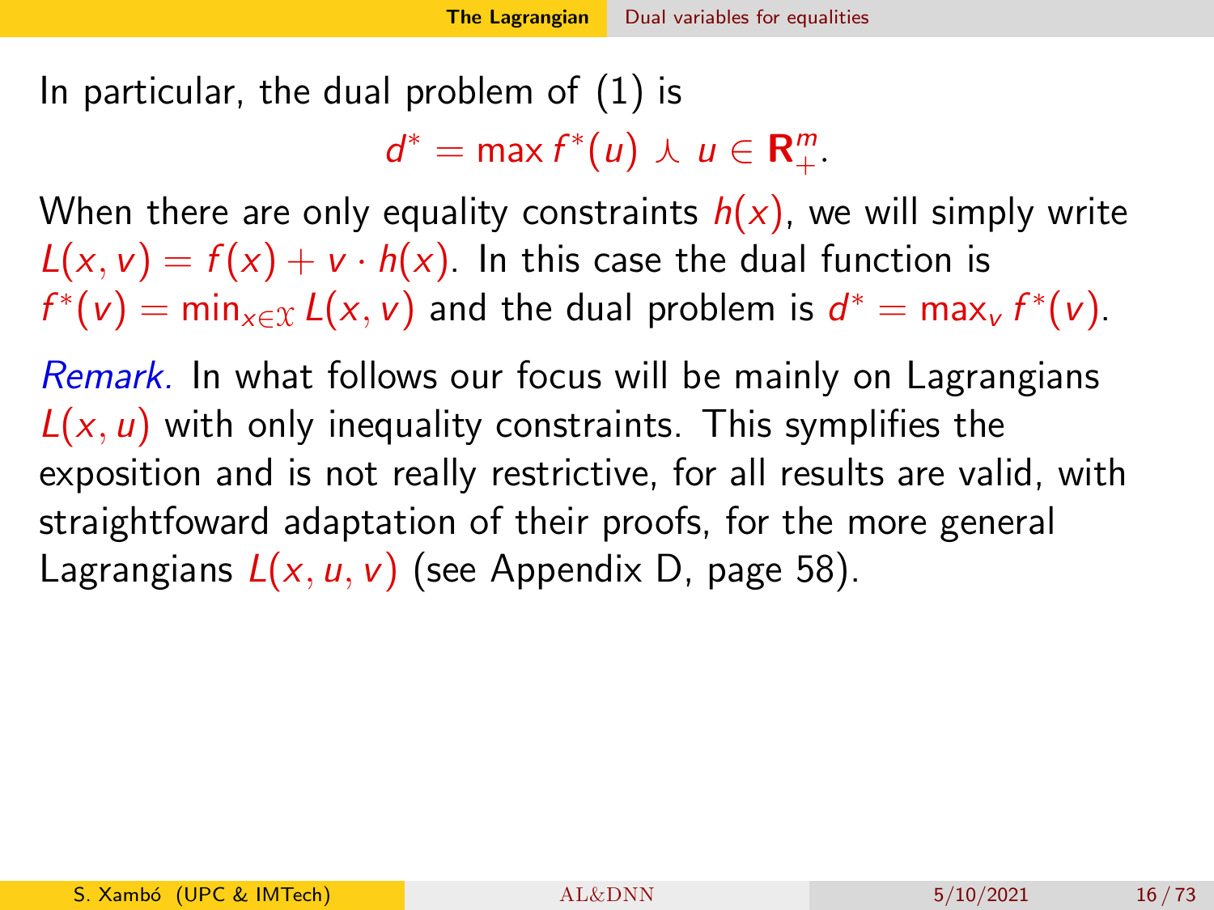In particular, the dual problem of (1) is

$$d^* = \max f^*(u) \curlywedge u \in \mathbf{R}^m_+.$$

When there are only equality constraints $h(x)$, we will simply write $L(x, v) = f(x) + v \cdot h(x)$. In this case the dual function is $f^*(v) = \min_{x \in \mathfrak{X}} L(x, v)$ and the dual problem is $d^* = \max_v f^*(v)$.

*Remark.* In what follows our focus will be mainly on Lagrangians $L(x, u)$ with only inequality constraints. This symplifies the exposition and is not really restrictive, for all results are valid, with straightfoward adaptation of their proofs, for the more general Lagrangians $L(x, u, v)$ (see Appendix D, page 58).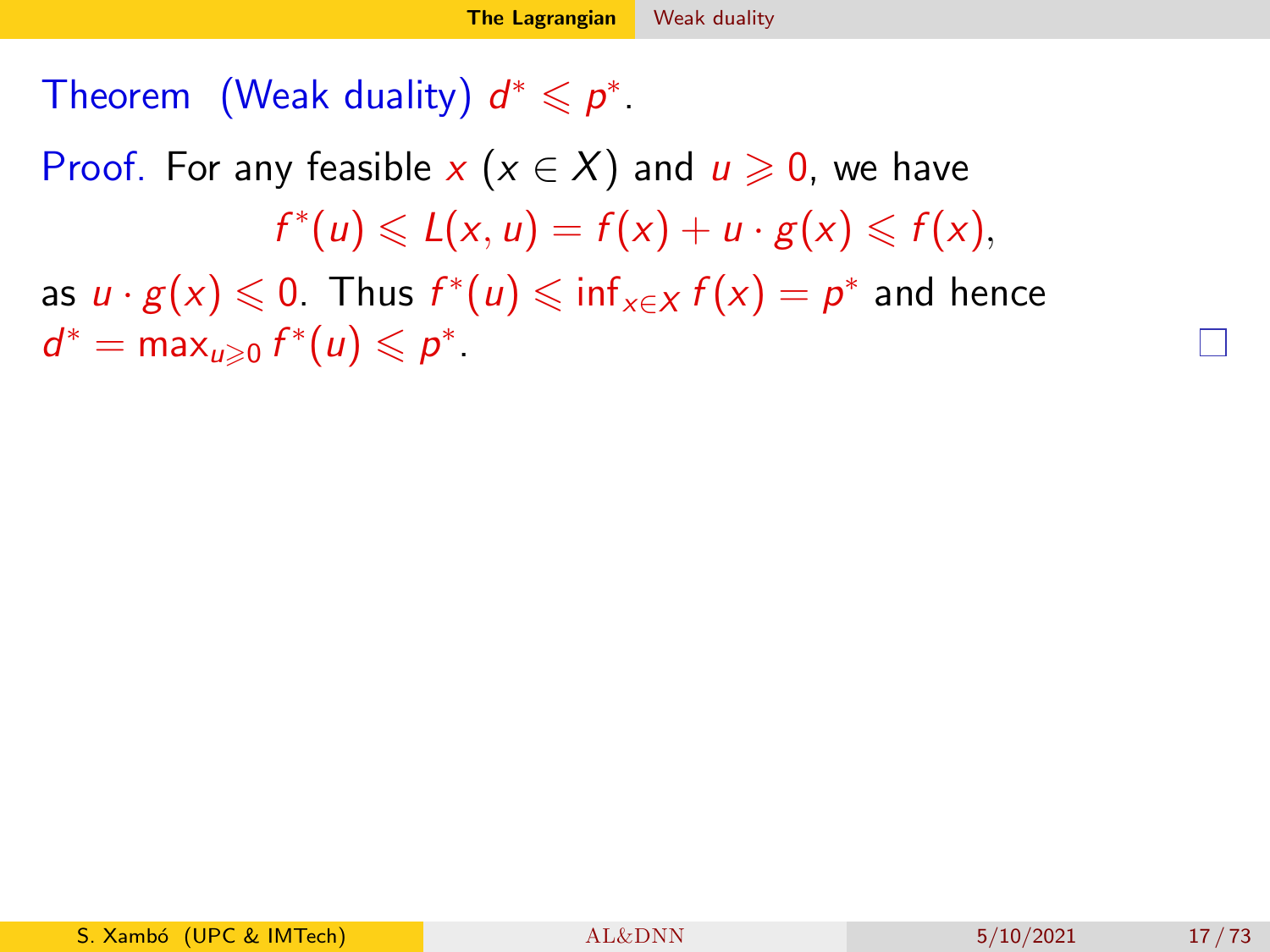**Theorem** (Weak duality) $d^* \leqslant p^*$.

**Proof.** For any feasible $x$ ($x \in X$) and $u \geqslant 0$, we have

$$f^*(u) \leqslant L(x,u) = f(x) + u \cdot g(x) \leqslant f(x),$$

as $u \cdot g(x) \leqslant 0$. Thus $f^*(u) \leqslant \inf_{x \in X} f(x) = p^*$ and hence $d^* = \max_{u \geqslant 0} f^*(u) \leqslant p^*$. □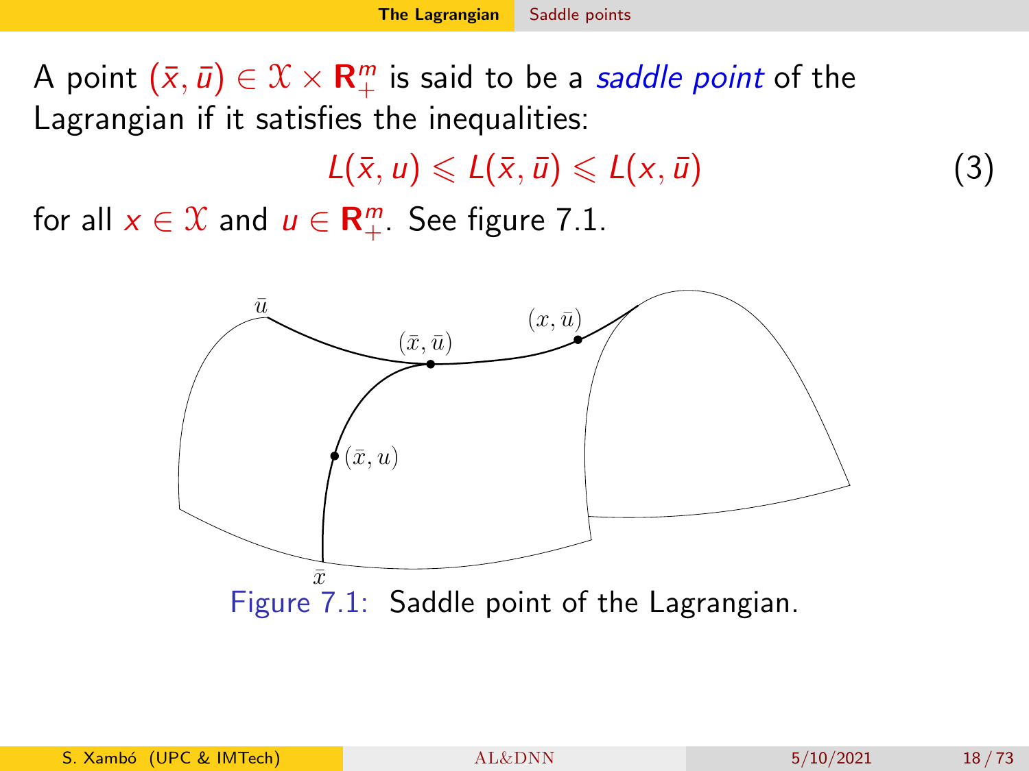A point $(\bar{x}, \bar{u}) \in \mathcal{X} \times \mathbf{R}_+^m$ is said to be a *saddle point* of the Lagrangian if it satisfies the inequalities:

$$L(\bar{x}, u) \leqslant L(\bar{x}, \bar{u}) \leqslant L(x, \bar{u}) \tag{3}$$

for all $x \in \mathcal{X}$ and $u \in \mathbf{R}_+^m$. See figure 7.1.

Figure 7.1: Saddle point of the Lagrangian.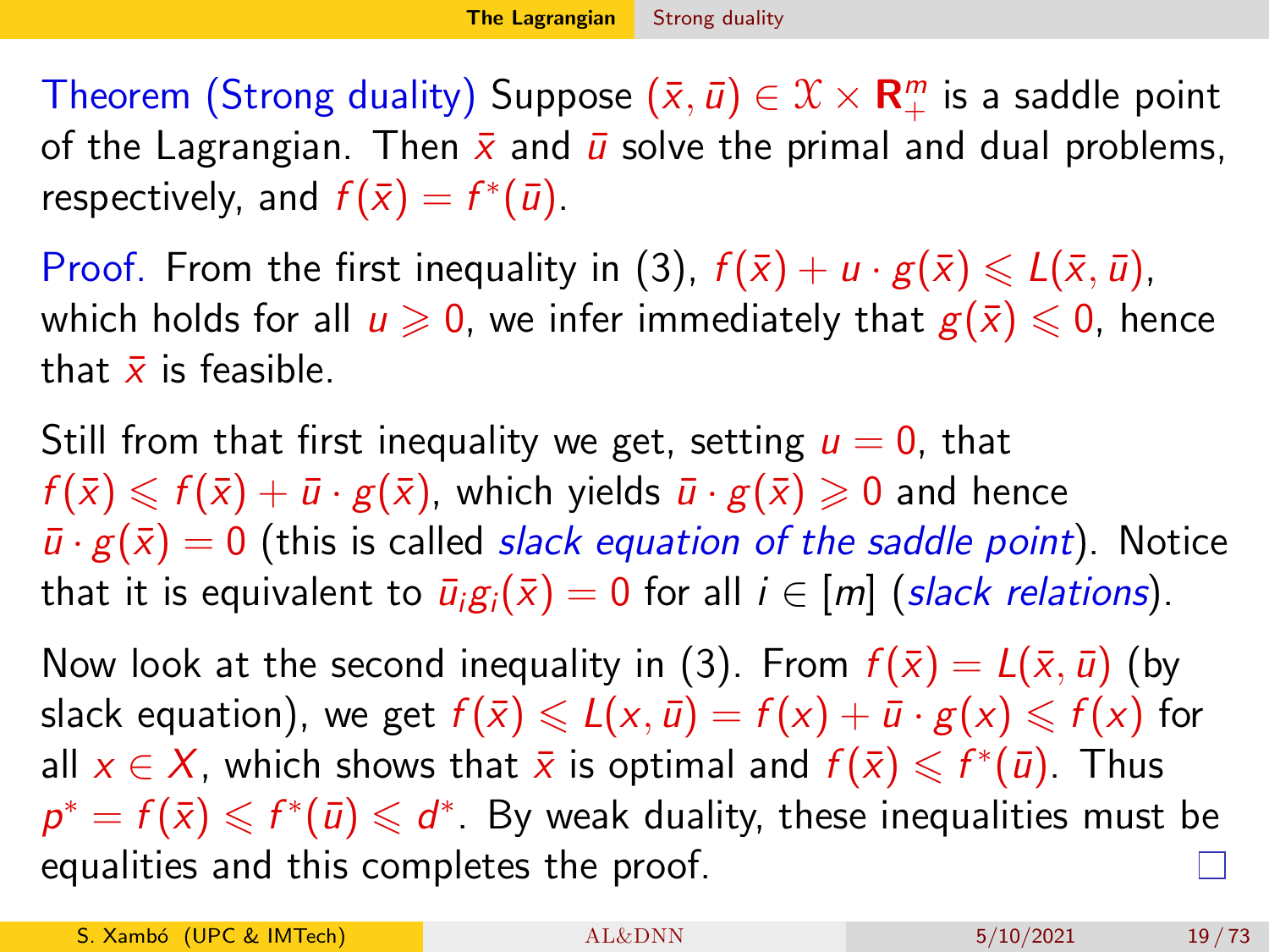Theorem (Strong duality) Suppose $(\bar{x}, \bar{u}) \in \mathcal{X} \times \mathbf{R}_+^m$ is a saddle point of the Lagrangian. Then $\bar{x}$ and $\bar{u}$ solve the primal and dual problems, respectively, and $f(\bar{x}) = f^*(\bar{u})$.

Proof. From the first inequality in (3), $f(\bar{x}) + u \cdot g(\bar{x}) \leqslant L(\bar{x}, \bar{u})$, which holds for all $u \geqslant 0$, we infer immediately that $g(\bar{x}) \leqslant 0$, hence that $\bar{x}$ is feasible.

Still from that first inequality we get, setting $u = 0$, that $f(\bar{x}) \leqslant f(\bar{x}) + \bar{u} \cdot g(\bar{x})$, which yields $\bar{u} \cdot g(\bar{x}) \geqslant 0$ and hence $\bar{u} \cdot g(\bar{x}) = 0$ (this is called *slack equation of the saddle point*). Notice that it is equivalent to $\bar{u}_i g_i(\bar{x}) = 0$ for all $i \in [m]$ (*slack relations*).

Now look at the second inequality in (3). From $f(\bar{x}) = L(\bar{x}, \bar{u})$ (by slack equation), we get $f(\bar{x}) \leqslant L(x, \bar{u}) = f(x) + \bar{u} \cdot g(x) \leqslant f(x)$ for all $x \in X$, which shows that $\bar{x}$ is optimal and $f(\bar{x}) \leqslant f^*(\bar{u})$. Thus $p^* = f(\bar{x}) \leqslant f^*(\bar{u}) \leqslant d^*$. By weak duality, these inequalities must be equalities and this completes the proof. □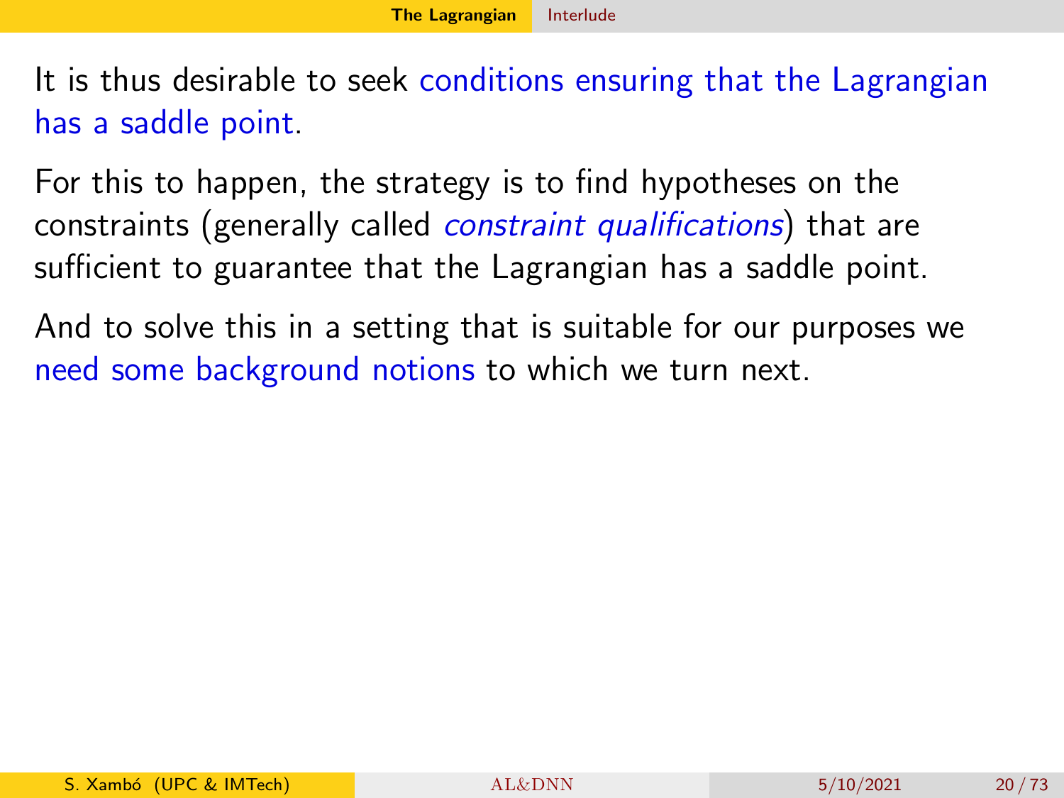It is thus desirable to seek conditions ensuring that the Lagrangian has a saddle point.

For this to happen, the strategy is to find hypotheses on the constraints (generally called *constraint qualifications*) that are sufficient to guarantee that the Lagrangian has a saddle point.

And to solve this in a setting that is suitable for our purposes we need some background notions to which we turn next.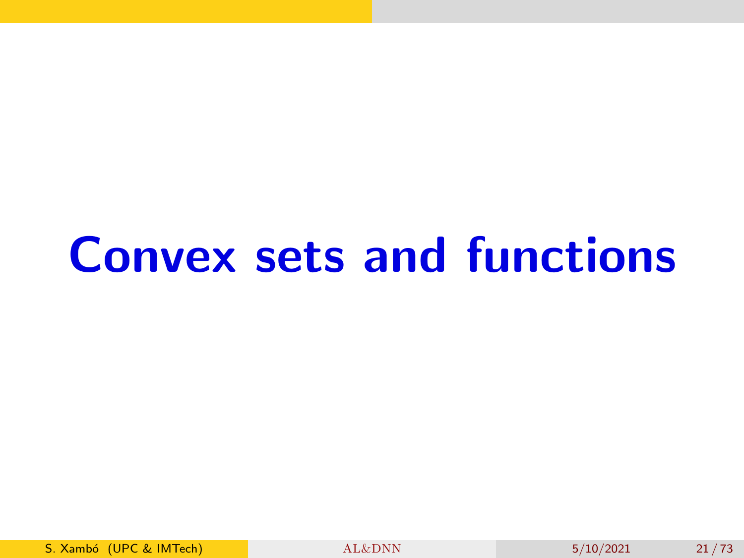# Convex sets and functions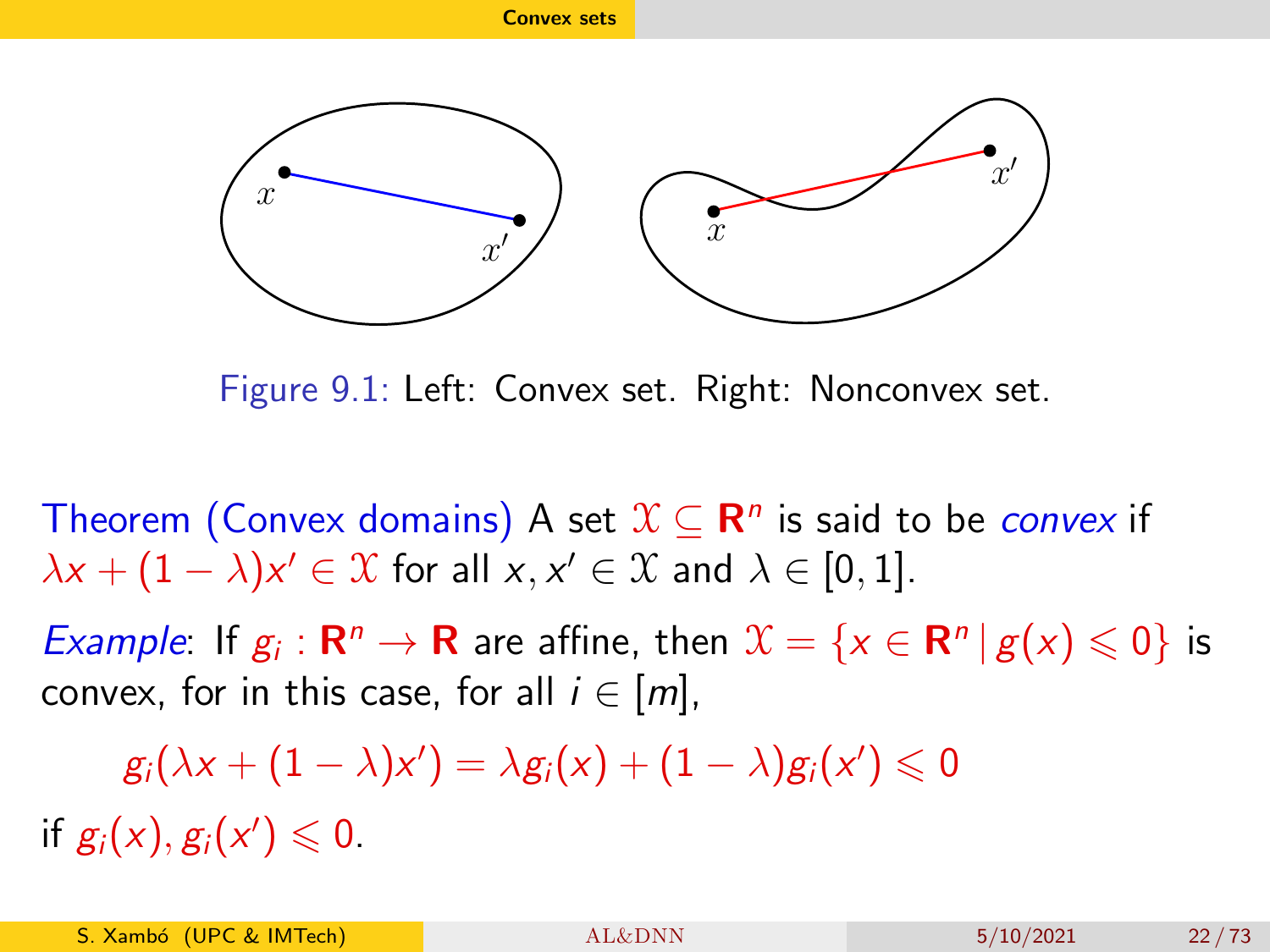Figure 9.1: Left: Convex set. Right: Nonconvex set.

Theorem (Convex domains) A set $\mathcal{X} \subseteq \mathbf{R}^n$ is said to be *convex* if $\lambda x + (1-\lambda)x' \in \mathcal{X}$ for all $x, x' \in \mathcal{X}$ and $\lambda \in [0,1]$.

*Example*: If $g_i : \mathbf{R}^n \to \mathbf{R}$ are affine, then $\mathcal{X} = \{x \in \mathbf{R}^n \,|\, g(x) \leqslant 0\}$ is convex, for in this case, for all $i \in [m]$,

$$g_i(\lambda x + (1-\lambda)x') = \lambda g_i(x) + (1-\lambda)g_i(x') \leqslant 0$$

if $g_i(x), g_i(x') \leqslant 0$.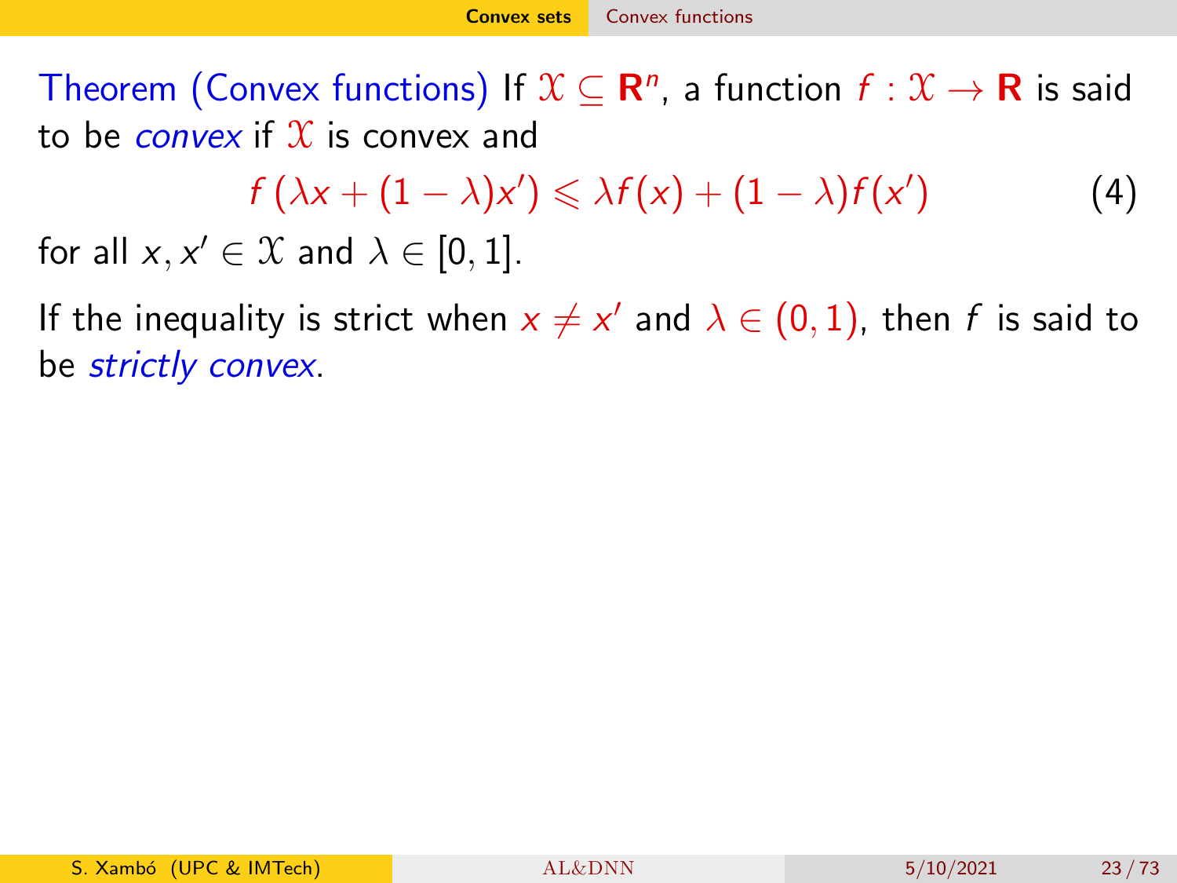Theorem (Convex functions) If $\mathcal{X} \subseteq \mathbf{R}^n$, a function $f : \mathcal{X} \to \mathbf{R}$ is said to be *convex* if $\mathcal{X}$ is convex and

$$f\left(\lambda x + (1-\lambda)x'\right) \leqslant \lambda f(x) + (1-\lambda)f(x') \tag{4}$$

for all $x, x' \in \mathcal{X}$ and $\lambda \in [0,1]$.

If the inequality is strict when $x \neq x'$ and $\lambda \in (0,1)$, then $f$ is said to be *strictly convex*.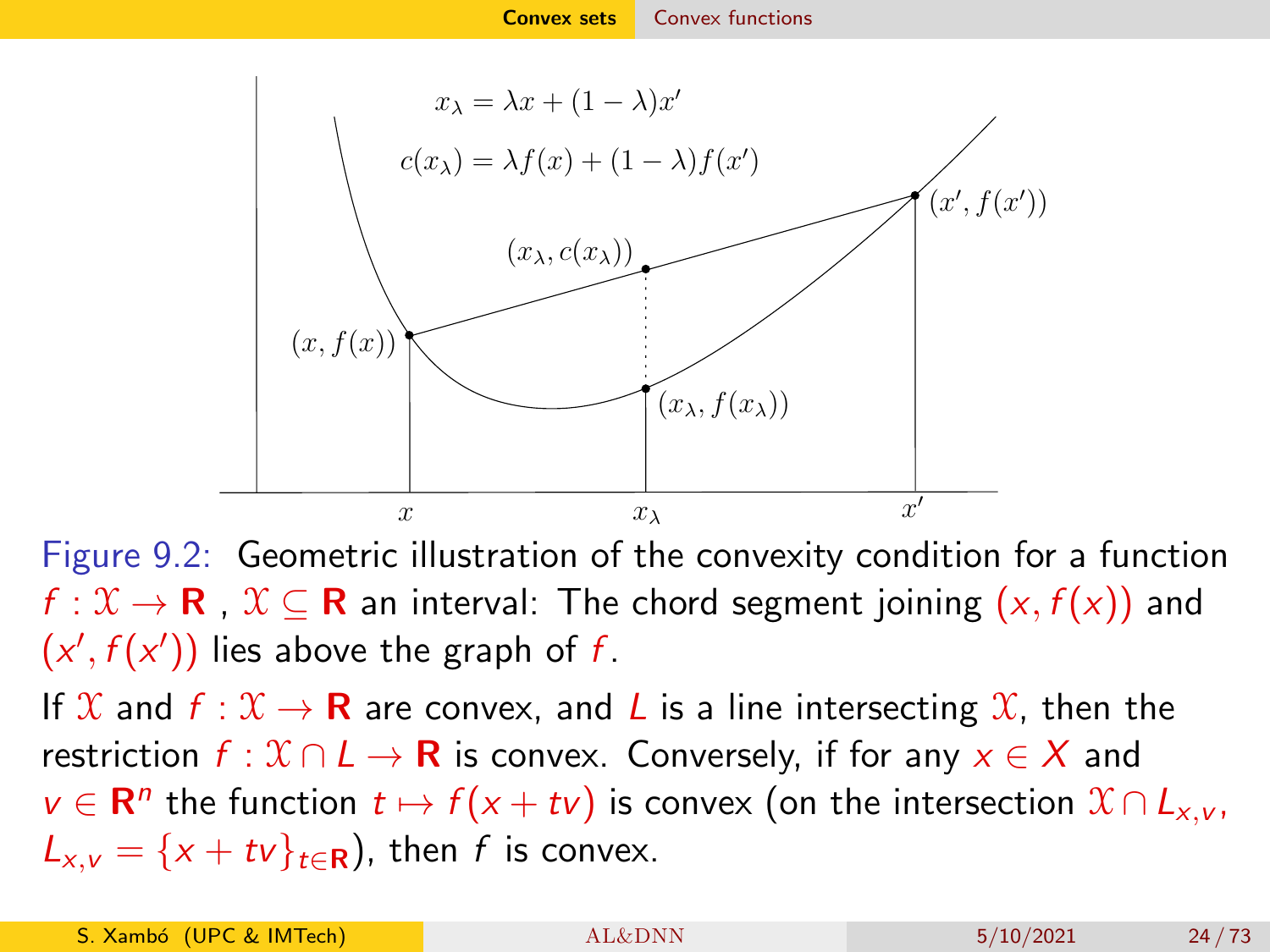Figure 9.2: Geometric illustration of the convexity condition for a function $f : \mathcal{X} \to \mathbf{R}$ , $\mathcal{X} \subseteq \mathbf{R}$ an interval: The chord segment joining $(x, f(x))$ and $(x', f(x'))$ lies above the graph of $f$.

If $\mathcal{X}$ and $f : \mathcal{X} \to \mathbf{R}$ are convex, and $L$ is a line intersecting $\mathcal{X}$, then the restriction $f : \mathcal{X} \cap L \to \mathbf{R}$ is convex. Conversely, if for any $x \in X$ and $v \in \mathbf{R}^n$ the function $t \mapsto f(x + tv)$ is convex (on the intersection $\mathcal{X} \cap L_{x,v}$, $L_{x,v} = \{x + tv\}_{t \in \mathbf{R}}$), then $f$ is convex.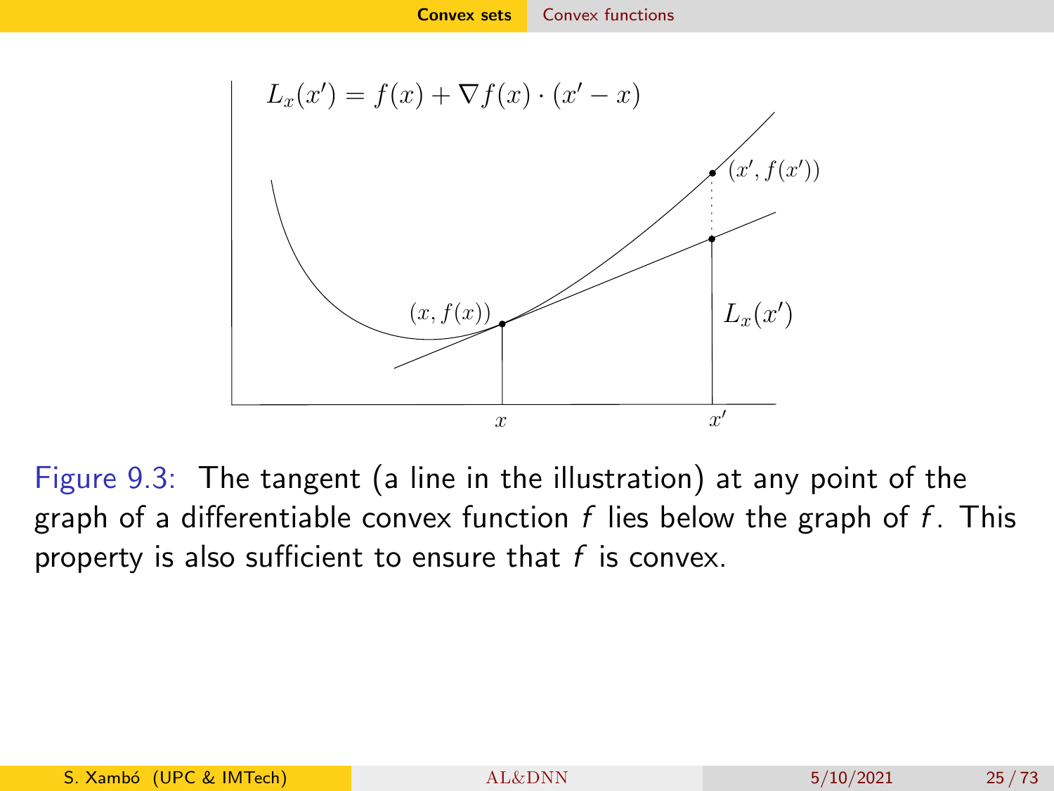$$L_x(x') = f(x) + \nabla f(x) \cdot (x' - x)$$

Figure 9.3: The tangent (a line in the illustration) at any point of the graph of a differentiable convex function $f$ lies below the graph of $f$. This property is also sufficient to ensure that $f$ is convex.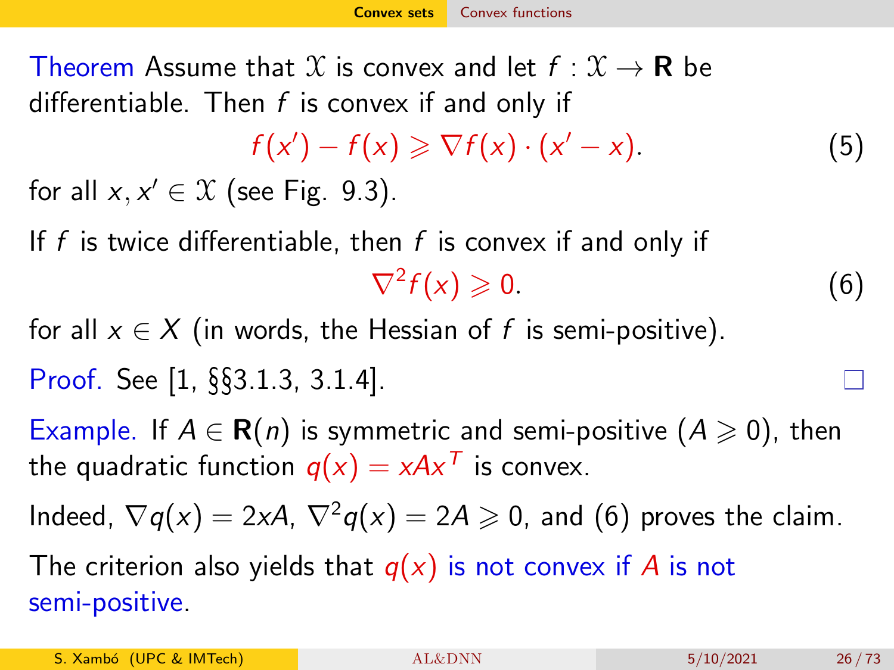**Theorem** Assume that $\mathcal{X}$ is convex and let $f : \mathcal{X} \to \mathbf{R}$ be differentiable. Then $f$ is convex if and only if

$$f(x') - f(x) \geqslant \nabla f(x) \cdot (x' - x). \tag{5}$$

for all $x, x' \in \mathcal{X}$ (see Fig. 9.3).

If $f$ is twice differentiable, then $f$ is convex if and only if

$$\nabla^2 f(x) \geqslant 0. \tag{6}$$

for all $x \in X$ (in words, the Hessian of $f$ is semi-positive).

*Proof.* See [1, §§3.1.3, 3.1.4]. □

**Example.** If $A \in \mathbf{R}(n)$ is symmetric and semi-positive ($A \geqslant 0$), then the quadratic function $q(x) = xAx^T$ is convex.

Indeed, $\nabla q(x) = 2xA$, $\nabla^2 q(x) = 2A \geqslant 0$, and (6) proves the claim.

The criterion also yields that $q(x)$ is not convex if $A$ is not semi-positive.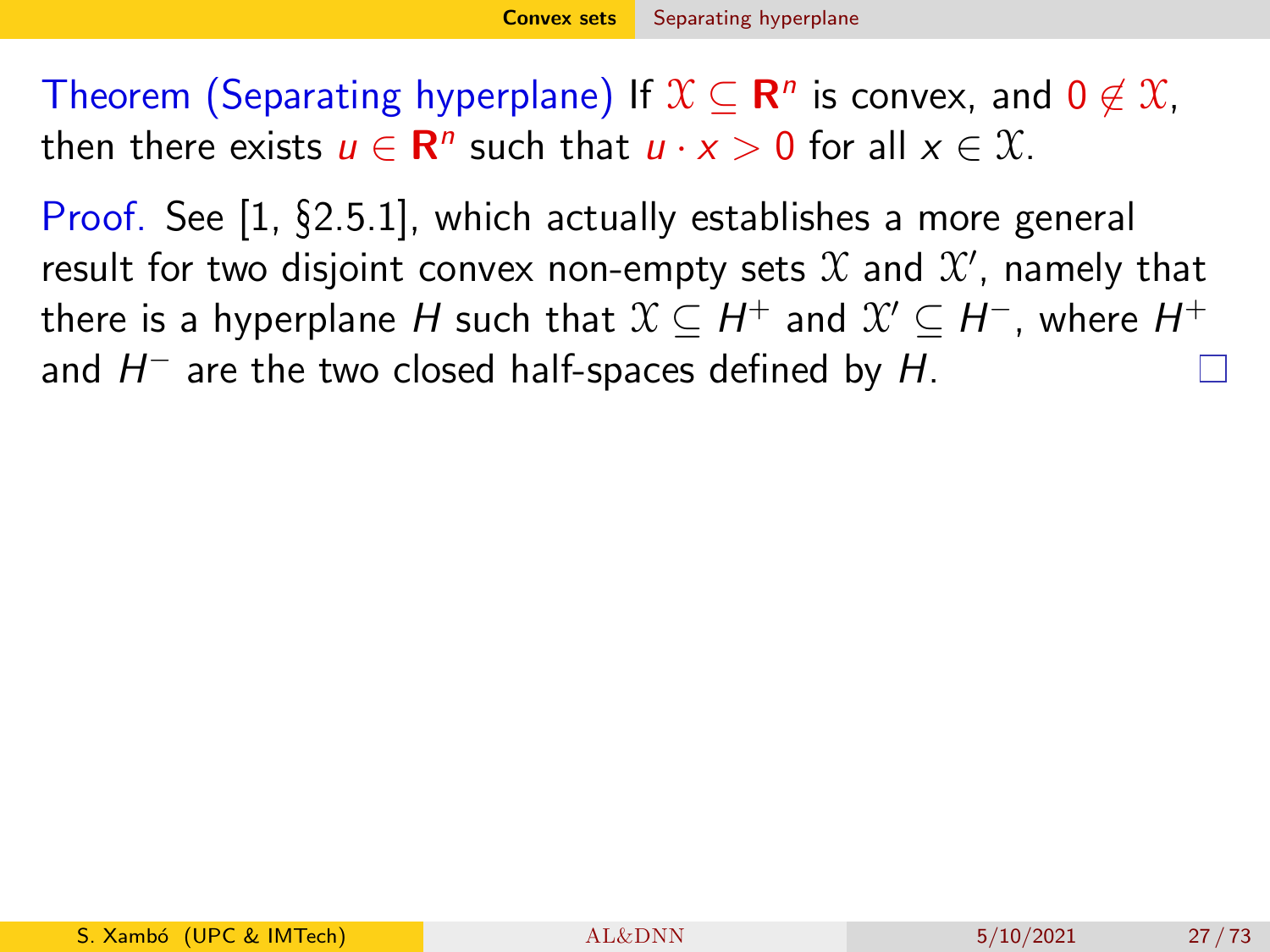**Theorem (Separating hyperplane)** If $\mathcal{X} \subseteq \mathbf{R}^n$ is convex, and $0 \notin \mathcal{X}$, then there exists $u \in \mathbf{R}^n$ such that $u \cdot x > 0$ for all $x \in \mathcal{X}$.

*Proof.* See [1, §2.5.1], which actually establishes a more general result for two disjoint convex non-empty sets $\mathcal{X}$ and $\mathcal{X}'$, namely that there is a hyperplane $H$ such that $\mathcal{X} \subseteq H^+$ and $\mathcal{X}' \subseteq H^-$, where $H^+$ and $H^-$ are the two closed half-spaces defined by $H$. □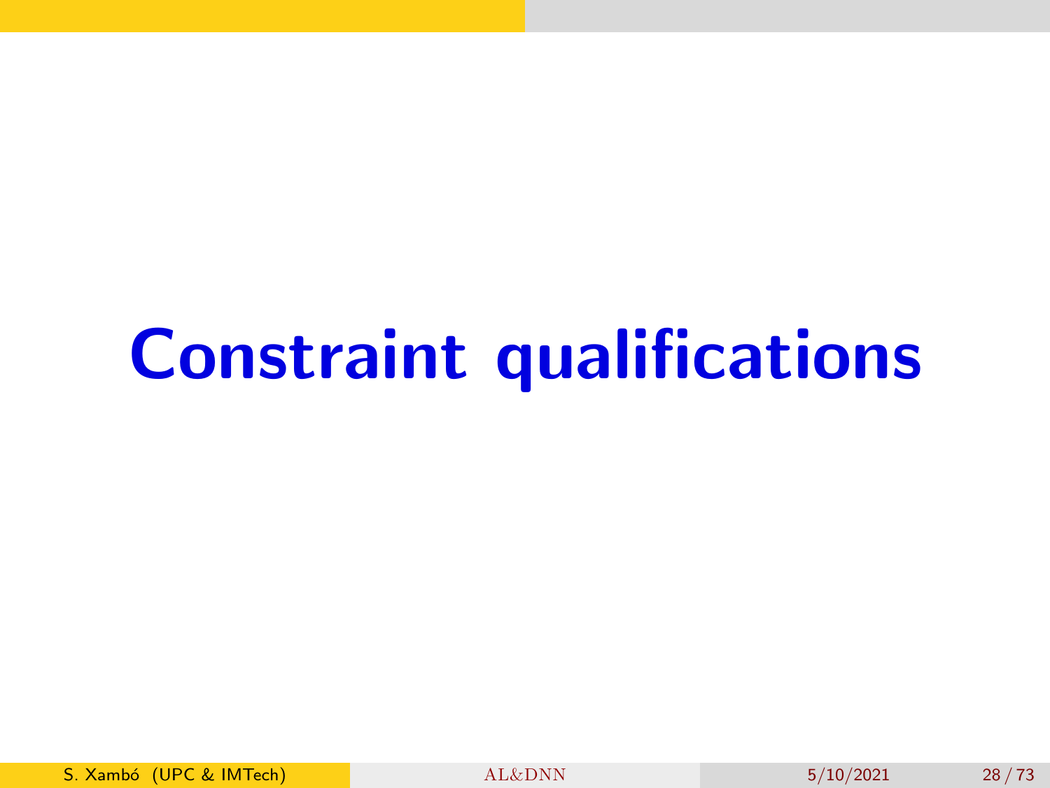# Constraint qualifications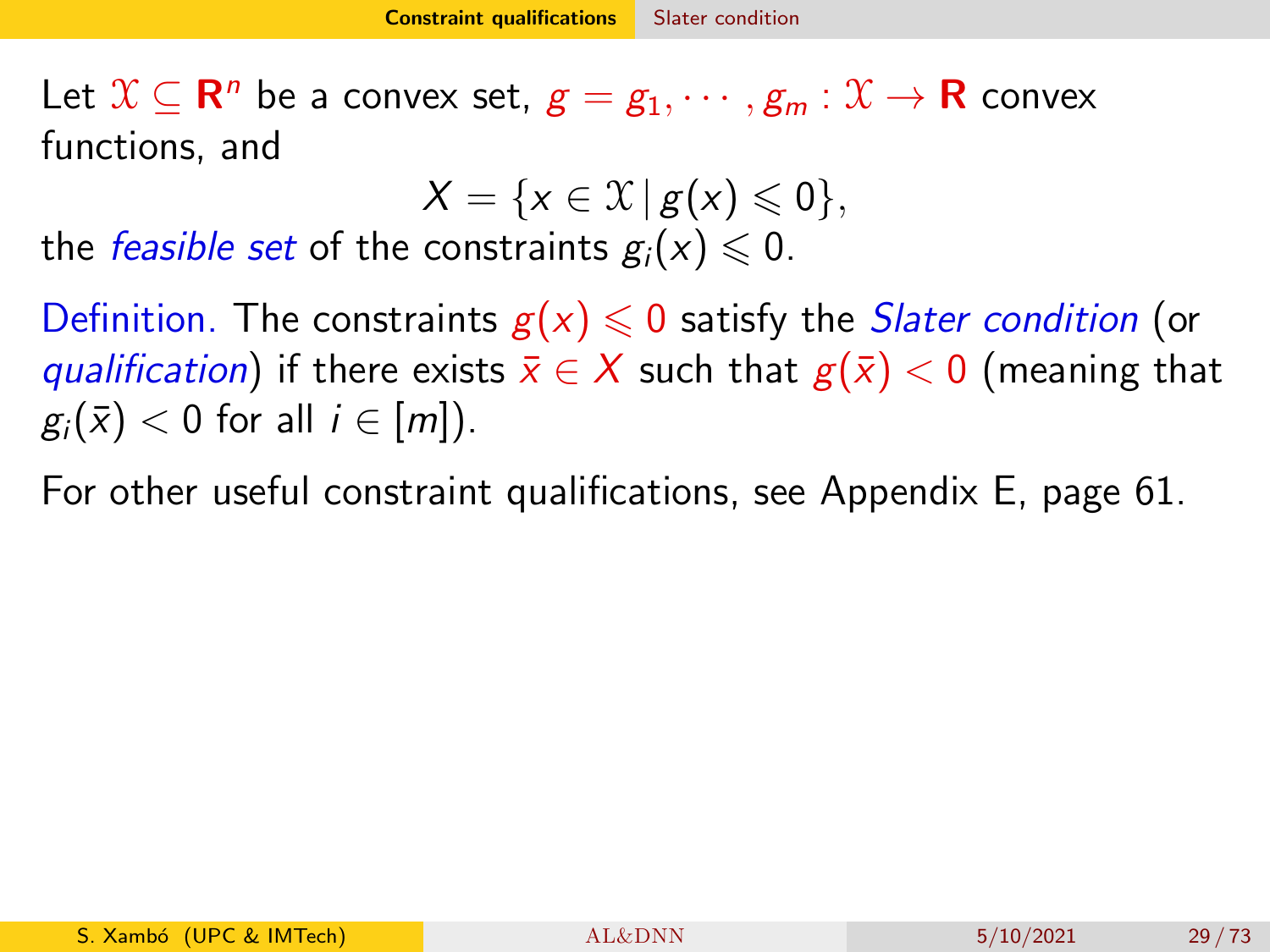Let $\mathcal{X} \subseteq \mathbf{R}^n$ be a convex set, $g = g_1, \cdots, g_m : \mathcal{X} \to \mathbf{R}$ convex functions, and

$$X = \{x \in \mathcal{X} \,|\, g(x) \leqslant 0\},$$

the *feasible set* of the constraints $g_i(x) \leqslant 0$.

Definition. The constraints $g(x) \leqslant 0$ satisfy the *Slater condition* (or *qualification*) if there exists $\bar{x} \in X$ such that $g(\bar{x}) < 0$ (meaning that $g_i(\bar{x}) < 0$ for all $i \in [m]$).

For other useful constraint qualifications, see Appendix E, page 61.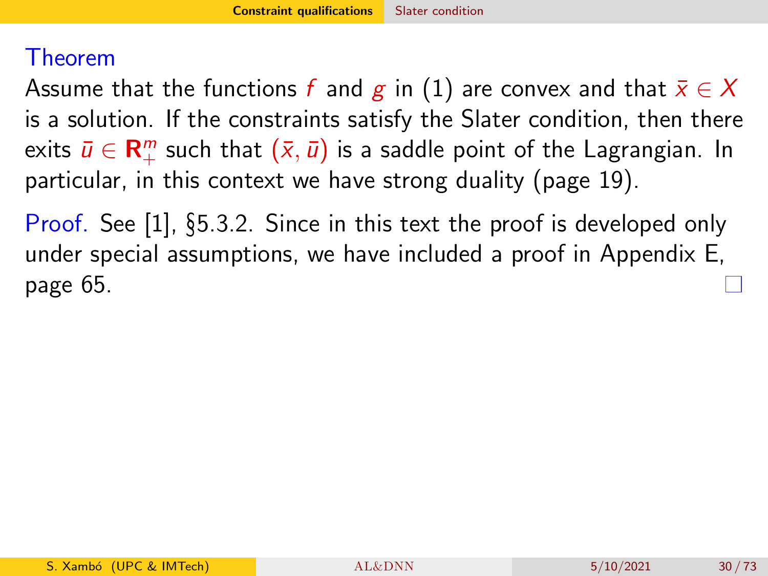**Theorem**

Assume that the functions $f$ and $g$ in (1) are convex and that $\bar{x} \in X$ is a solution. If the constraints satisfy the Slater condition, then there exits $\bar{u} \in \mathbf{R}_+^m$ such that $(\bar{x}, \bar{u})$ is a saddle point of the Lagrangian. In particular, in this context we have strong duality (page 19).

*Proof.* See [1], §5.3.2. Since in this text the proof is developed only under special assumptions, we have included a proof in Appendix E, page 65. □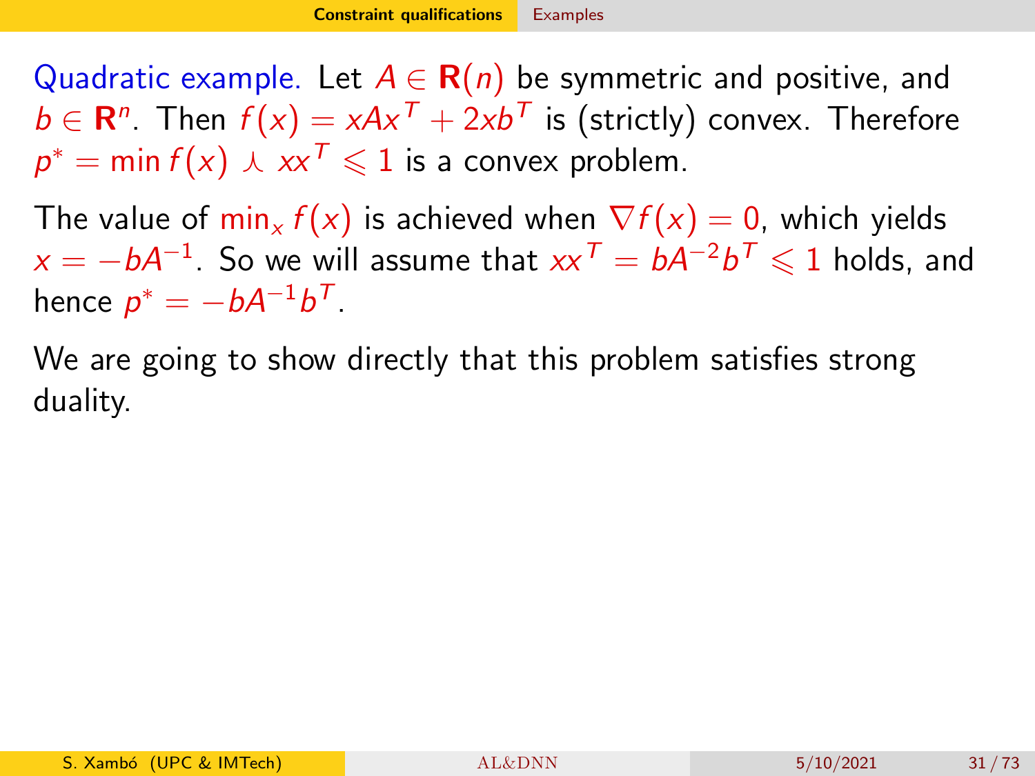Quadratic example. Let $A \in \mathbf{R}(n)$ be symmetric and positive, and $b \in \mathbf{R}^n$. Then $f(x) = xAx^T + 2xb^T$ is (strictly) convex. Therefore $p^* = \min f(x) \curlywedge xx^T \leqslant 1$ is a convex problem.

The value of $\min_x f(x)$ is achieved when $\nabla f(x) = 0$, which yields $x = -bA^{-1}$. So we will assume that $xx^T = bA^{-2}b^T \leqslant 1$ holds, and hence $p^* = -bA^{-1}b^T$.

We are going to show directly that this problem satisfies strong duality.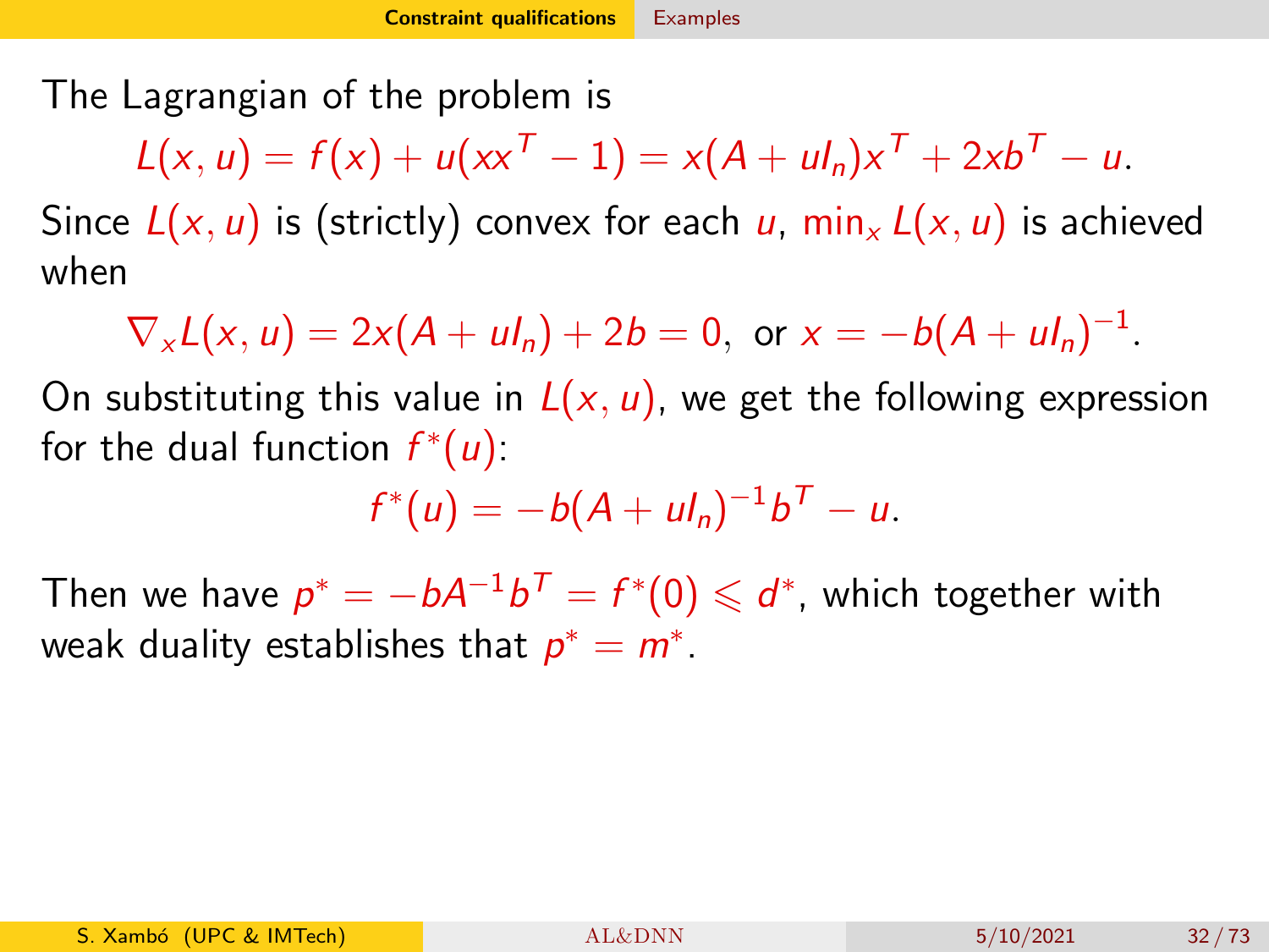The Lagrangian of the problem is

$$L(x,u) = f(x) + u(xx^T - 1) = x(A + uI_n)x^T + 2xb^T - u.$$

Since $L(x,u)$ is (strictly) convex for each $u$, $\min_x L(x,u)$ is achieved when

$$\nabla_x L(x,u) = 2x(A + uI_n) + 2b = 0, \text{ or } x = -b(A + uI_n)^{-1}.$$

On substituting this value in $L(x,u)$, we get the following expression for the dual function $f^*(u)$:

$$f^*(u) = -b(A + uI_n)^{-1}b^T - u.$$

Then we have $p^* = -bA^{-1}b^T = f^*(0) \leqslant d^*$, which together with weak duality establishes that $p^* = m^*$.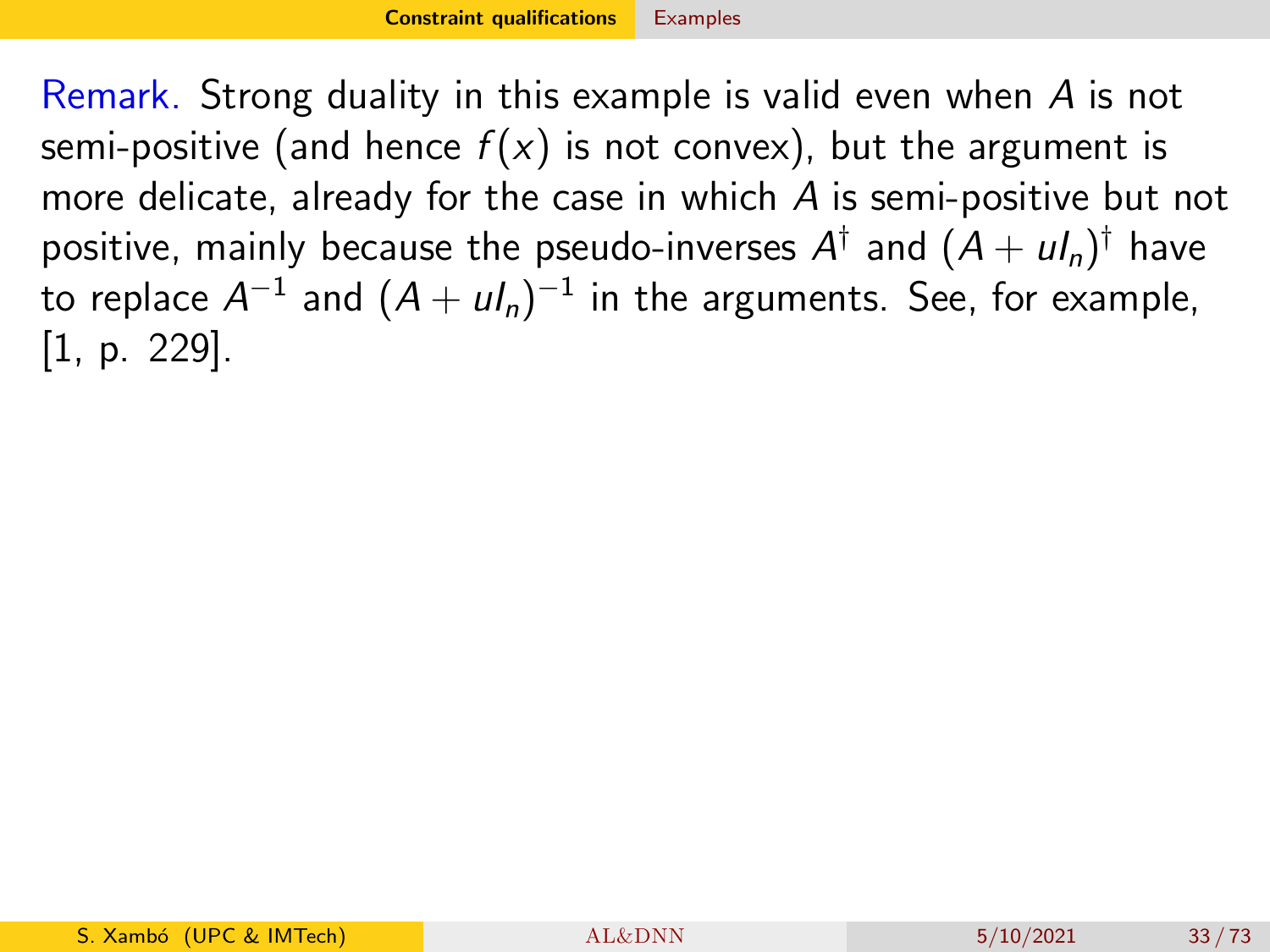Remark. Strong duality in this example is valid even when $A$ is not semi-positive (and hence $f(x)$ is not convex), but the argument is more delicate, already for the case in which $A$ is semi-positive but not positive, mainly because the pseudo-inverses $A^{\dagger}$ and $(A + uI_n)^{\dagger}$ have to replace $A^{-1}$ and $(A + uI_n)^{-1}$ in the arguments. See, for example, [1, p. 229].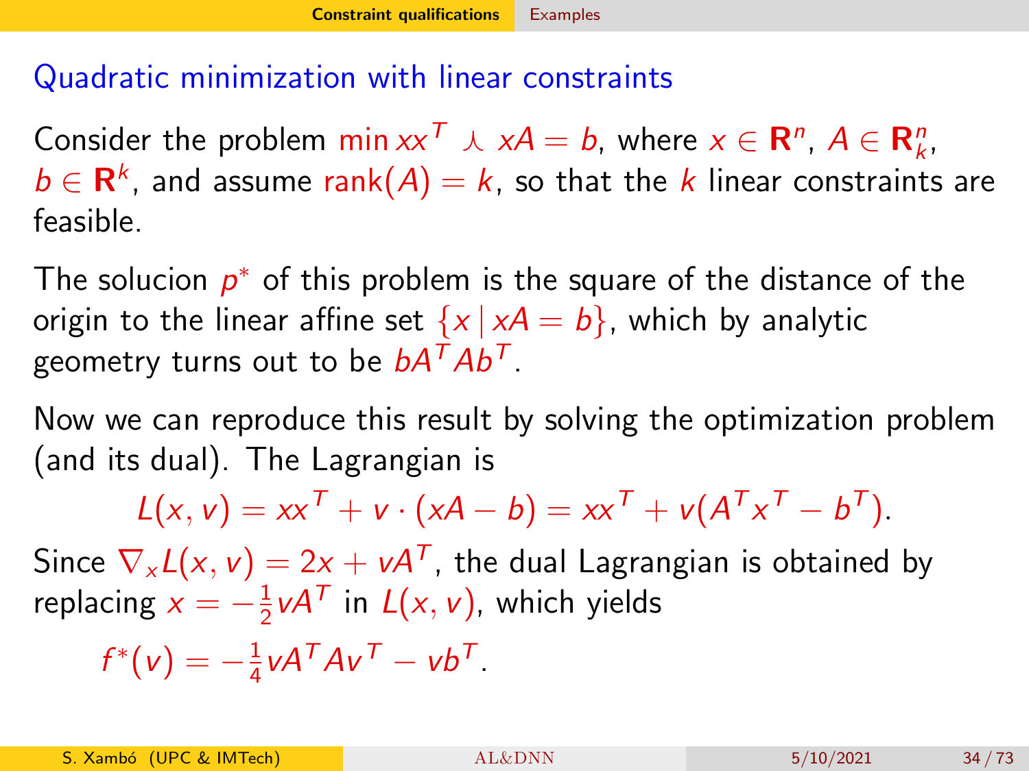## Quadratic minimization with linear constraints

Consider the problem $\min xx^T \curlywedge xA = b$, where $x \in \mathbf{R}^n$, $A \in \mathbf{R}^n_k$, $b \in \mathbf{R}^k$, and assume $\operatorname{rank}(A) = k$, so that the $k$ linear constraints are feasible.

The solucion $p^*$ of this problem is the square of the distance of the origin to the linear affine set $\{x \mid xA = b\}$, which by analytic geometry turns out to be $bA^TAb^T$.

Now we can reproduce this result by solving the optimization problem (and its dual). The Lagrangian is

$$L(x, v) = xx^T + v \cdot (xA - b) = xx^T + v(A^Tx^T - b^T).$$

Since $\nabla_x L(x, v) = 2x + vA^T$, the dual Lagrangian is obtained by replacing $x = -\frac{1}{2}vA^T$ in $L(x, v)$, which yields

$$f^*(v) = -\tfrac{1}{4}vA^TAv^T - vb^T.$$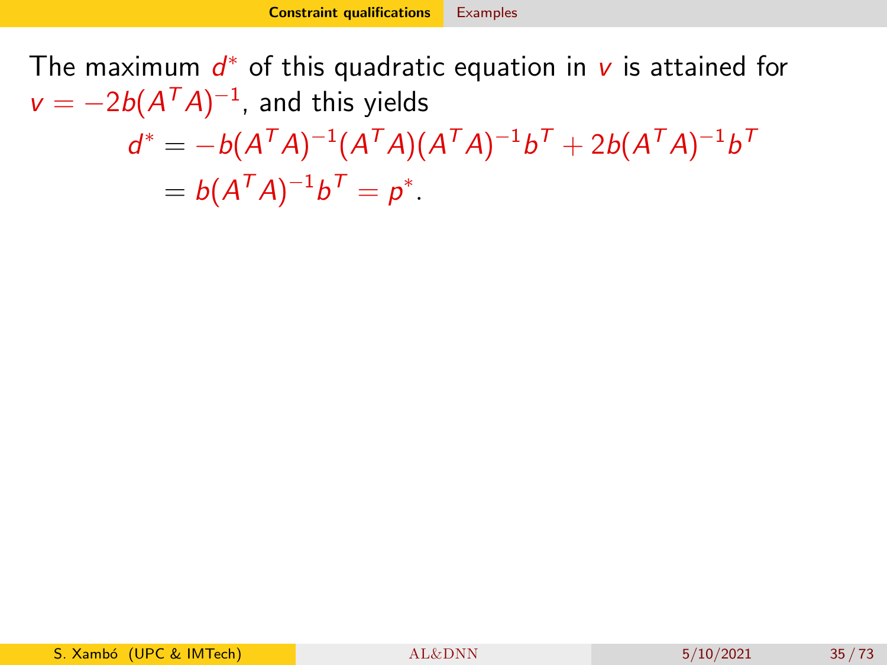The maximum $d^*$ of this quadratic equation in $v$ is attained for $v = -2b(A^TA)^{-1}$, and this yields

$$
\begin{aligned}
d^* &= -b(A^TA)^{-1}(A^TA)(A^TA)^{-1}b^T + 2b(A^TA)^{-1}b^T \\
&= b(A^TA)^{-1}b^T = p^*.
\end{aligned}
$$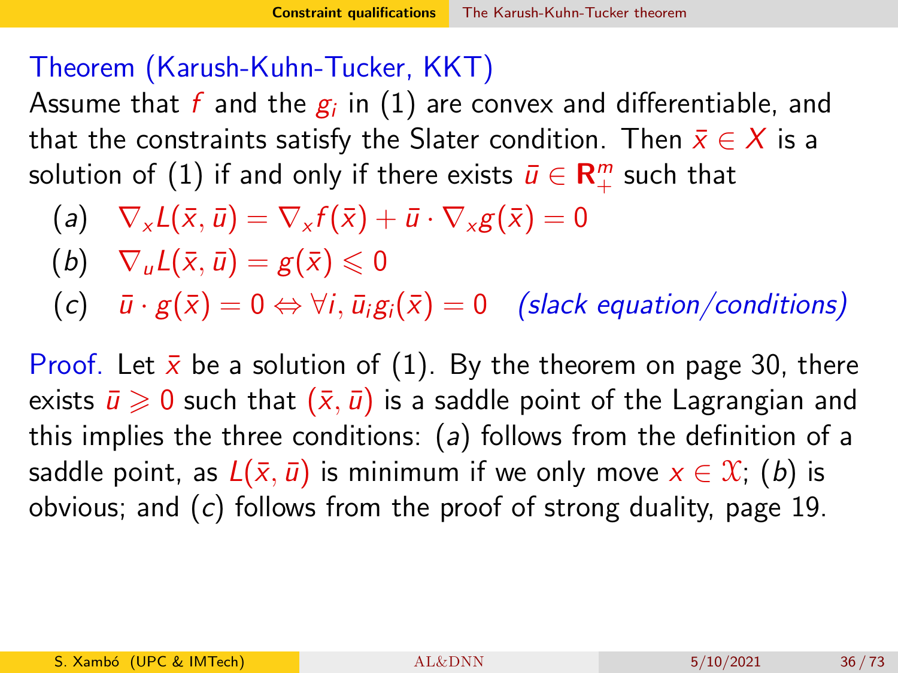## Theorem (Karush-Kuhn-Tucker, KKT)

Assume that $f$ and the $g_i$ in (1) are convex and differentiable, and that the constraints satisfy the Slater condition. Then $\bar{x} \in X$ is a solution of (1) if and only if there exists $\bar{u} \in \mathbf{R}^m_+$ such that

(*a*) $\nabla_x L(\bar{x}, \bar{u}) = \nabla_x f(\bar{x}) + \bar{u} \cdot \nabla_x g(\bar{x}) = 0$

(*b*) $\nabla_u L(\bar{x}, \bar{u}) = g(\bar{x}) \leqslant 0$

(*c*) $\bar{u} \cdot g(\bar{x}) = 0 \Leftrightarrow \forall i, \bar{u}_i g_i(\bar{x}) = 0$ *(slack equation/conditions)*

**Proof.** Let $\bar{x}$ be a solution of (1). By the theorem on page 30, there exists $\bar{u} \geqslant 0$ such that $(\bar{x}, \bar{u})$ is a saddle point of the Lagrangian and this implies the three conditions: (*a*) follows from the definition of a saddle point, as $L(\bar{x}, \bar{u})$ is minimum if we only move $x \in \mathcal{X}$; (*b*) is obvious; and (*c*) follows from the proof of strong duality, page 19.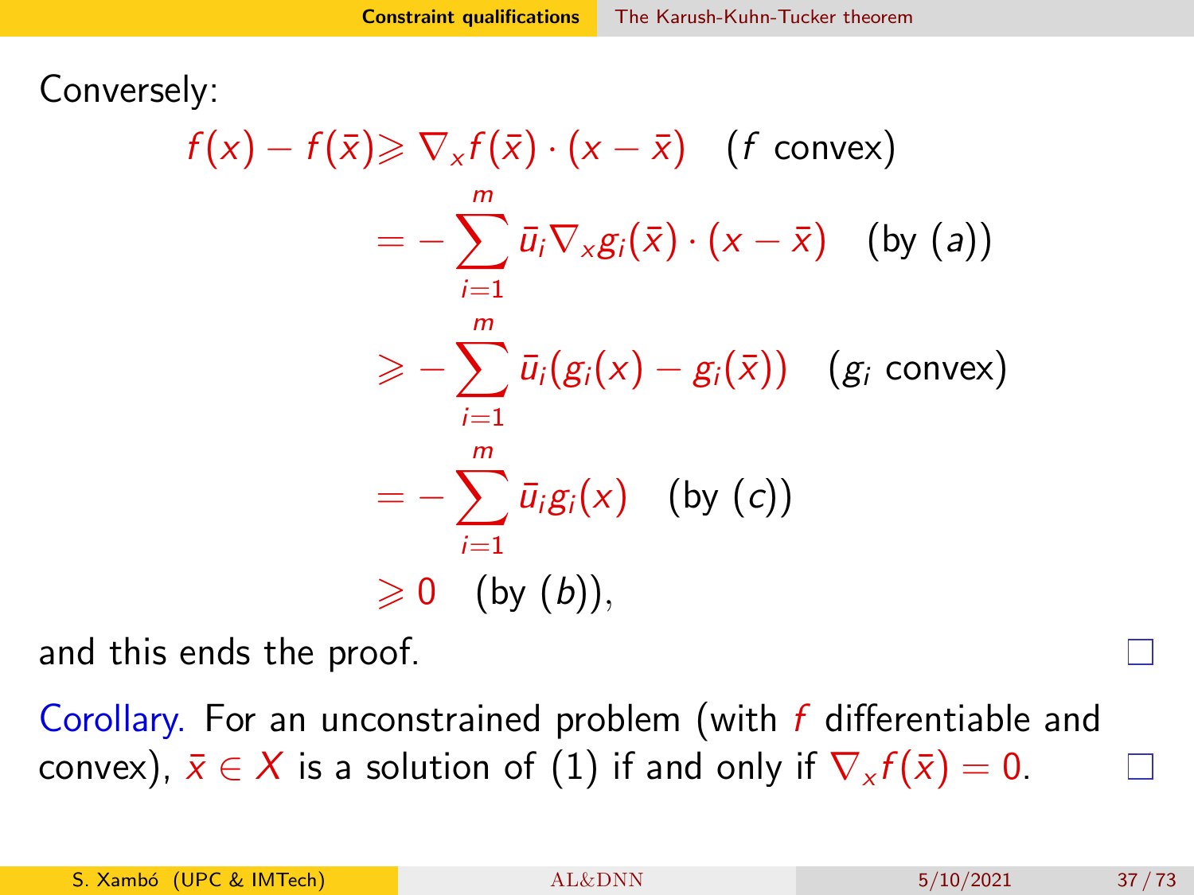Conversely:

$$
\begin{aligned}
f(x) - f(\bar{x}) &\geqslant \nabla_x f(\bar{x}) \cdot (x - \bar{x}) \quad (f \text{ convex}) \\
&= -\sum_{i=1}^{m} \bar{u}_i \nabla_x g_i(\bar{x}) \cdot (x - \bar{x}) \quad (\text{by } (a)) \\
&\geqslant -\sum_{i=1}^{m} \bar{u}_i (g_i(x) - g_i(\bar{x})) \quad (g_i \text{ convex}) \\
&= -\sum_{i=1}^{m} \bar{u}_i g_i(x) \quad (\text{by } (c)) \\
&\geqslant 0 \quad (\text{by } (b)),
\end{aligned}
$$

and this ends the proof. □

Corollary. For an unconstrained problem (with $f$ differentiable and convex), $\bar{x} \in X$ is a solution of (1) if and only if $\nabla_x f(\bar{x}) = 0$. □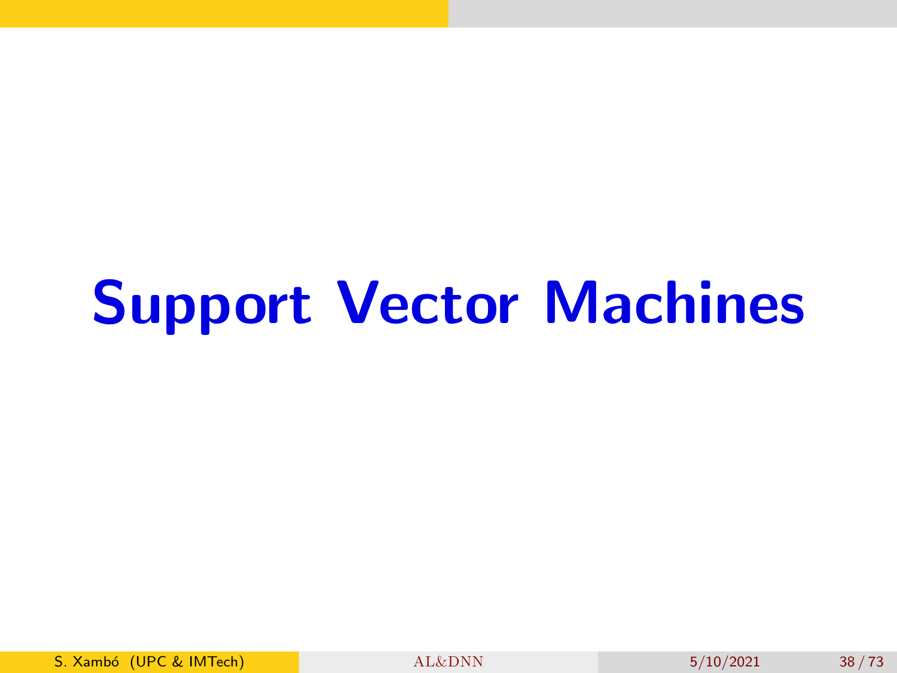# Support Vector Machines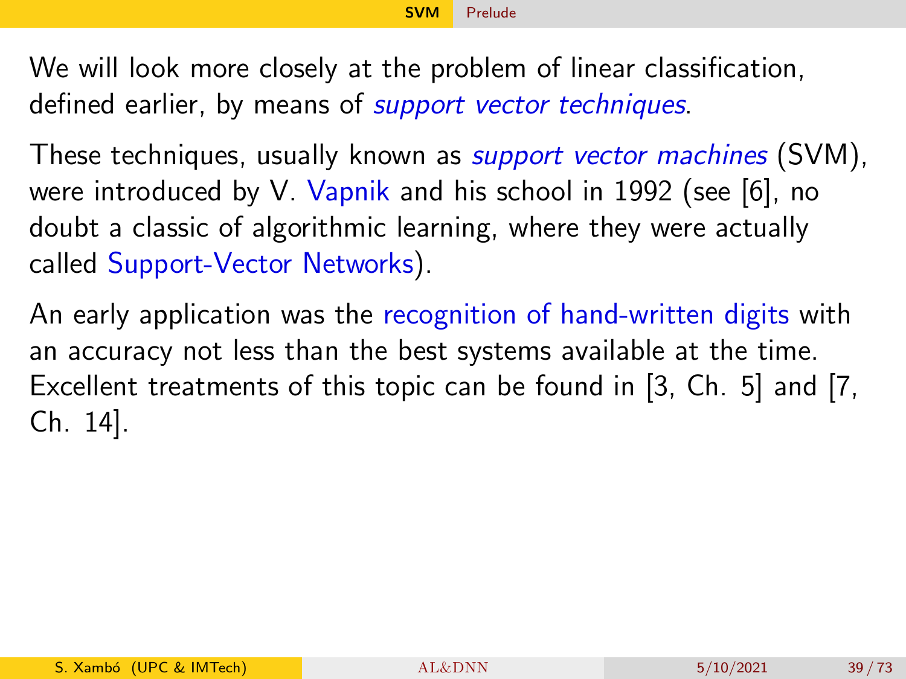We will look more closely at the problem of linear classification, defined earlier, by means of *support vector techniques*.

These techniques, usually known as *support vector machines* (SVM), were introduced by V. Vapnik and his school in 1992 (see [6], no doubt a classic of algorithmic learning, where they were actually called Support-Vector Networks).

An early application was the recognition of hand-written digits with an accuracy not less than the best systems available at the time. Excellent treatments of this topic can be found in [3, Ch. 5] and [7, Ch. 14].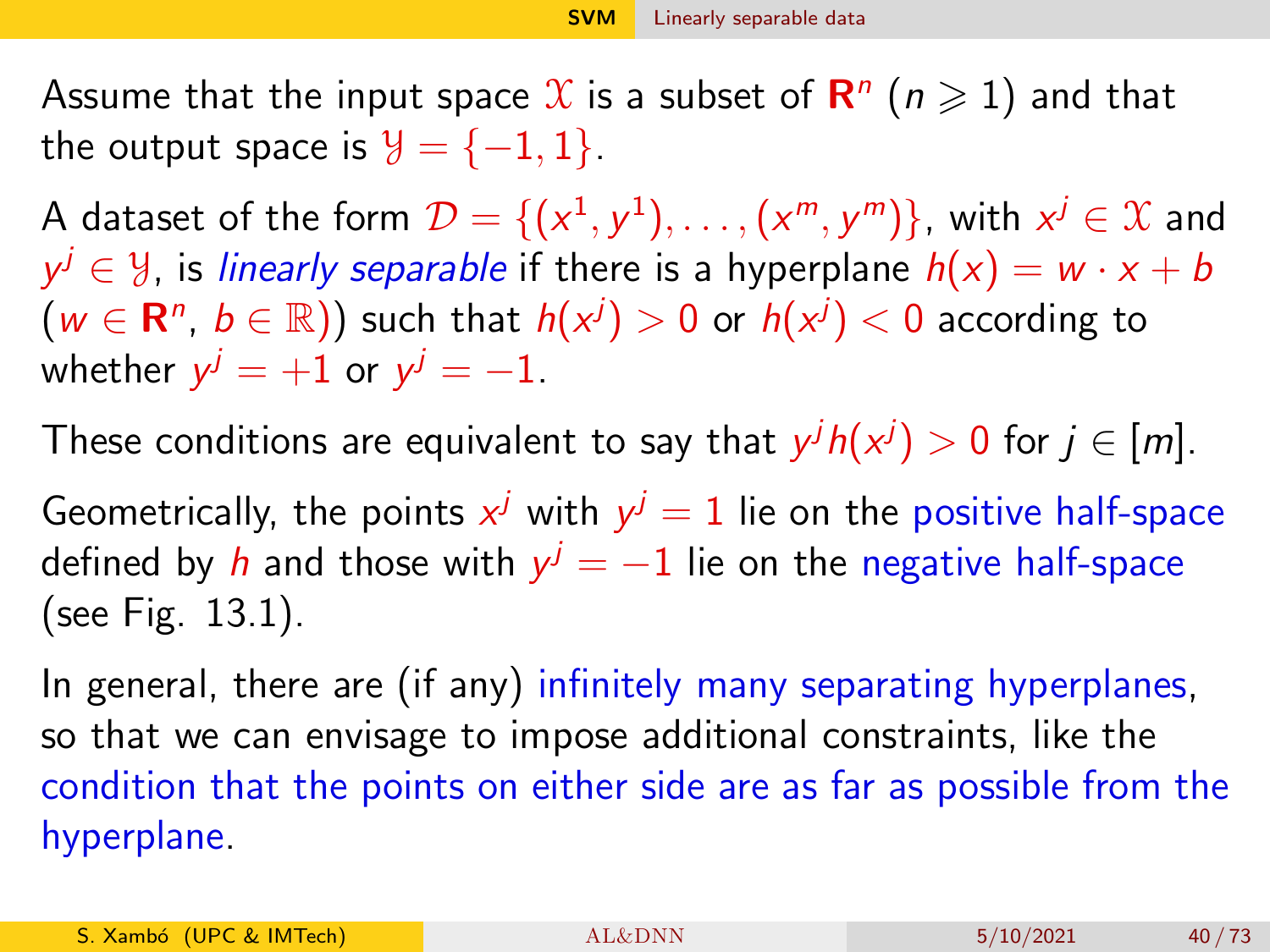Assume that the input space $\mathcal{X}$ is a subset of $\mathbf{R}^n$ ($n \geqslant 1$) and that the output space is $\mathcal{Y} = \{-1, 1\}$.

A dataset of the form $\mathcal{D} = \{(x^1, y^1), \ldots, (x^m, y^m)\}$, with $x^j \in \mathcal{X}$ and $y^j \in \mathcal{Y}$, is *linearly separable* if there is a hyperplane $h(x) = w \cdot x + b$ ($w \in \mathbf{R}^n$, $b \in \mathbb{R}$)) such that $h(x^j) > 0$ or $h(x^j) < 0$ according to whether $y^j = +1$ or $y^j = -1$.

These conditions are equivalent to say that $y^j h(x^j) > 0$ for $j \in [m]$.

Geometrically, the points $x^j$ with $y^j = 1$ lie on the positive half-space defined by $h$ and those with $y^j = -1$ lie on the negative half-space (see Fig. 13.1).

In general, there are (if any) infinitely many separating hyperplanes, so that we can envisage to impose additional constraints, like the condition that the points on either side are as far as possible from the hyperplane.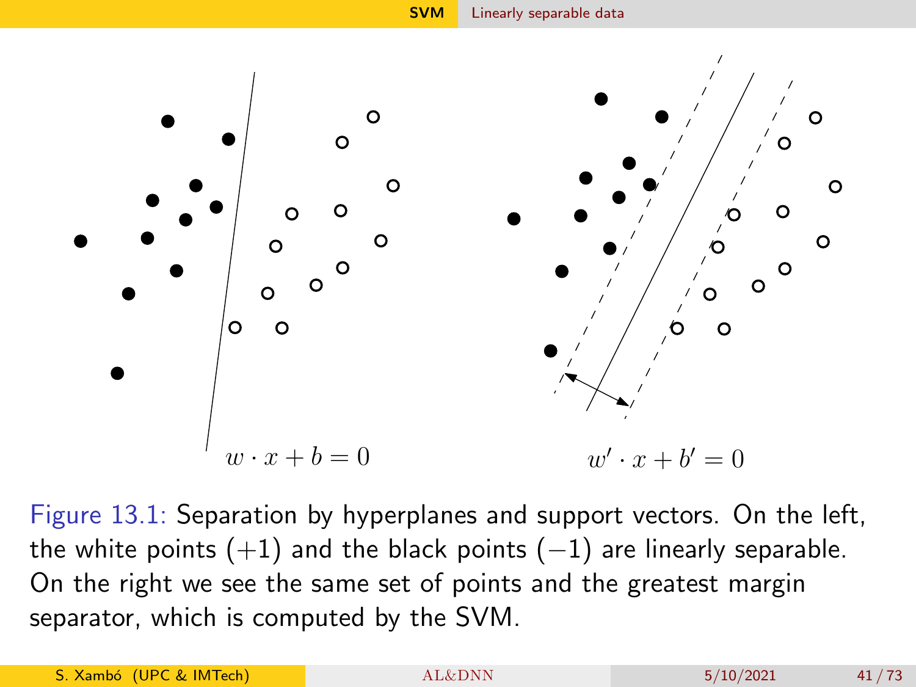$w \cdot x + b = 0$

$w' \cdot x + b' = 0$

Figure 13.1: Separation by hyperplanes and support vectors. On the left, the white points $(+1)$ and the black points $(-1)$ are linearly separable. On the right we see the same set of points and the greatest margin separator, which is computed by the SVM.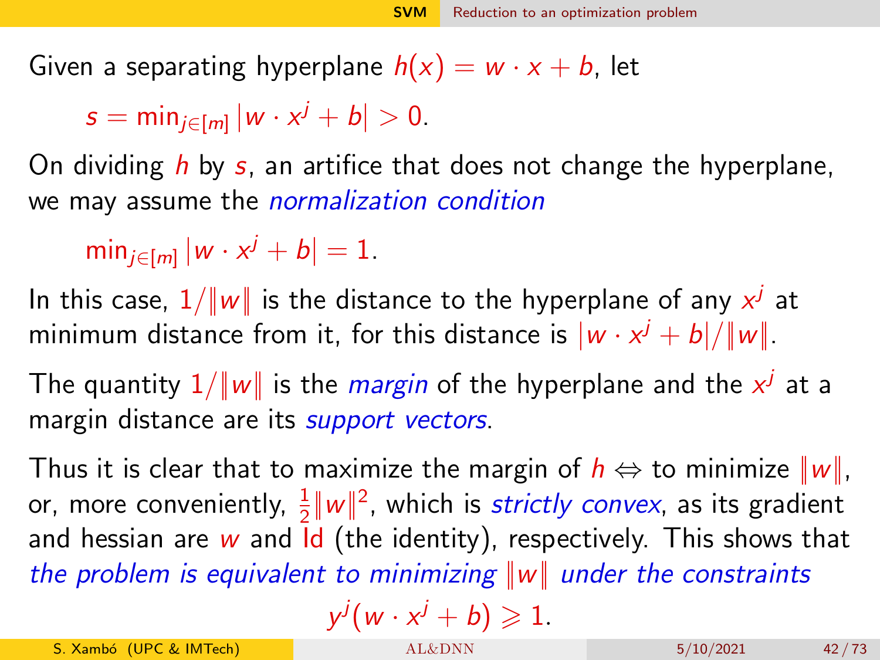Given a separating hyperplane $h(x) = w \cdot x + b$, let

$$s = \min_{j \in [m]} |w \cdot x^j + b| > 0.$$

On dividing $h$ by $s$, an artifice that does not change the hyperplane, we may assume the *normalization condition*

$$\min_{j \in [m]} |w \cdot x^j + b| = 1.$$

In this case, $1/\|w\|$ is the distance to the hyperplane of any $x^j$ at minimum distance from it, for this distance is $|w \cdot x^j + b|/\|w\|$.

The quantity $1/\|w\|$ is the *margin* of the hyperplane and the $x^j$ at a margin distance are its *support vectors*.

Thus it is clear that to maximize the margin of $h \Leftrightarrow$ to minimize $\|w\|$, or, more conveniently, $\frac{1}{2}\|w\|^2$, which is *strictly convex*, as its gradient and hessian are $w$ and $\mathrm{Id}$ (the identity), respectively. This shows that *the problem is equivalent to minimizing* $\|w\|$ *under the constraints*

$$y^j(w \cdot x^j + b) \geqslant 1.$$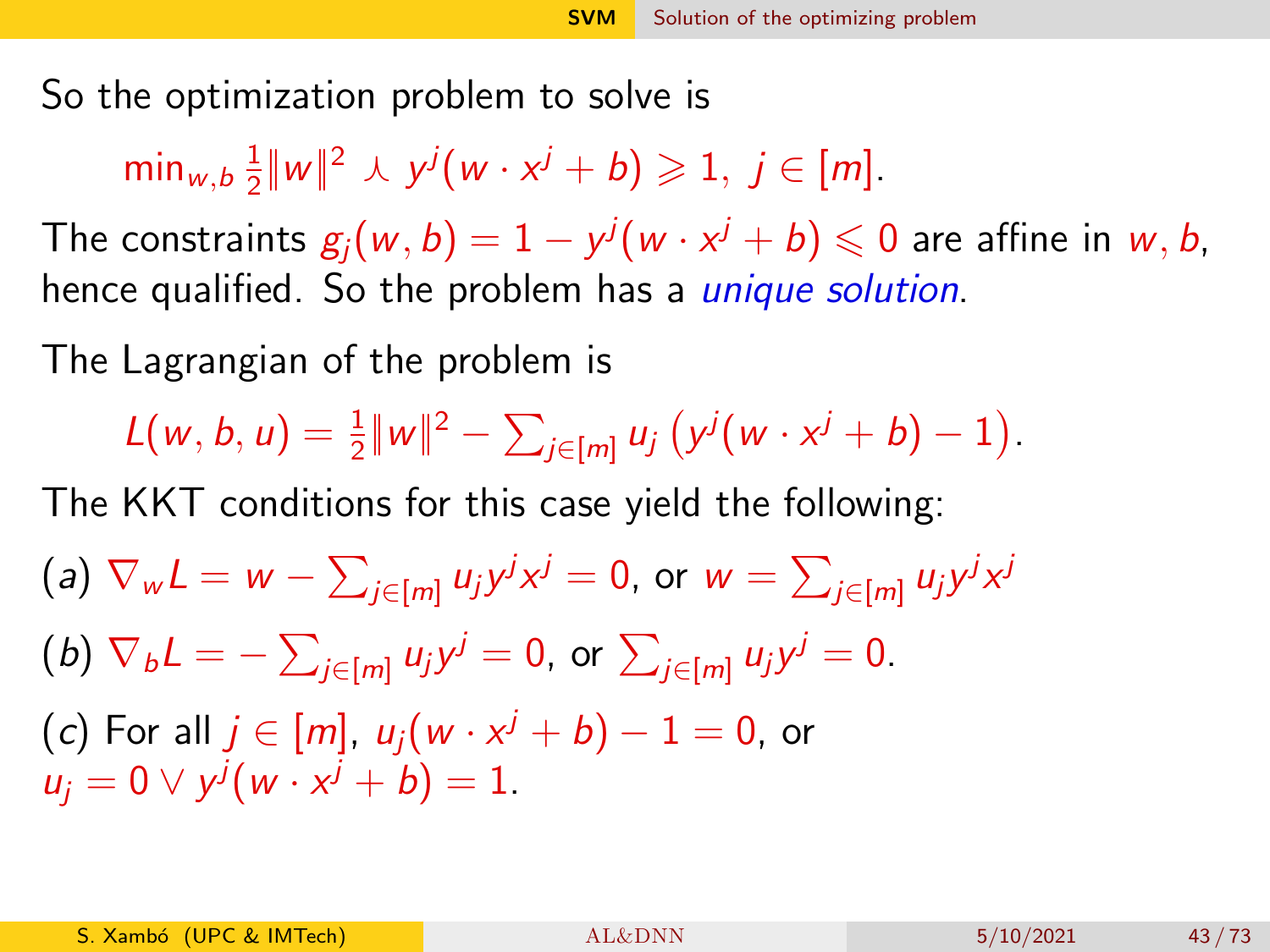So the optimization problem to solve is

$$\min_{w,b} \frac{1}{2}\|w\|^2 \curlywedge y^j(w \cdot x^j + b) \geqslant 1,\ j \in [m].$$

The constraints $g_j(w,b) = 1 - y^j(w \cdot x^j + b) \leqslant 0$ are affine in $w, b$, hence qualified. So the problem has a *unique solution*.

The Lagrangian of the problem is

$$L(w,b,u) = \frac{1}{2}\|w\|^2 - \sum_{j\in[m]} u_j \left(y^j(w \cdot x^j + b) - 1\right).$$

The KKT conditions for this case yield the following:

$(a)$ $\nabla_w L = w - \sum_{j\in[m]} u_j y^j x^j = 0$, or $w = \sum_{j\in[m]} u_j y^j x^j$

$(b)$ $\nabla_b L = -\sum_{j\in[m]} u_j y^j = 0$, or $\sum_{j\in[m]} u_j y^j = 0$.

$(c)$ For all $j \in [m]$, $u_j(w \cdot x^j + b) - 1 = 0$, or $u_j = 0 \vee y^j(w \cdot x^j + b) = 1$.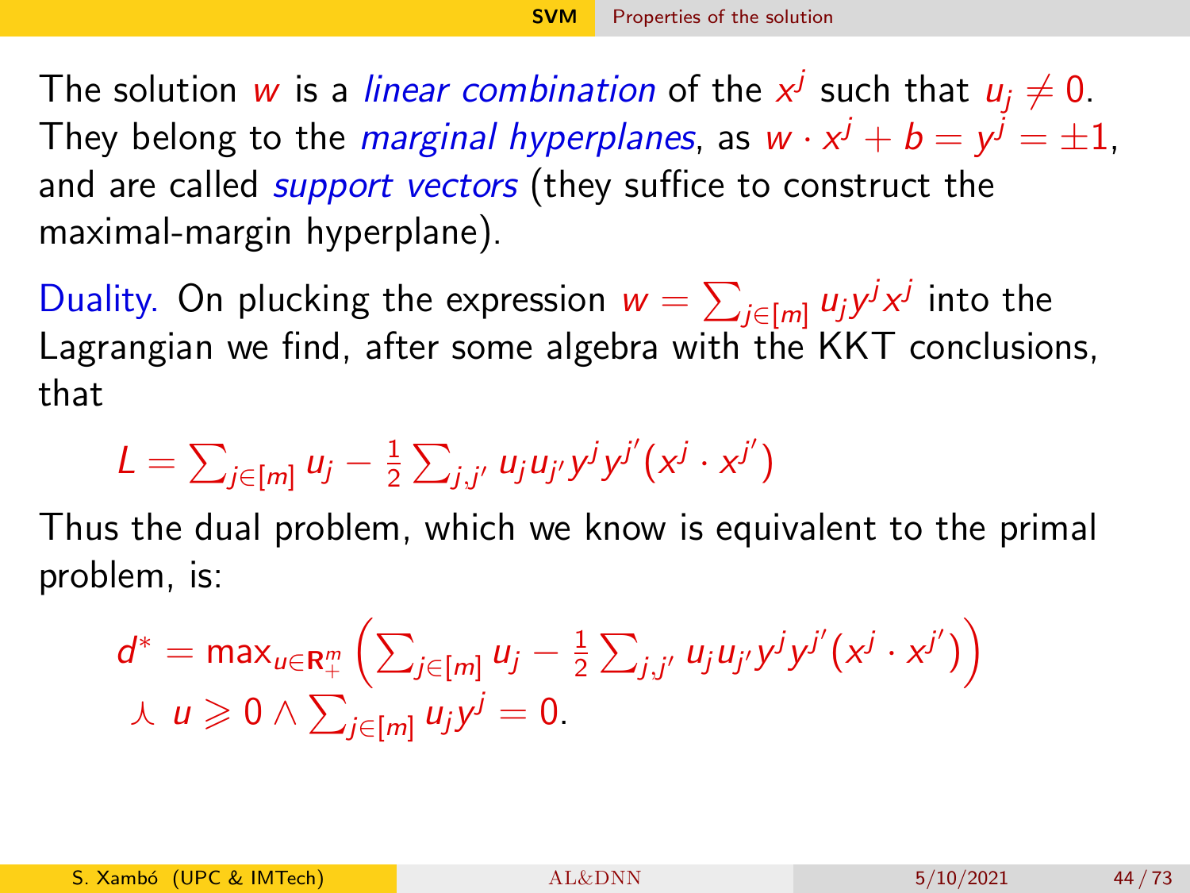The solution $w$ is a *linear combination* of the $x^j$ such that $u_j \neq 0$. They belong to the *marginal hyperplanes*, as $w \cdot x^j + b = y^j = \pm 1$, and are called *support vectors* (they suffice to construct the maximal-margin hyperplane).

Duality. On plucking the expression $w = \sum_{j \in [m]} u_j y^j x^j$ into the Lagrangian we find, after some algebra with the KKT conclusions, that

$$L = \sum_{j \in [m]} u_j - \tfrac{1}{2} \sum_{j,j'} u_j u_{j'} y^j y^{j'} (x^j \cdot x^{j'})$$

Thus the dual problem, which we know is equivalent to the primal problem, is:

$$d^* = \max_{u \in \mathbf{R}^m_+} \left( \sum_{j \in [m]} u_j - \tfrac{1}{2} \sum_{j,j'} u_j u_{j'} y^j y^{j'} (x^j \cdot x^{j'}) \right)$$
$$\curlywedge \; u \geqslant 0 \wedge \sum_{j \in [m]} u_j y^j = 0.$$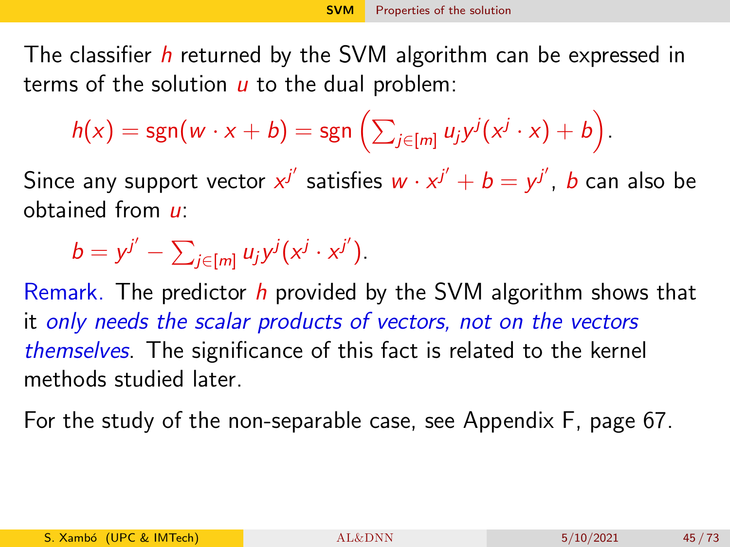The classifier $h$ returned by the SVM algorithm can be expressed in terms of the solution $u$ to the dual problem:

$$h(x) = \mathrm{sgn}(w \cdot x + b) = \mathrm{sgn}\left(\sum_{j \in [m]} u_j y^j (x^j \cdot x) + b\right).$$

Since any support vector $x^{j'}$ satisfies $w \cdot x^{j'} + b = y^{j'}$, $b$ can also be obtained from $u$:

$$b = y^{j'} - \sum_{j \in [m]} u_j y^j (x^j \cdot x^{j'}).$$

Remark. The predictor $h$ provided by the SVM algorithm shows that it *only needs the scalar products of vectors, not on the vectors themselves*. The significance of this fact is related to the kernel methods studied later.

For the study of the non-separable case, see Appendix F, page 67.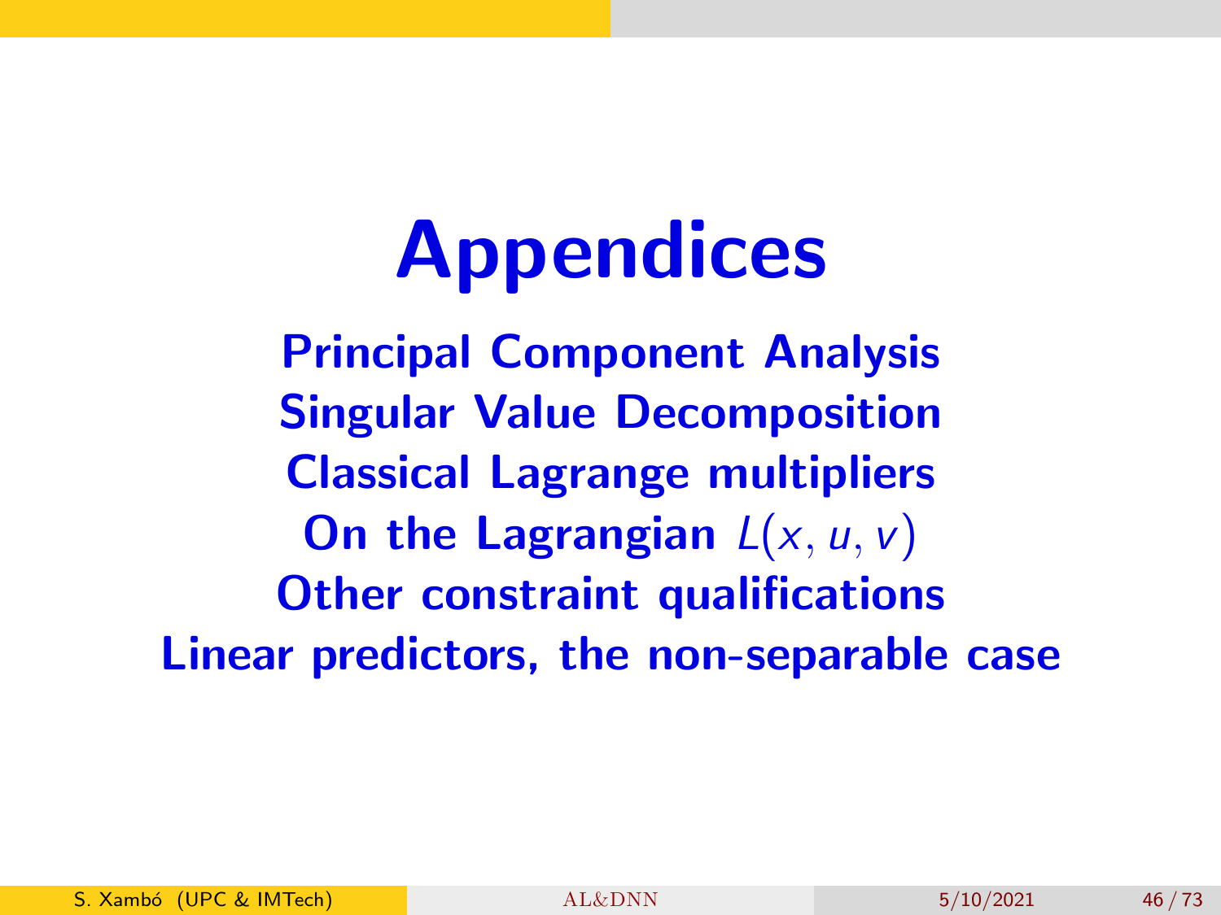# Appendices

**Principal Component Analysis**

**Singular Value Decomposition**

**Classical Lagrange multipliers**

**On the Lagrangian $L(x, u, v)$**

**Other constraint qualifications**

**Linear predictors, the non-separable case**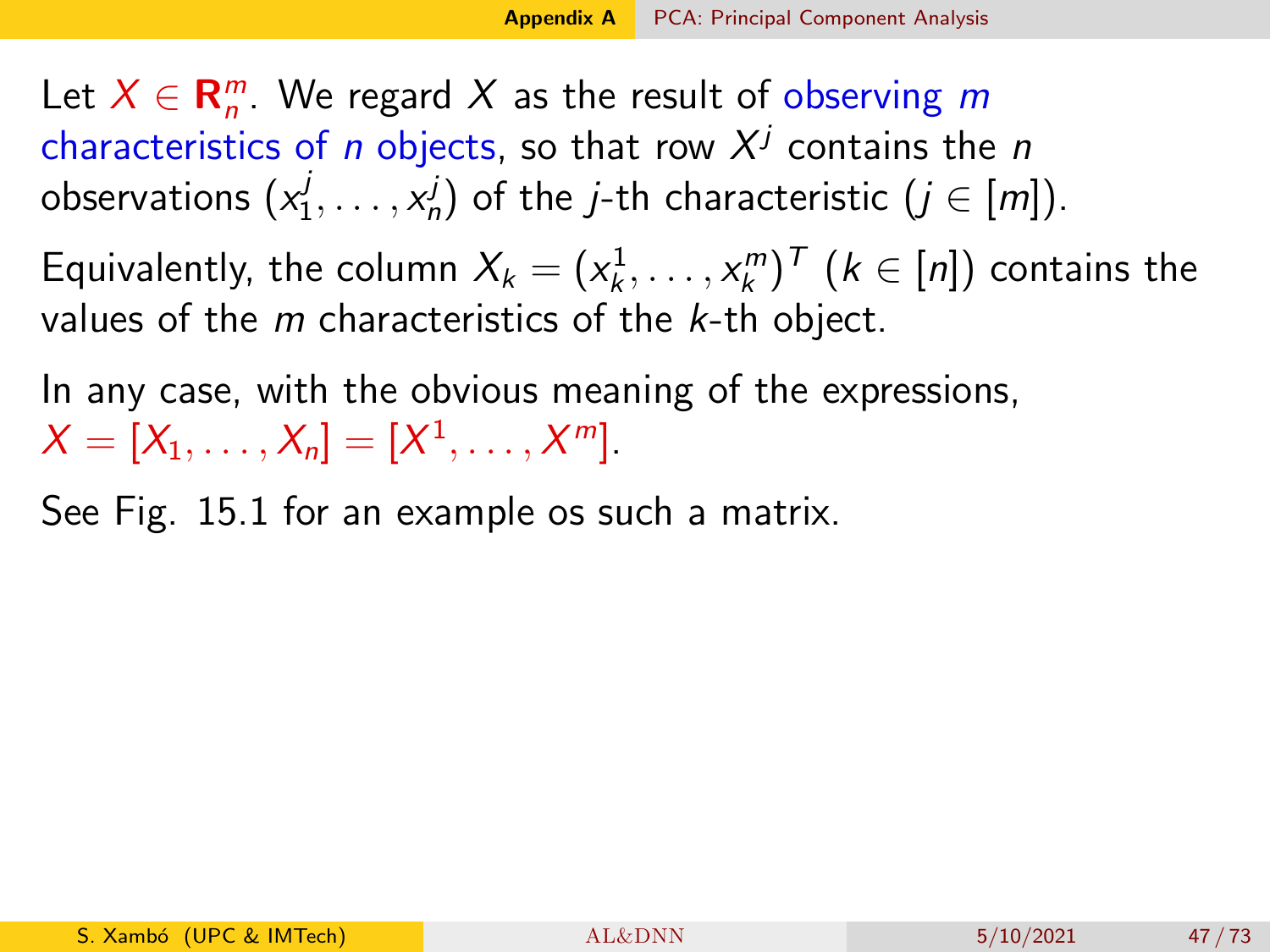Let $X \in \mathbf{R}^m_n$. We regard $X$ as the result of observing $m$ characteristics of $n$ objects, so that row $X^j$ contains the $n$ observations $(x^j_1, \ldots, x^j_n)$ of the $j$-th characteristic ($j \in [m]$).

Equivalently, the column $X_k = (x^1_k, \ldots, x^m_k)^T$ ($k \in [n]$) contains the values of the $m$ characteristics of the $k$-th object.

In any case, with the obvious meaning of the expressions, $X = [X_1, \ldots, X_n] = [X^1, \ldots, X^m]$.

See Fig. 15.1 for an example os such a matrix.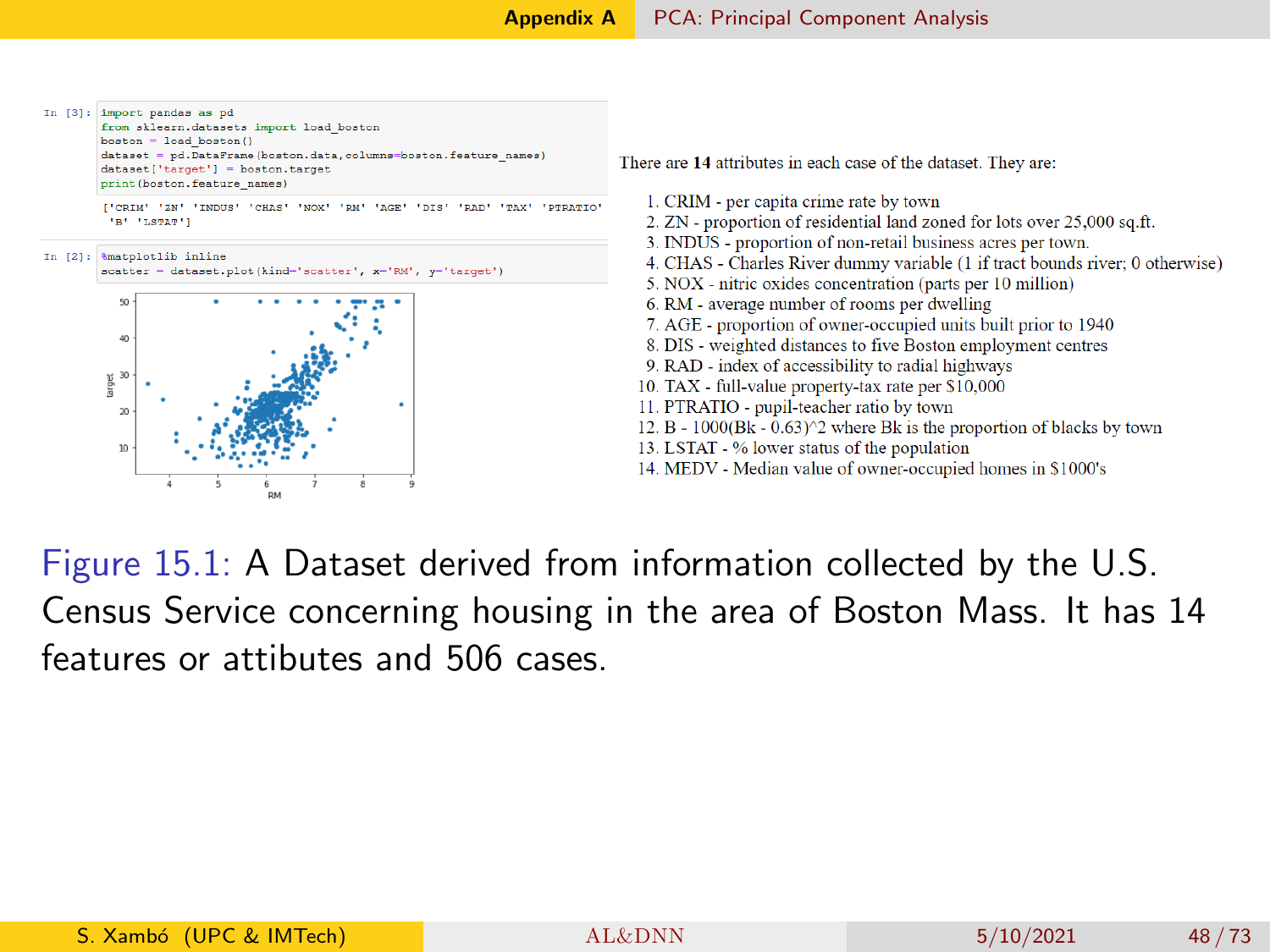```
In [3]: import pandas as pd
        from sklearn.datasets import load_boston
        boston = load_boston()
        dataset = pd.DataFrame(boston.data,columns=boston.feature_names)
        dataset['target'] = boston.target
        print(boston.feature_names)

['CRIM' 'ZN' 'INDUS' 'CHAS' 'NOX' 'RM' 'AGE' 'DIS' 'RAD' 'TAX' 'PTRATIO'
 'B' 'LSTAT']
```

```
In [2]: %matplotlib inline
        scatter = dataset.plot(kind='scatter', x='RM', y='target')
```

There are **14** attributes in each case of the dataset. They are:

1. CRIM - per capita crime rate by town
2. ZN - proportion of residential land zoned for lots over 25,000 sq.ft.
3. INDUS - proportion of non-retail business acres per town.
4. CHAS - Charles River dummy variable (1 if tract bounds river; 0 otherwise)
5. NOX - nitric oxides concentration (parts per 10 million)
6. RM - average number of rooms per dwelling
7. AGE - proportion of owner-occupied units built prior to 1940
8. DIS - weighted distances to five Boston employment centres
9. RAD - index of accessibility to radial highways
10. TAX - full-value property-tax rate per $10,000
11. PTRATIO - pupil-teacher ratio by town
12. B - 1000(Bk - 0.63)^2 where Bk is the proportion of blacks by town
13. LSTAT - % lower status of the population
14. MEDV - Median value of owner-occupied homes in $1000's

Figure 15.1: A Dataset derived from information collected by the U.S. Census Service concerning housing in the area of Boston Mass. It has 14 features or attibutes and 506 cases.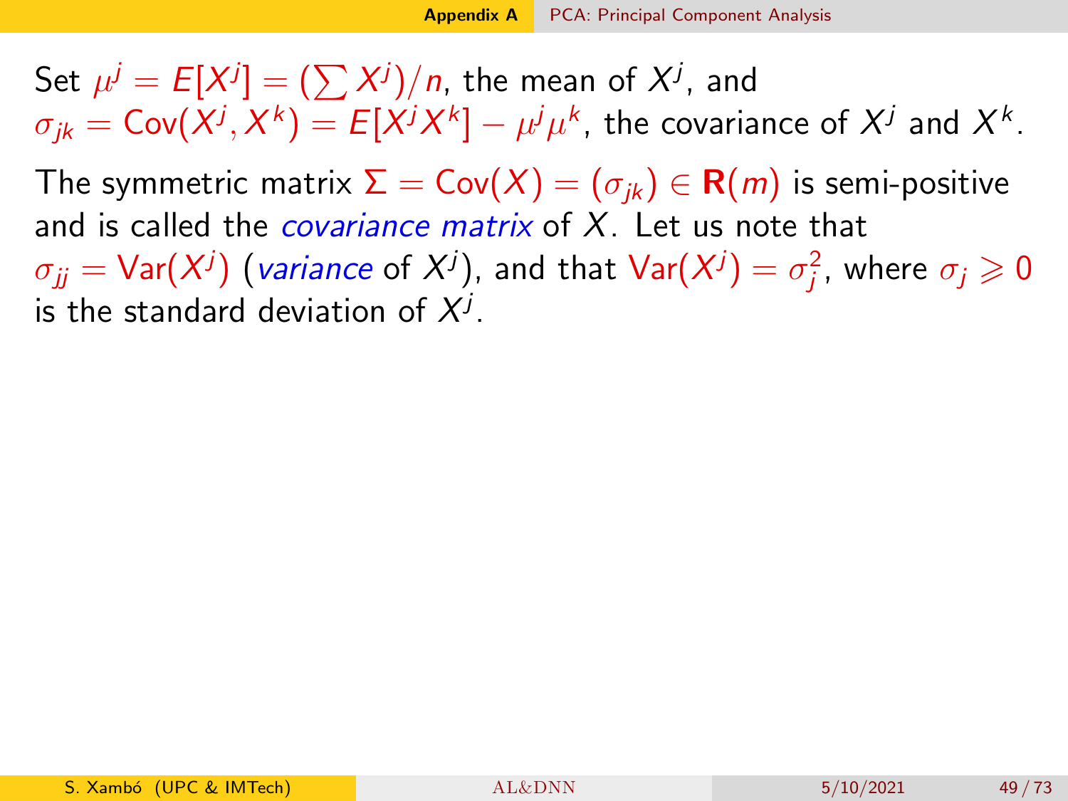Set $\mu^j = E[X^j] = (\sum X^j)/n$, the mean of $X^j$, and $\sigma_{jk} = \mathrm{Cov}(X^j, X^k) = E[X^j X^k] - \mu^j \mu^k$, the covariance of $X^j$ and $X^k$.

The symmetric matrix $\Sigma = \mathrm{Cov}(X) = (\sigma_{jk}) \in \mathbf{R}(m)$ is semi-positive and is called the *covariance matrix* of $X$. Let us note that $\sigma_{jj} = \mathrm{Var}(X^j)$ (*variance* of $X^j$), and that $\mathrm{Var}(X^j) = \sigma_j^2$, where $\sigma_j \geqslant 0$ is the standard deviation of $X^j$.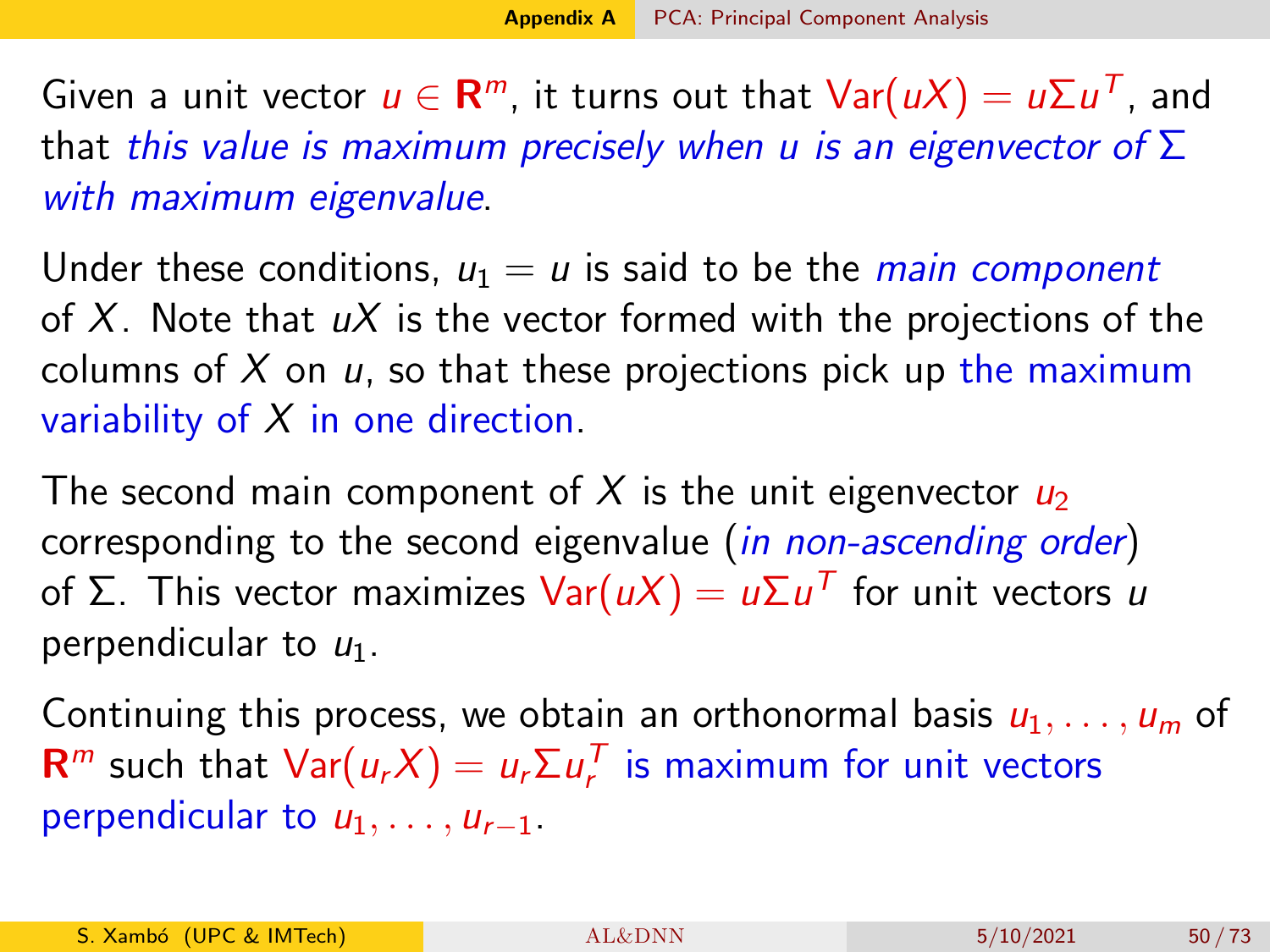Given a unit vector $u \in \mathbf{R}^m$, it turns out that $\mathrm{Var}(uX) = u\Sigma u^T$, and that *this value is maximum precisely when u is an eigenvector of* $\Sigma$ *with maximum eigenvalue*.

Under these conditions, $u_1 = u$ is said to be the *main component* of $X$. Note that $uX$ is the vector formed with the projections of the columns of $X$ on $u$, so that these projections pick up the maximum variability of $X$ in one direction.

The second main component of $X$ is the unit eigenvector $u_2$ corresponding to the second eigenvalue (*in non-ascending order*) of $\Sigma$. This vector maximizes $\mathrm{Var}(uX) = u\Sigma u^T$ for unit vectors $u$ perpendicular to $u_1$.

Continuing this process, we obtain an orthonormal basis $u_1, \ldots, u_m$ of $\mathbf{R}^m$ such that $\mathrm{Var}(u_r X) = u_r \Sigma u_r^T$ is maximum for unit vectors perpendicular to $u_1, \ldots, u_{r-1}$.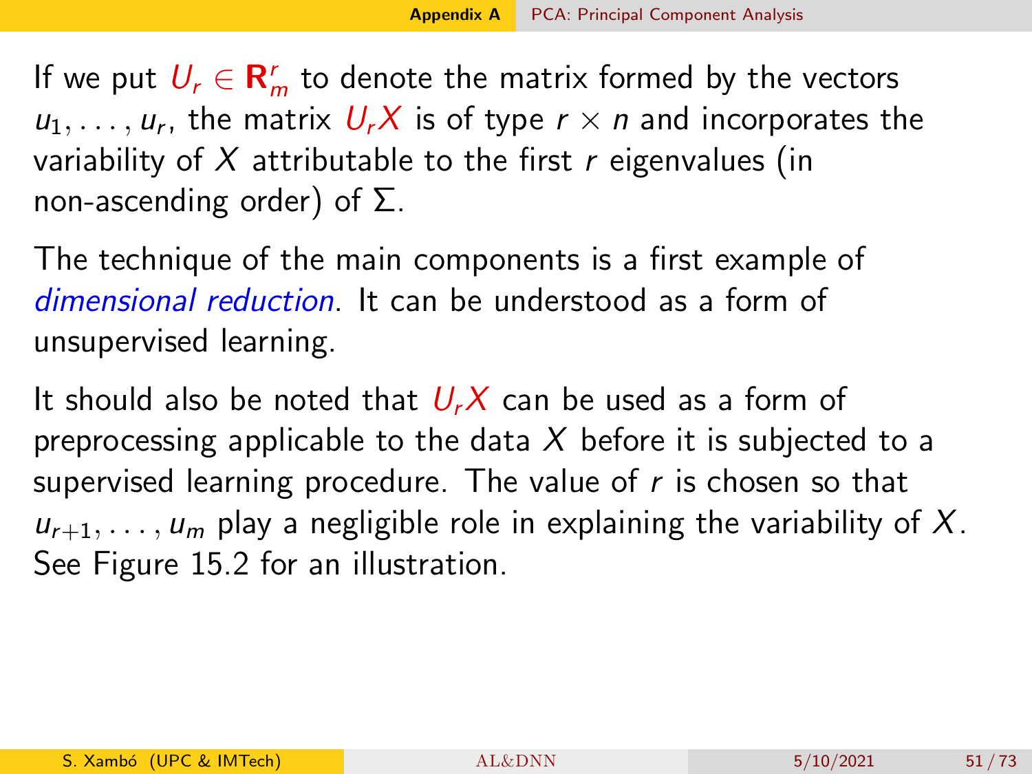If we put $U_r \in \mathbf{R}^r_m$ to denote the matrix formed by the vectors $u_1, \ldots, u_r$, the matrix $U_r X$ is of type $r \times n$ and incorporates the variability of $X$ attributable to the first $r$ eigenvalues (in non-ascending order) of $\Sigma$.

The technique of the main components is a first example of *dimensional reduction*. It can be understood as a form of unsupervised learning.

It should also be noted that $U_r X$ can be used as a form of preprocessing applicable to the data $X$ before it is subjected to a supervised learning procedure. The value of $r$ is chosen so that $u_{r+1}, \ldots, u_m$ play a negligible role in explaining the variability of $X$. See Figure 15.2 for an illustration.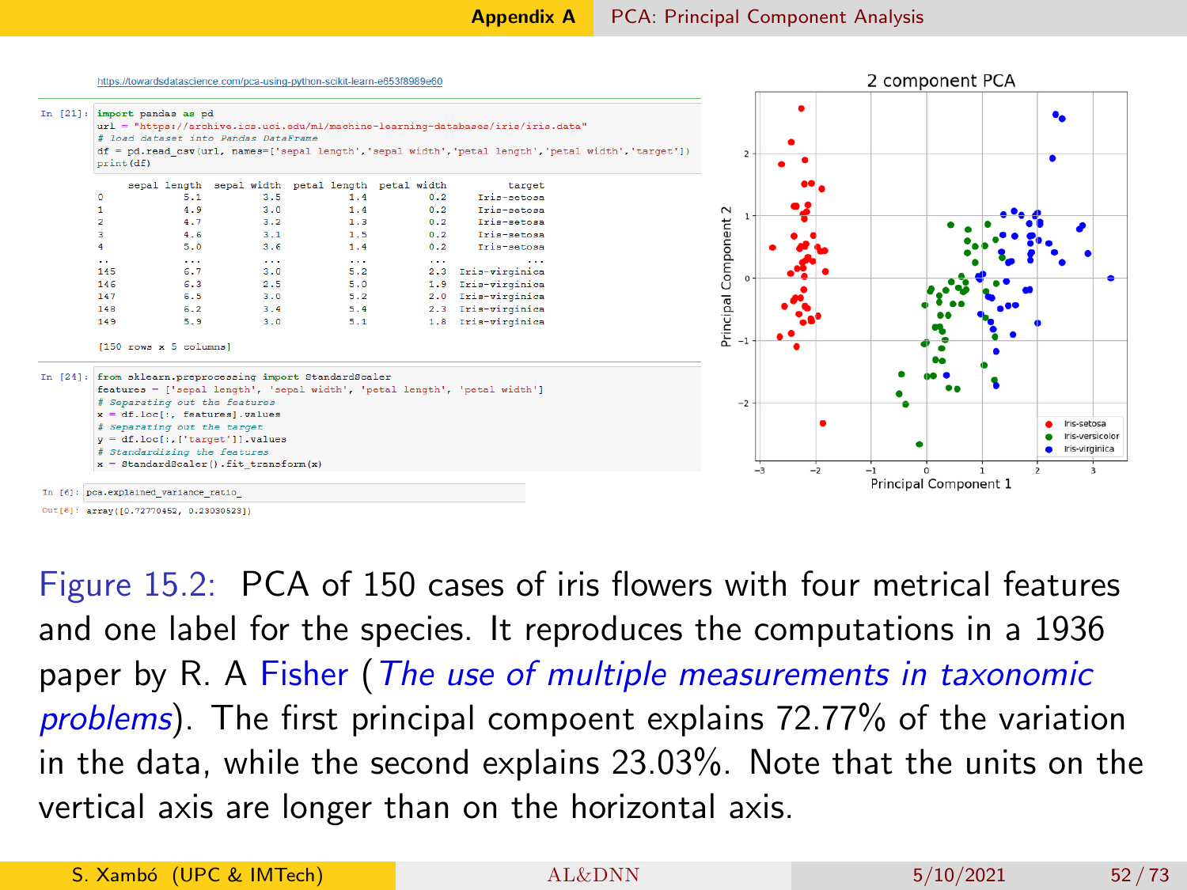https://towardsdatascience.com/pca-using-python-scikit-learn-e653f8989e60

```
In [21]: import pandas as pd
         url = "https://archive.ics.uci.edu/ml/machine-learning-databases/iris/iris.data"
         # load dataset into Pandas DataFrame
         df = pd.read_csv(url, names=['sepal length','sepal width','petal length','petal width','target'])
         print(df)

              sepal length  sepal width  petal length  petal width          target
         0             5.1          3.5           1.4          0.2     Iris-setosa
         1             4.9          3.0           1.4          0.2     Iris-setosa
         2             4.7          3.2           1.3          0.2     Iris-setosa
         3             4.6          3.1           1.5          0.2     Iris-setosa
         4             5.0          3.6           1.4          0.2     Iris-setosa
         ..            ...          ...           ...          ...             ...
         145           6.7          3.0           5.2          2.3  Iris-virginica
         146           6.3          2.5           5.0          1.9  Iris-virginica
         147           6.5          3.0           5.2          2.0  Iris-virginica
         148           6.2          3.4           5.4          2.3  Iris-virginica
         149           5.9          3.0           5.1          1.8  Iris-virginica

         [150 rows x 5 columns]
```

```
In [24]: from sklearn.preprocessing import StandardScaler
         features = ['sepal length', 'sepal width', 'petal length', 'petal width']
         # Separating out the features
         x = df.loc[:, features].values
         # Separating out the target
         y = df.loc[:,['target']].values
         # Standardizing the features
         x = StandardScaler().fit_transform(x)
```

```
In [6]: pca.explained_variance_ratio_
Out[6]: array([0.72770452, 0.23030523])
```

Figure 15.2: PCA of 150 cases of iris flowers with four metrical features and one label for the species. It reproduces the computations in a 1936 paper by R. A Fisher (*The use of multiple measurements in taxonomic problems*). The first principal compoent explains 72.77% of the variation in the data, while the second explains 23.03%. Note that the units on the vertical axis are longer than on the horizontal axis.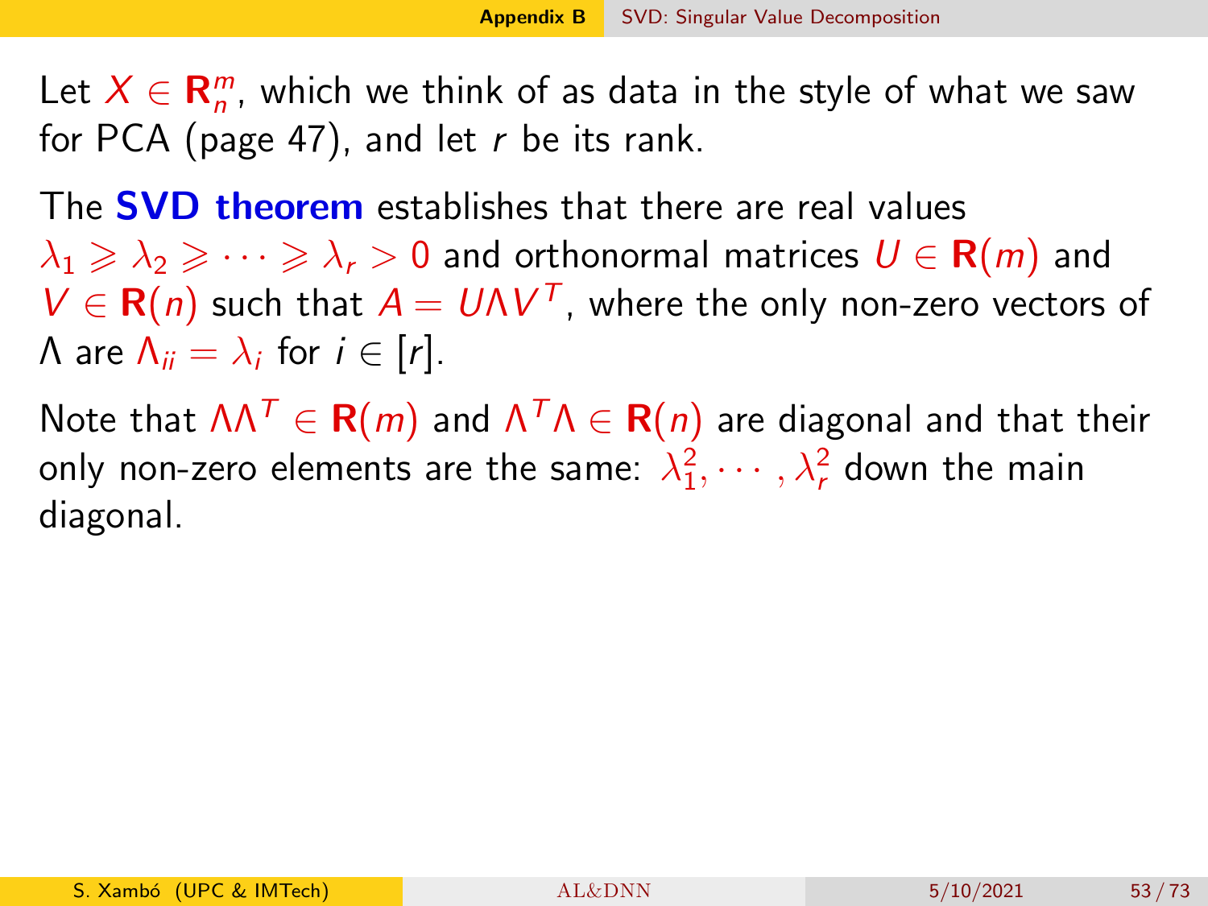Let $X \in \mathbf{R}^m_n$, which we think of as data in the style of what we saw for PCA (page 47), and let $r$ be its rank.

The **SVD theorem** establishes that there are real values $\lambda_1 \geqslant \lambda_2 \geqslant \cdots \geqslant \lambda_r > 0$ and orthonormal matrices $U \in \mathbf{R}(m)$ and $V \in \mathbf{R}(n)$ such that $A = U\Lambda V^T$, where the only non-zero vectors of $\Lambda$ are $\Lambda_{ii} = \lambda_i$ for $i \in [r]$.

Note that $\Lambda\Lambda^T \in \mathbf{R}(m)$ and $\Lambda^T\Lambda \in \mathbf{R}(n)$ are diagonal and that their only non-zero elements are the same: $\lambda_1^2, \cdots, \lambda_r^2$ down the main diagonal.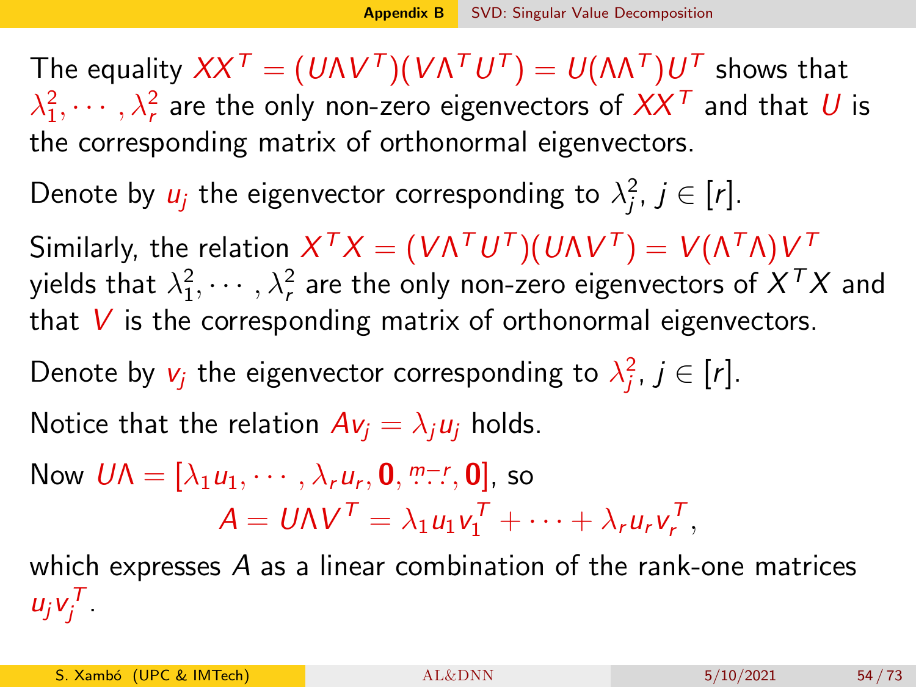The equality $XX^T = (U\Lambda V^T)(V\Lambda^T U^T) = U(\Lambda\Lambda^T)U^T$ shows that $\lambda_1^2, \cdots, \lambda_r^2$ are the only non-zero eigenvectors of $XX^T$ and that $U$ is the corresponding matrix of orthonormal eigenvectors.

Denote by $u_j$ the eigenvector corresponding to $\lambda_j^2$, $j \in [r]$.

Similarly, the relation $X^T X = (V\Lambda^T U^T)(U\Lambda V^T) = V(\Lambda^T\Lambda)V^T$ yields that $\lambda_1^2, \cdots, \lambda_r^2$ are the only non-zero eigenvectors of $X^T X$ and that $V$ is the corresponding matrix of orthonormal eigenvectors.

Denote by $v_j$ the eigenvector corresponding to $\lambda_j^2$, $j \in [r]$.

Notice that the relation $Av_j = \lambda_j u_j$ holds.

Now $U\Lambda = [\lambda_1 u_1, \cdots, \lambda_r u_r, \mathbf{0}, \overset{m-r}{\cdots}, \mathbf{0}]$, so

$$A = U\Lambda V^T = \lambda_1 u_1 v_1^T + \cdots + \lambda_r u_r v_r^T,$$

which expresses $A$ as a linear combination of the rank-one matrices $u_j v_j^T$.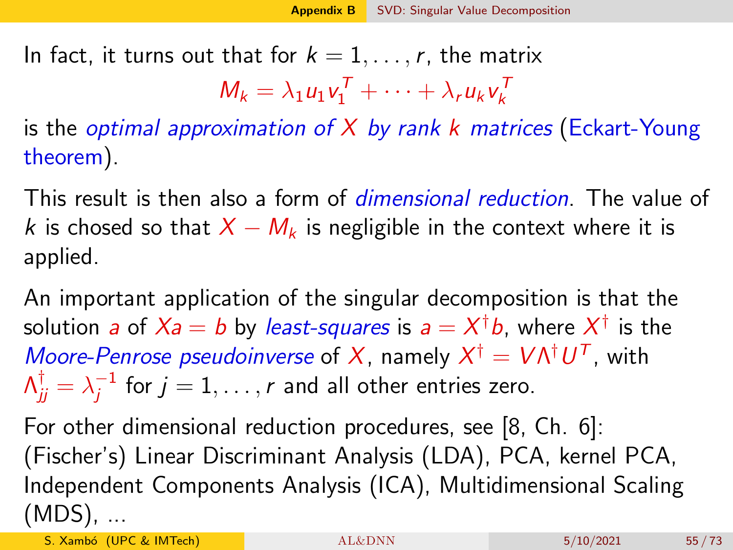In fact, it turns out that for $k = 1, \ldots, r$, the matrix

$$M_k = \lambda_1 u_1 v_1^T + \cdots + \lambda_r u_k v_k^T$$

is the *optimal approximation of $X$ by rank $k$ matrices* (Eckart-Young theorem).

This result is then also a form of *dimensional reduction*. The value of $k$ is chosed so that $X - M_k$ is negligible in the context where it is applied.

An important application of the singular decomposition is that the solution $a$ of $Xa = b$ by *least-squares* is $a = X^\dagger b$, where $X^\dagger$ is the *Moore-Penrose pseudoinverse* of $X$, namely $X^\dagger = V\Lambda^\dagger U^T$, with $\Lambda^\dagger_{jj} = \lambda_j^{-1}$ for $j = 1, \ldots, r$ and all other entries zero.

For other dimensional reduction procedures, see [8, Ch. 6]: (Fischer's) Linear Discriminant Analysis (LDA), PCA, kernel PCA, Independent Components Analysis (ICA), Multidimensional Scaling (MDS), ...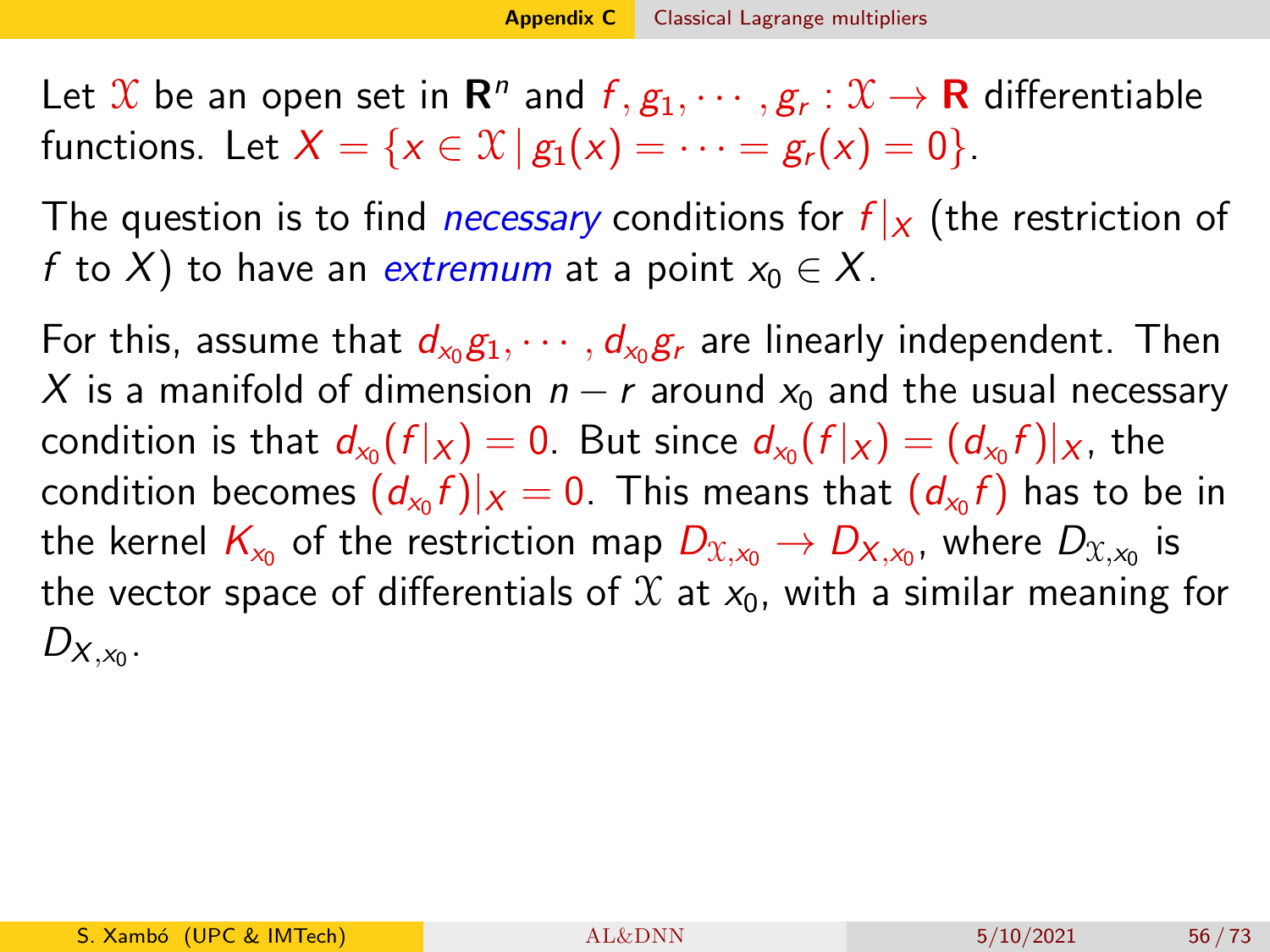Let $\mathcal{X}$ be an open set in $\mathbf{R}^n$ and $f, g_1, \cdots, g_r : \mathcal{X} \to \mathbf{R}$ differentiable functions. Let $X = \{x \in \mathcal{X} \,|\, g_1(x) = \cdots = g_r(x) = 0\}$.

The question is to find *necessary* conditions for $f|_X$ (the restriction of $f$ to $X$) to have an *extremum* at a point $x_0 \in X$.

For this, assume that $d_{x_0}g_1, \cdots, d_{x_0}g_r$ are linearly independent. Then $X$ is a manifold of dimension $n - r$ around $x_0$ and the usual necessary condition is that $d_{x_0}(f|_X) = 0$. But since $d_{x_0}(f|_X) = (d_{x_0}f)|_X$, the condition becomes $(d_{x_0}f)|_X = 0$. This means that $(d_{x_0}f)$ has to be in the kernel $K_{x_0}$ of the restriction map $D_{\mathcal{X},x_0} \to D_{X,x_0}$, where $D_{\mathcal{X},x_0}$ is the vector space of differentials of $\mathcal{X}$ at $x_0$, with a similar meaning for $D_{X,x_0}$.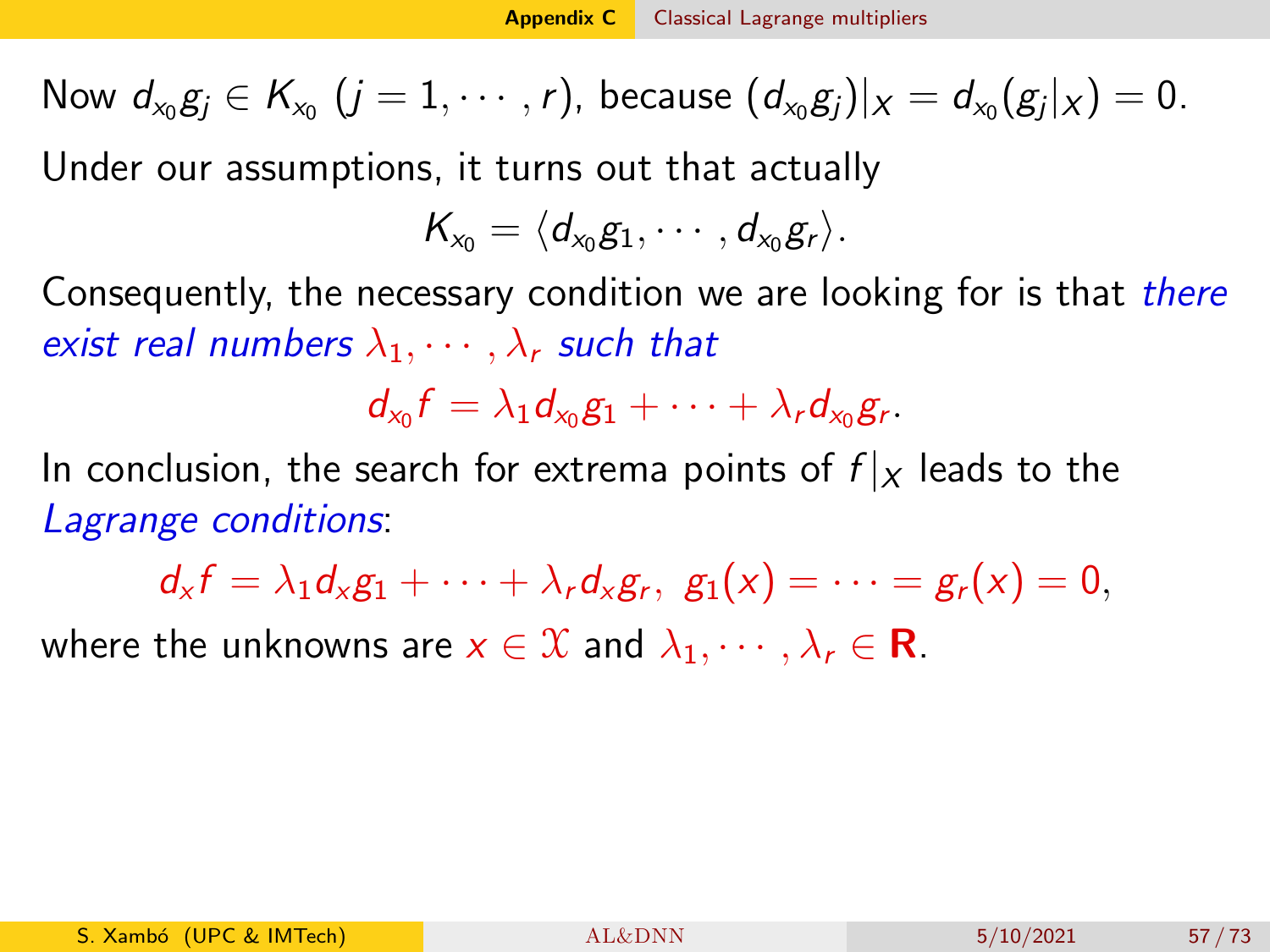Now $d_{x_0}g_j \in K_{x_0}$ $(j = 1, \cdots, r)$, because $(d_{x_0}g_j)|_X = d_{x_0}(g_j|_X) = 0$.

Under our assumptions, it turns out that actually

$$K_{x_0} = \langle d_{x_0}g_1, \cdots, d_{x_0}g_r \rangle.$$

Consequently, the necessary condition we are looking for is that *there exist real numbers* $\lambda_1, \cdots, \lambda_r$ *such that*

$$d_{x_0}f = \lambda_1 d_{x_0}g_1 + \cdots + \lambda_r d_{x_0}g_r.$$

In conclusion, the search for extrema points of $f|_X$ leads to the *Lagrange conditions*:

$$d_x f = \lambda_1 d_x g_1 + \cdots + \lambda_r d_x g_r, \;\; g_1(x) = \cdots = g_r(x) = 0,$$

where the unknowns are $x \in \mathcal{X}$ and $\lambda_1, \cdots, \lambda_r \in \mathbf{R}$.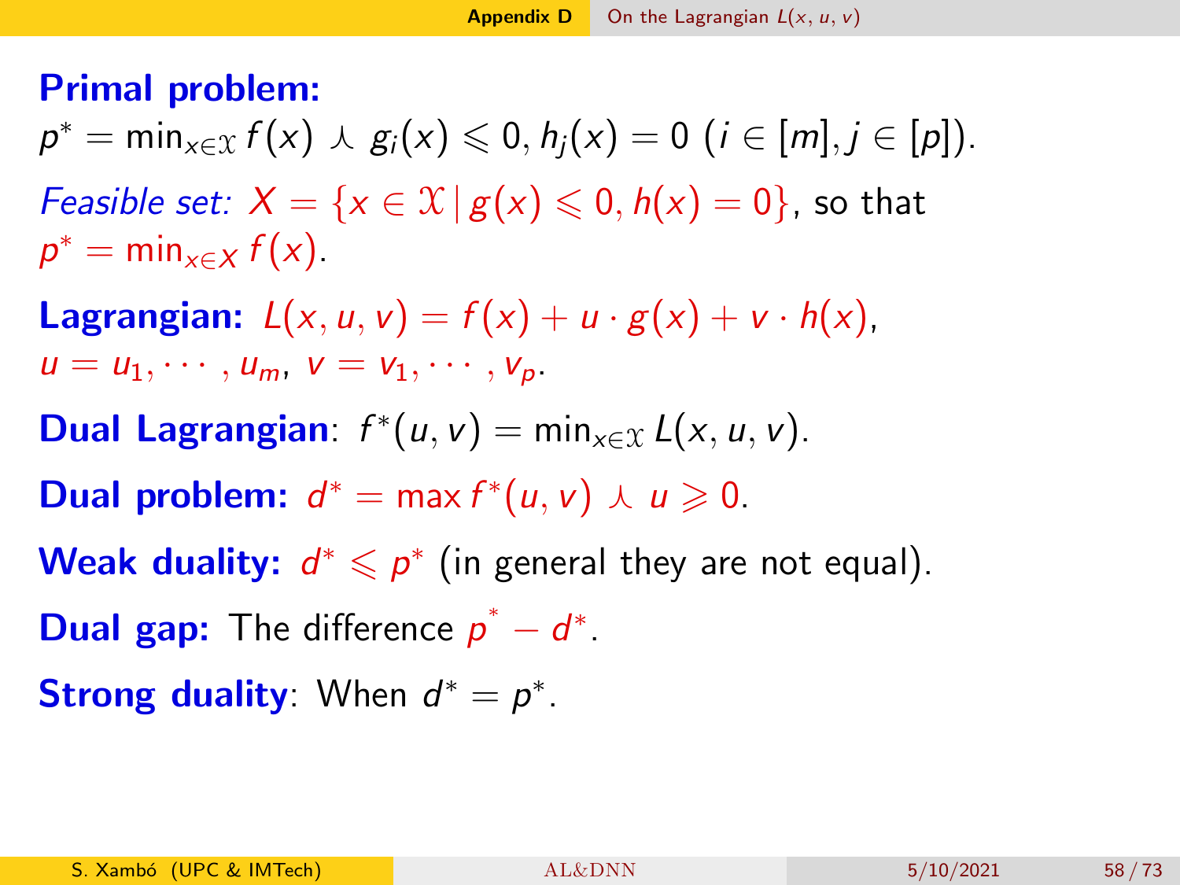**Primal problem:**
$p^* = \min_{x\in\mathcal{X}} f(x) \curlywedge g_i(x) \leqslant 0, h_j(x) = 0 \ (i \in [m], j \in [p])$.

*Feasible set:* $X = \{x \in \mathcal{X} \,|\, g(x) \leqslant 0, h(x) = 0\}$, so that $p^* = \min_{x\in X} f(x)$.

**Lagrangian:** $L(x, u, v) = f(x) + u \cdot g(x) + v \cdot h(x)$, $u = u_1, \cdots, u_m$, $v = v_1, \cdots, v_p$.

**Dual Lagrangian**: $f^*(u, v) = \min_{x\in\mathcal{X}} L(x, u, v)$.

**Dual problem:** $d^* = \max f^*(u, v) \curlywedge u \geqslant 0$.

**Weak duality:** $d^* \leqslant p^*$ (in general they are not equal).

**Dual gap:** The difference $p^* - d^*$.

**Strong duality**: When $d^* = p^*$.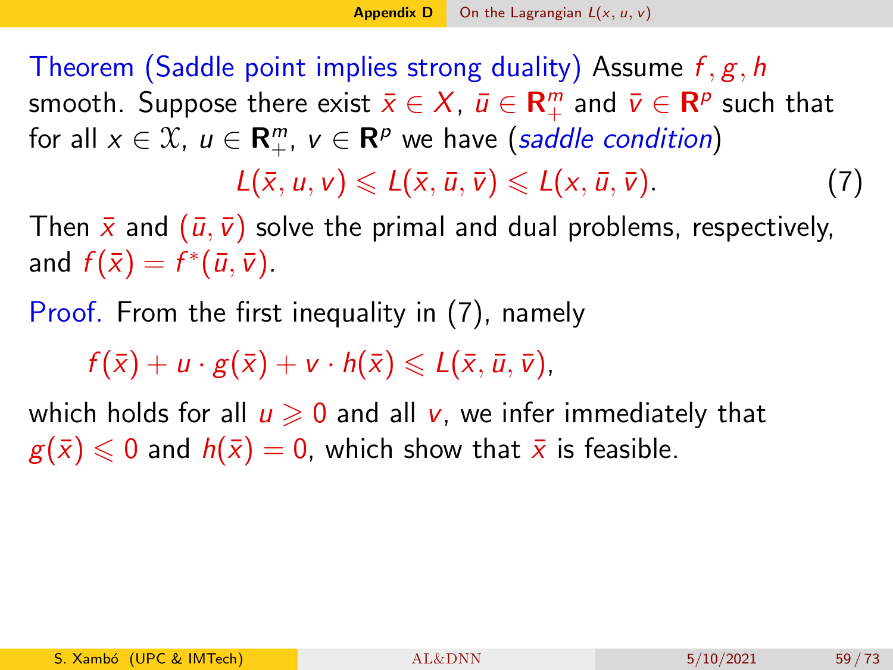**Theorem (Saddle point implies strong duality)** Assume $f, g, h$ smooth. Suppose there exist $\bar{x} \in X$, $\bar{u} \in \mathbf{R}_+^m$ and $\bar{v} \in \mathbf{R}^p$ such that for all $x \in \mathcal{X}$, $u \in \mathbf{R}_+^m$, $v \in \mathbf{R}^p$ we have (*saddle condition*)

$$L(\bar{x}, u, v) \leqslant L(\bar{x}, \bar{u}, \bar{v}) \leqslant L(x, \bar{u}, \bar{v}). \tag{7}$$

Then $\bar{x}$ and $(\bar{u}, \bar{v})$ solve the primal and dual problems, respectively, and $f(\bar{x}) = f^*(\bar{u}, \bar{v})$.

*Proof.* From the first inequality in (7), namely

$$f(\bar{x}) + u \cdot g(\bar{x}) + v \cdot h(\bar{x}) \leqslant L(\bar{x}, \bar{u}, \bar{v}),$$

which holds for all $u \geqslant 0$ and all $v$, we infer immediately that $g(\bar{x}) \leqslant 0$ and $h(\bar{x}) = 0$, which show that $\bar{x}$ is feasible.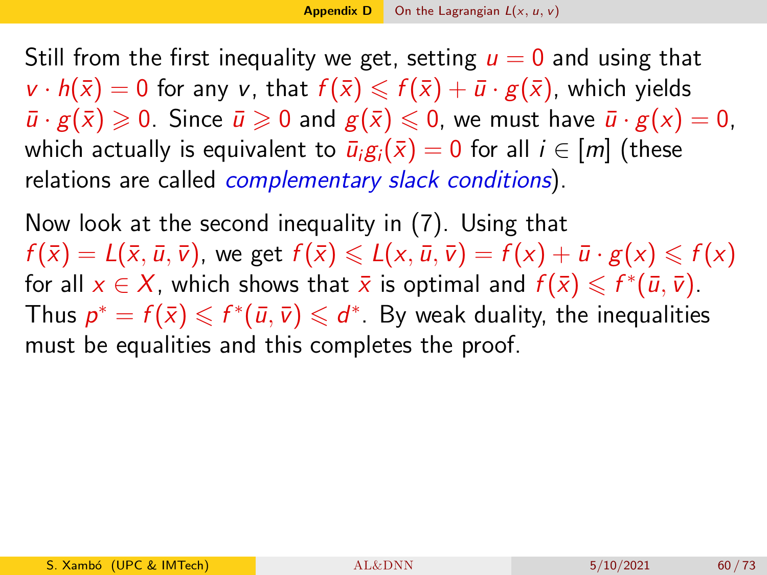Still from the first inequality we get, setting $u = 0$ and using that $v \cdot h(\bar{x}) = 0$ for any $v$, that $f(\bar{x}) \leqslant f(\bar{x}) + \bar{u} \cdot g(\bar{x})$, which yields $\bar{u} \cdot g(\bar{x}) \geqslant 0$. Since $\bar{u} \geqslant 0$ and $g(\bar{x}) \leqslant 0$, we must have $\bar{u} \cdot g(x) = 0$, which actually is equivalent to $\bar{u}_i g_i(\bar{x}) = 0$ for all $i \in [m]$ (these relations are called *complementary slack conditions*).

Now look at the second inequality in (7). Using that $f(\bar{x}) = L(\bar{x}, \bar{u}, \bar{v})$, we get $f(\bar{x}) \leqslant L(x, \bar{u}, \bar{v}) = f(x) + \bar{u} \cdot g(x) \leqslant f(x)$ for all $x \in X$, which shows that $\bar{x}$ is optimal and $f(\bar{x}) \leqslant f^*(\bar{u}, \bar{v})$. Thus $p^* = f(\bar{x}) \leqslant f^*(\bar{u}, \bar{v}) \leqslant d^*$. By weak duality, the inequalities must be equalities and this completes the proof.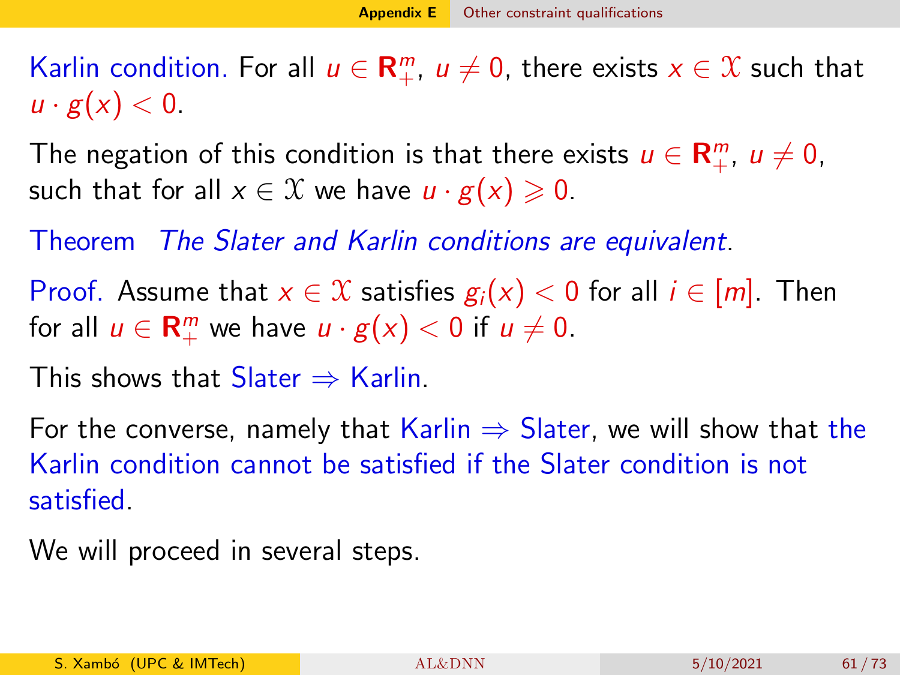Karlin condition. For all $u \in \mathbf{R}^m_+$, $u \neq 0$, there exists $x \in \mathcal{X}$ such that $u \cdot g(x) < 0$.

The negation of this condition is that there exists $u \in \mathbf{R}^m_+$, $u \neq 0$, such that for all $x \in \mathcal{X}$ we have $u \cdot g(x) \geqslant 0$.

Theorem *The Slater and Karlin conditions are equivalent*.

Proof. Assume that $x \in \mathcal{X}$ satisfies $g_i(x) < 0$ for all $i \in [m]$. Then for all $u \in \mathbf{R}^m_+$ we have $u \cdot g(x) < 0$ if $u \neq 0$.

This shows that Slater $\Rightarrow$ Karlin.

For the converse, namely that Karlin $\Rightarrow$ Slater, we will show that the Karlin condition cannot be satisfied if the Slater condition is not satisfied.

We will proceed in several steps.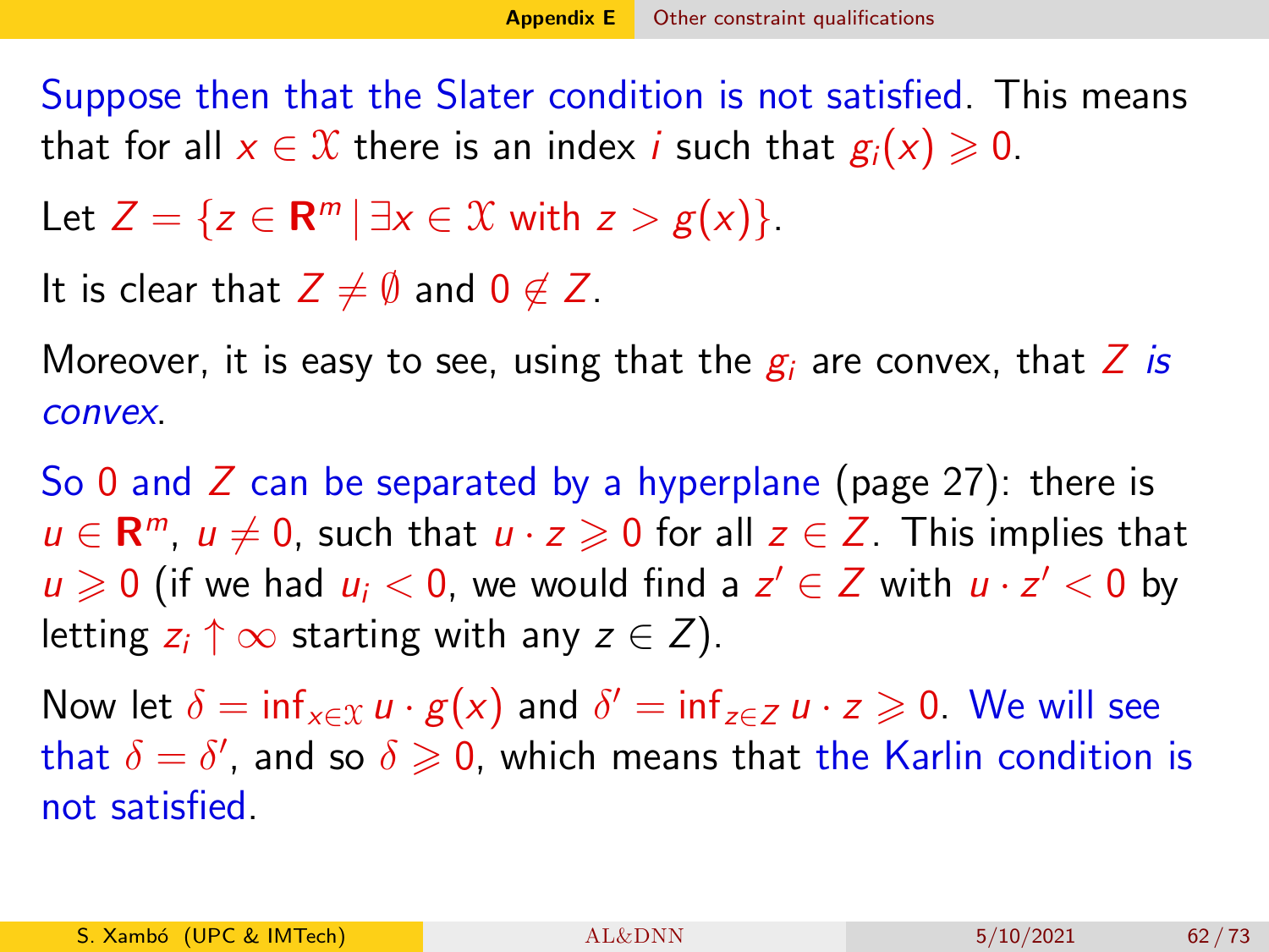Suppose then that the Slater condition is not satisfied. This means that for all $x \in \mathcal{X}$ there is an index $i$ such that $g_i(x) \geqslant 0$.

Let $Z = \{z \in \mathbf{R}^m \mid \exists x \in \mathcal{X} \text{ with } z > g(x)\}$.

It is clear that $Z \neq \emptyset$ and $0 \notin Z$.

Moreover, it is easy to see, using that the $g_i$ are convex, that $Z$ *is convex*.

So $0$ and $Z$ can be separated by a hyperplane (page 27): there is $u \in \mathbf{R}^m$, $u \neq 0$, such that $u \cdot z \geqslant 0$ for all $z \in Z$. This implies that $u \geqslant 0$ (if we had $u_i < 0$, we would find a $z' \in Z$ with $u \cdot z' < 0$ by letting $z_i \uparrow \infty$ starting with any $z \in Z$).

Now let $\delta = \inf_{x \in \mathcal{X}} u \cdot g(x)$ and $\delta' = \inf_{z \in Z} u \cdot z \geqslant 0$. We will see that $\delta = \delta'$, and so $\delta \geqslant 0$, which means that the Karlin condition is not satisfied.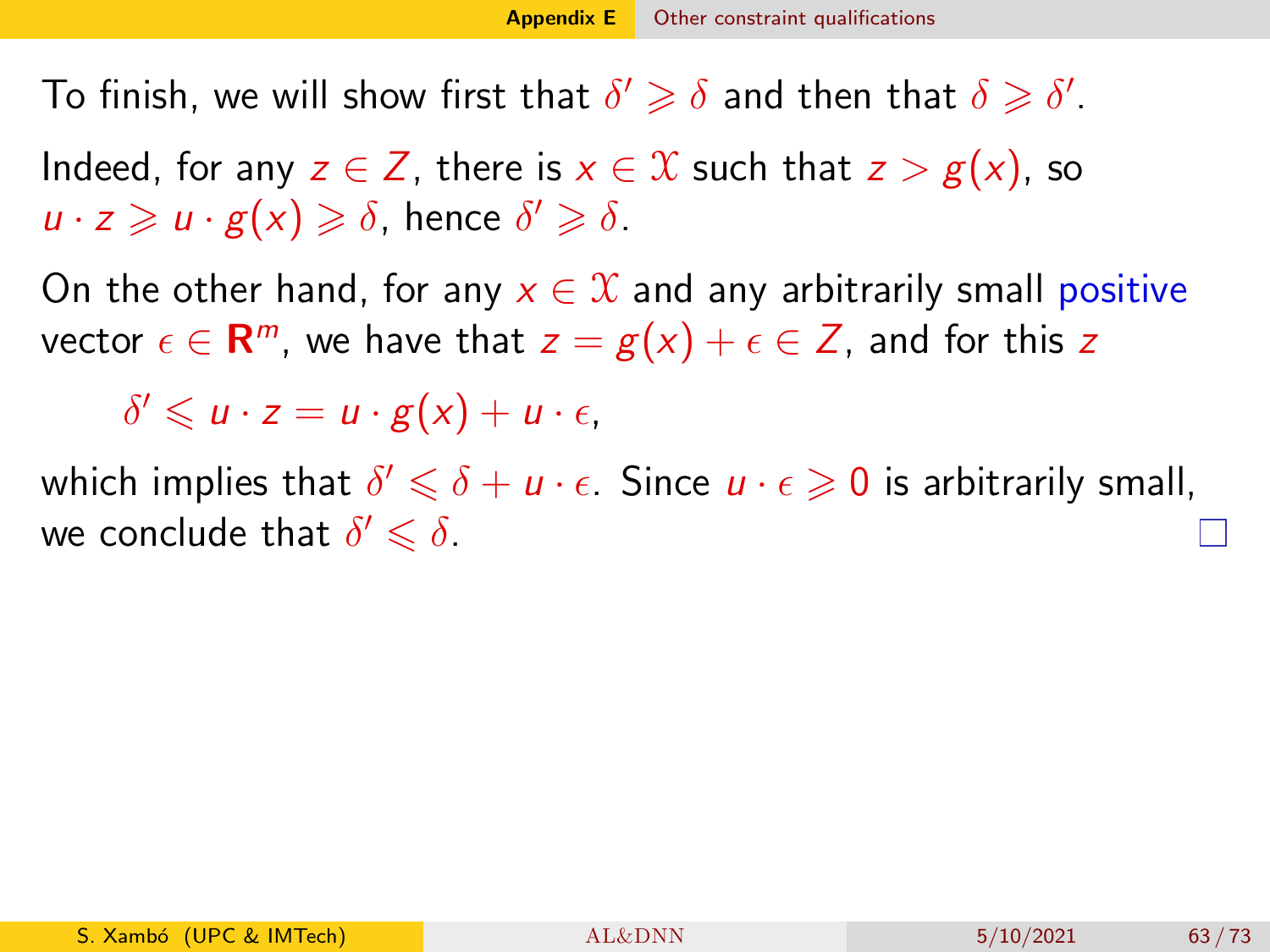To finish, we will show first that $\delta' \geqslant \delta$ and then that $\delta \geqslant \delta'$.

Indeed, for any $z \in Z$, there is $x \in \mathcal{X}$ such that $z > g(x)$, so $u \cdot z \geqslant u \cdot g(x) \geqslant \delta$, hence $\delta' \geqslant \delta$.

On the other hand, for any $x \in \mathcal{X}$ and any arbitrarily small positive vector $\epsilon \in \mathbf{R}^m$, we have that $z = g(x) + \epsilon \in Z$, and for this $z$

$$\delta' \leqslant u \cdot z = u \cdot g(x) + u \cdot \epsilon,$$

which implies that $\delta' \leqslant \delta + u \cdot \epsilon$. Since $u \cdot \epsilon \geqslant 0$ is arbitrarily small, we conclude that $\delta' \leqslant \delta$. □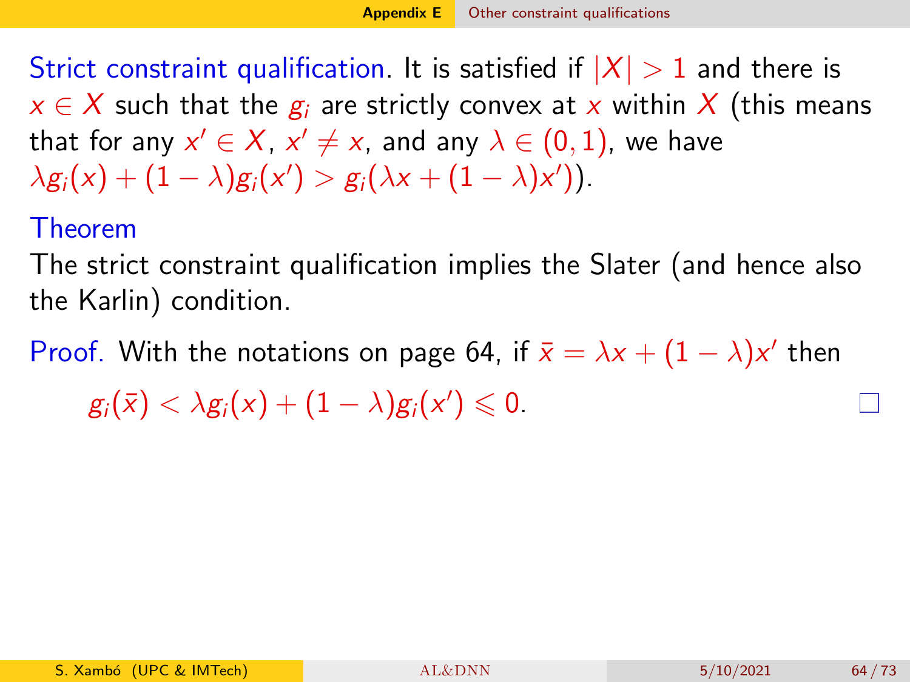Strict constraint qualification. It is satisfied if $|X| > 1$ and there is $x \in X$ such that the $g_i$ are strictly convex at $x$ within $X$ (this means that for any $x' \in X$, $x' \neq x$, and any $\lambda \in (0,1)$, we have $\lambda g_i(x) + (1-\lambda)g_i(x') > g_i(\lambda x + (1-\lambda)x')$).

**Theorem**

The strict constraint qualification implies the Slater (and hence also the Karlin) condition.

*Proof.* With the notations on page 64, if $\bar{x} = \lambda x + (1-\lambda)x'$ then

$$g_i(\bar{x}) < \lambda g_i(x) + (1-\lambda)g_i(x') \leqslant 0.$$

□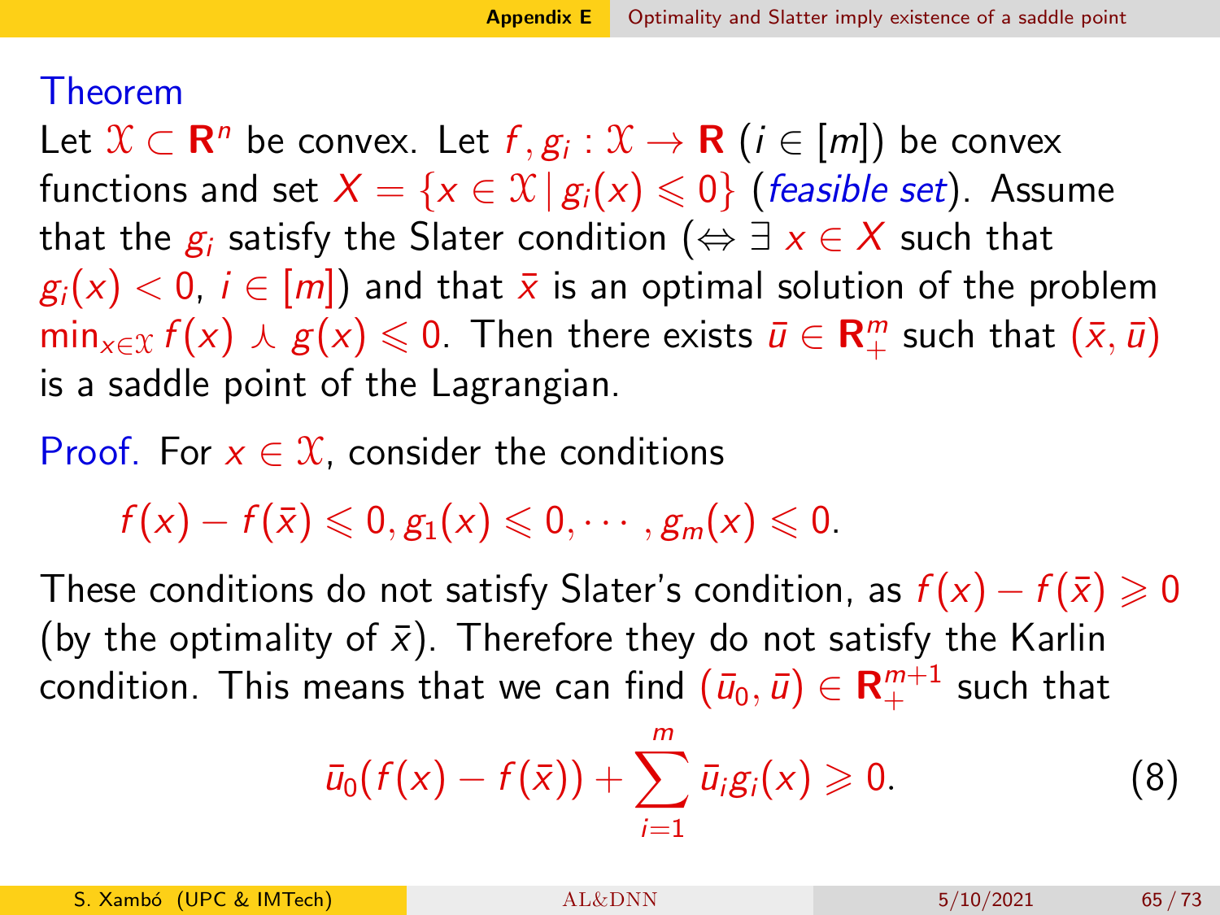**Theorem**

Let $\mathcal{X} \subset \mathbf{R}^n$ be convex. Let $f, g_i : \mathcal{X} \to \mathbf{R}$ ($i \in [m]$) be convex functions and set $X = \{x \in \mathcal{X} \,|\, g_i(x) \leqslant 0\}$ (*feasible set*). Assume that the $g_i$ satisfy the Slater condition ($\Leftrightarrow \exists\ x \in X$ such that $g_i(x) < 0$, $i \in [m]$) and that $\bar{x}$ is an optimal solution of the problem $\min_{x\in\mathcal{X}} f(x) \curlywedge g(x) \leqslant 0$. Then there exists $\bar{u} \in \mathbf{R}^m_+$ such that $(\bar{x}, \bar{u})$ is a saddle point of the Lagrangian.

**Proof.** For $x \in \mathcal{X}$, consider the conditions

$$f(x) - f(\bar{x}) \leqslant 0, g_1(x) \leqslant 0, \cdots, g_m(x) \leqslant 0.$$

These conditions do not satisfy Slater's condition, as $f(x) - f(\bar{x}) \geqslant 0$ (by the optimality of $\bar{x}$). Therefore they do not satisfy the Karlin condition. This means that we can find $(\bar{u}_0, \bar{u}) \in \mathbf{R}^{m+1}_+$ such that

$$\bar{u}_0(f(x) - f(\bar{x})) + \sum_{i=1}^{m} \bar{u}_i g_i(x) \geqslant 0. \tag{8}$$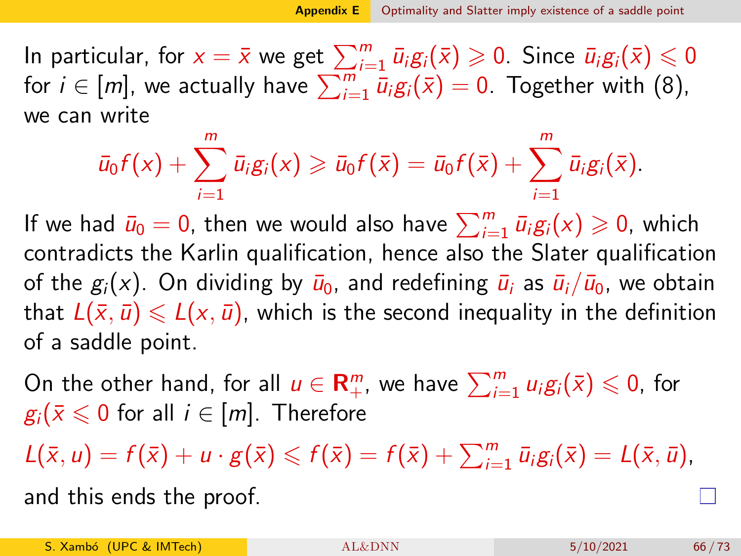In particular, for $x = \bar{x}$ we get $\sum_{i=1}^{m} \bar{u}_i g_i(\bar{x}) \geqslant 0$. Since $\bar{u}_i g_i(\bar{x}) \leqslant 0$ for $i \in [m]$, we actually have $\sum_{i=1}^{m} \bar{u}_i g_i(\bar{x}) = 0$. Together with (8), we can write

$$\bar{u}_0 f(x) + \sum_{i=1}^{m} \bar{u}_i g_i(x) \geqslant \bar{u}_0 f(\bar{x}) = \bar{u}_0 f(\bar{x}) + \sum_{i=1}^{m} \bar{u}_i g_i(\bar{x}).$$

If we had $\bar{u}_0 = 0$, then we would also have $\sum_{i=1}^{m} \bar{u}_i g_i(x) \geqslant 0$, which contradicts the Karlin qualification, hence also the Slater qualification of the $g_i(x)$. On dividing by $\bar{u}_0$, and redefining $\bar{u}_i$ as $\bar{u}_i/\bar{u}_0$, we obtain that $L(\bar{x}, \bar{u}) \leqslant L(x, \bar{u})$, which is the second inequality in the definition of a saddle point.

On the other hand, for all $u \in \mathbf{R}_+^m$, we have $\sum_{i=1}^{m} u_i g_i(\bar{x}) \leqslant 0$, for $g_i(\bar{x} \leqslant 0$ for all $i \in [m]$. Therefore

$L(\bar{x}, u) = f(\bar{x}) + u \cdot g(\bar{x}) \leqslant f(\bar{x}) = f(\bar{x}) + \sum_{i=1}^{m} \bar{u}_i g_i(\bar{x}) = L(\bar{x}, \bar{u})$,

and this ends the proof. □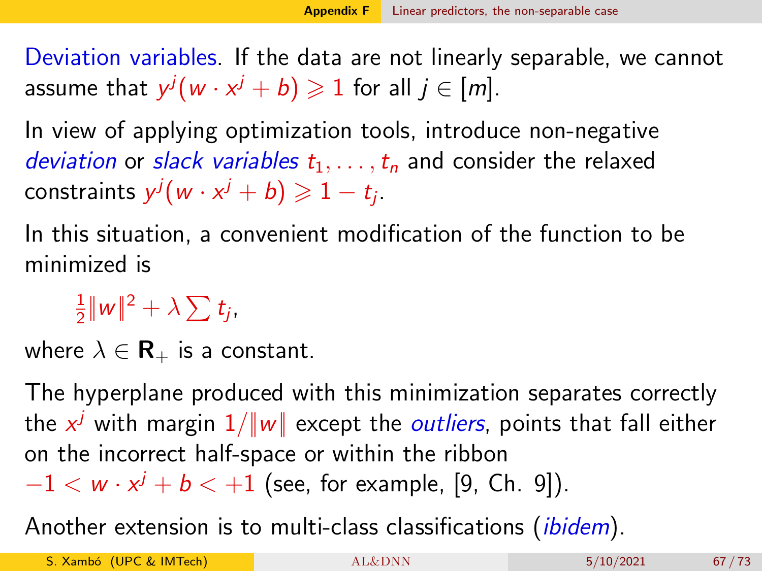Deviation variables. If the data are not linearly separable, we cannot assume that $y^j(w \cdot x^j + b) \geqslant 1$ for all $j \in [m]$.

In view of applying optimization tools, introduce non-negative *deviation* or *slack variables* $t_1, \ldots, t_n$ and consider the relaxed constraints $y^j(w \cdot x^j + b) \geqslant 1 - t_j$.

In this situation, a convenient modification of the function to be minimized is

$$\frac{1}{2}\|w\|^2 + \lambda \sum t_j,$$

where $\lambda \in \mathbf{R}_+$ is a constant.

The hyperplane produced with this minimization separates correctly the $x^j$ with margin $1/\|w\|$ except the *outliers*, points that fall either on the incorrect half-space or within the ribbon $-1 < w \cdot x^j + b < +1$ (see, for example, [9, Ch. 9]).

Another extension is to multi-class classifications (*ibidem*).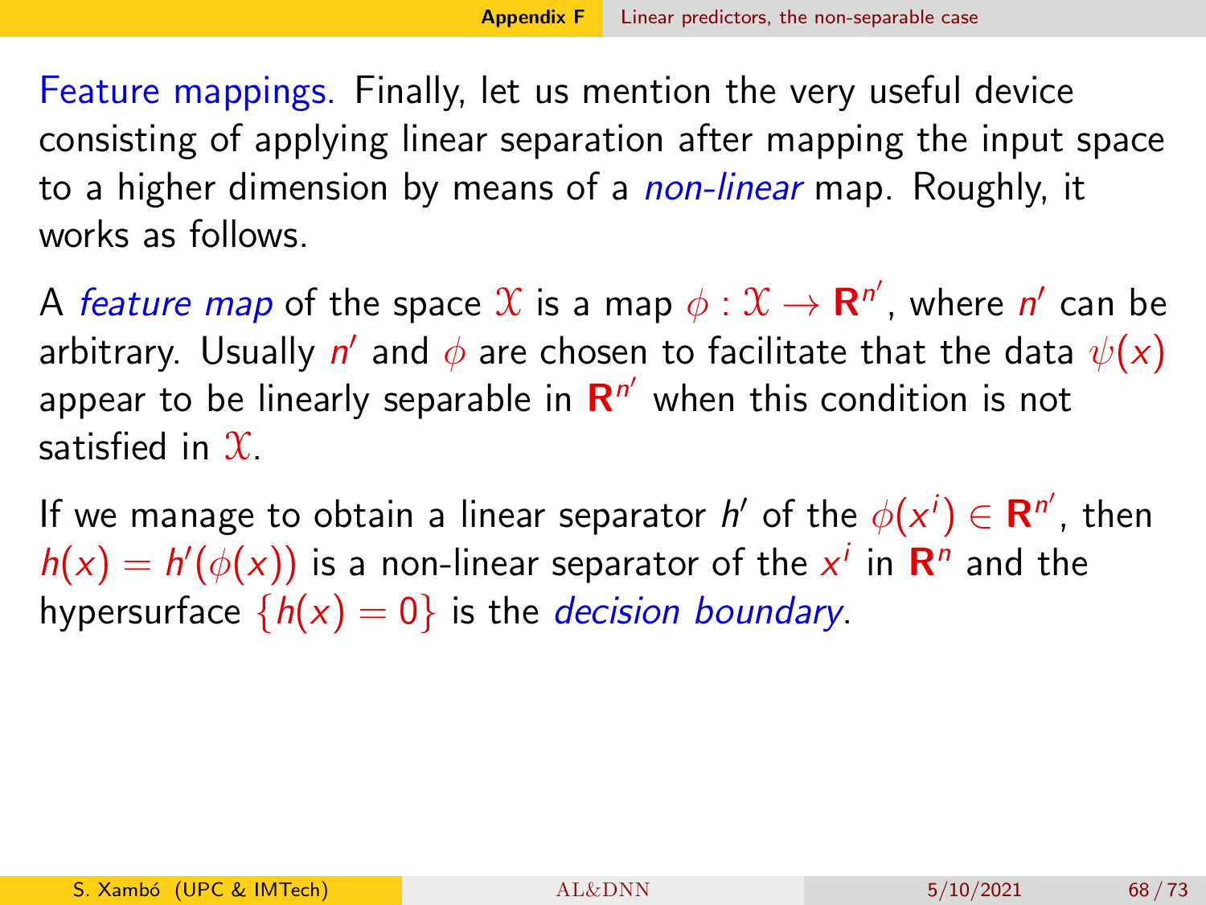Feature mappings. Finally, let us mention the very useful device consisting of applying linear separation after mapping the input space to a higher dimension by means of a *non-linear* map. Roughly, it works as follows.

A *feature map* of the space $\mathcal{X}$ is a map $\phi : \mathcal{X} \to \mathbf{R}^{n'}$, where $n'$ can be arbitrary. Usually $n'$ and $\phi$ are chosen to facilitate that the data $\psi(x)$ appear to be linearly separable in $\mathbf{R}^{n'}$ when this condition is not satisfied in $\mathcal{X}$.

If we manage to obtain a linear separator $h'$ of the $\phi(x^i) \in \mathbf{R}^{n'}$, then $h(x) = h'(\phi(x))$ is a non-linear separator of the $x^i$ in $\mathbf{R}^n$ and the hypersurface $\{h(x) = 0\}$ is the *decision boundary*.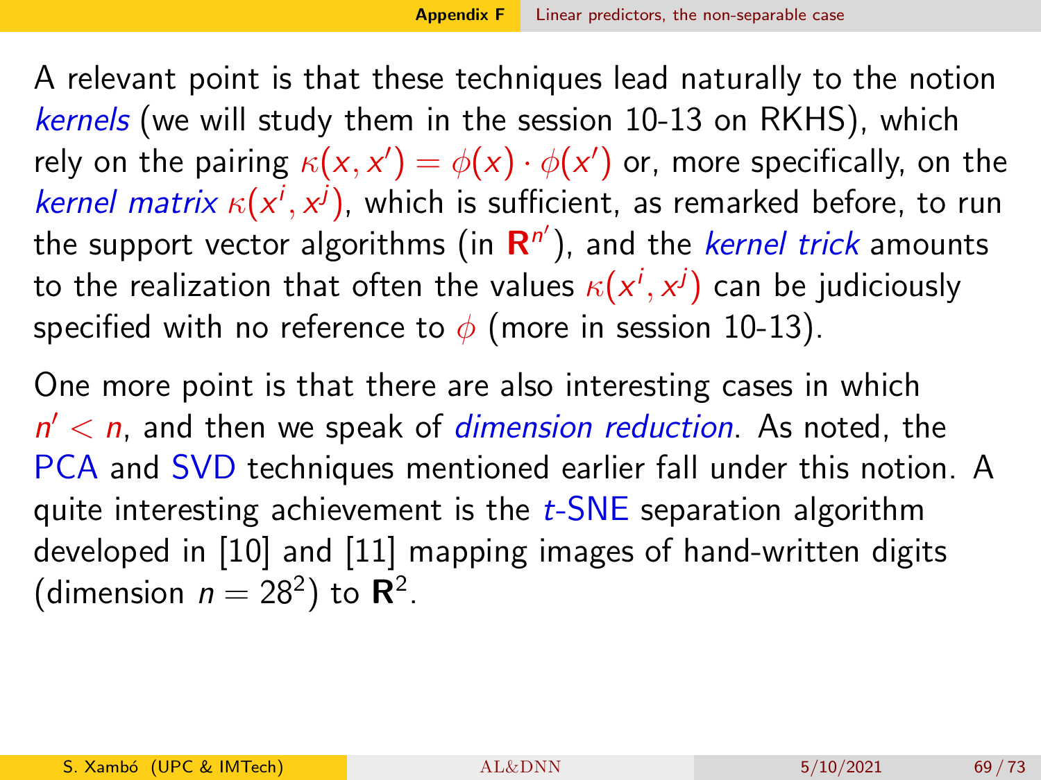A relevant point is that these techniques lead naturally to the notion *kernels* (we will study them in the session 10-13 on RKHS), which rely on the pairing $\kappa(x, x') = \phi(x) \cdot \phi(x')$ or, more specifically, on the *kernel matrix* $\kappa(x^i, x^j)$, which is sufficient, as remarked before, to run the support vector algorithms (in $\mathbf{R}^{n'}$), and the *kernel trick* amounts to the realization that often the values $\kappa(x^i, x^j)$ can be judiciously specified with no reference to $\phi$ (more in session 10-13).

One more point is that there are also interesting cases in which $n' < n$, and then we speak of *dimension reduction*. As noted, the PCA and SVD techniques mentioned earlier fall under this notion. A quite interesting achievement is the $t$-SNE separation algorithm developed in [10] and [11] mapping images of hand-written digits (dimension $n = 28^2$) to $\mathbf{R}^2$.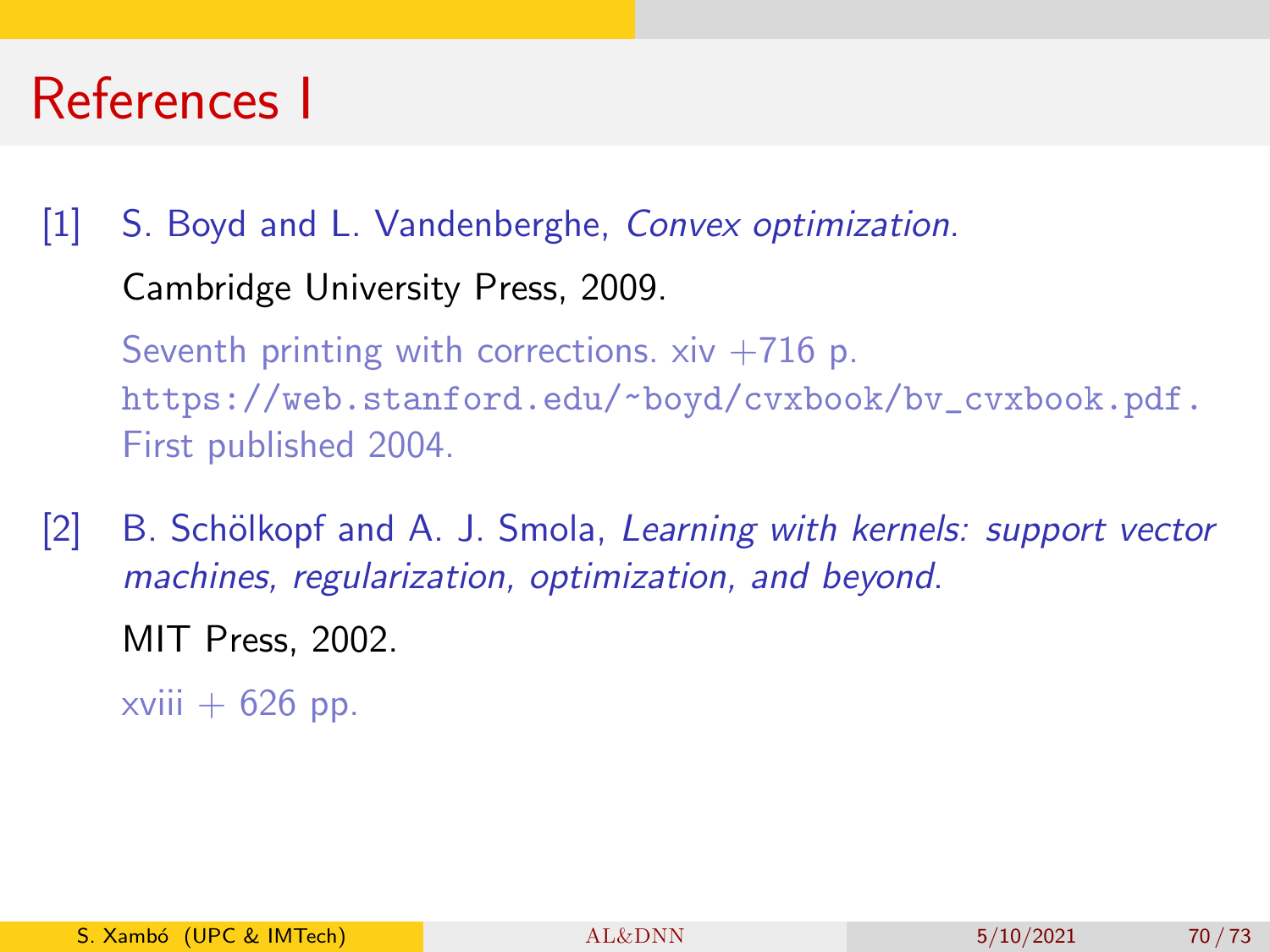# References I

[1] S. Boyd and L. Vandenberghe, *Convex optimization*.

Cambridge University Press, 2009.

Seventh printing with corrections. xiv +716 p. https://web.stanford.edu/~boyd/cvxbook/bv_cvxbook.pdf. First published 2004.

[2] B. Schölkopf and A. J. Smola, *Learning with kernels: support vector machines, regularization, optimization, and beyond*.

MIT Press, 2002.

xviii + 626 pp.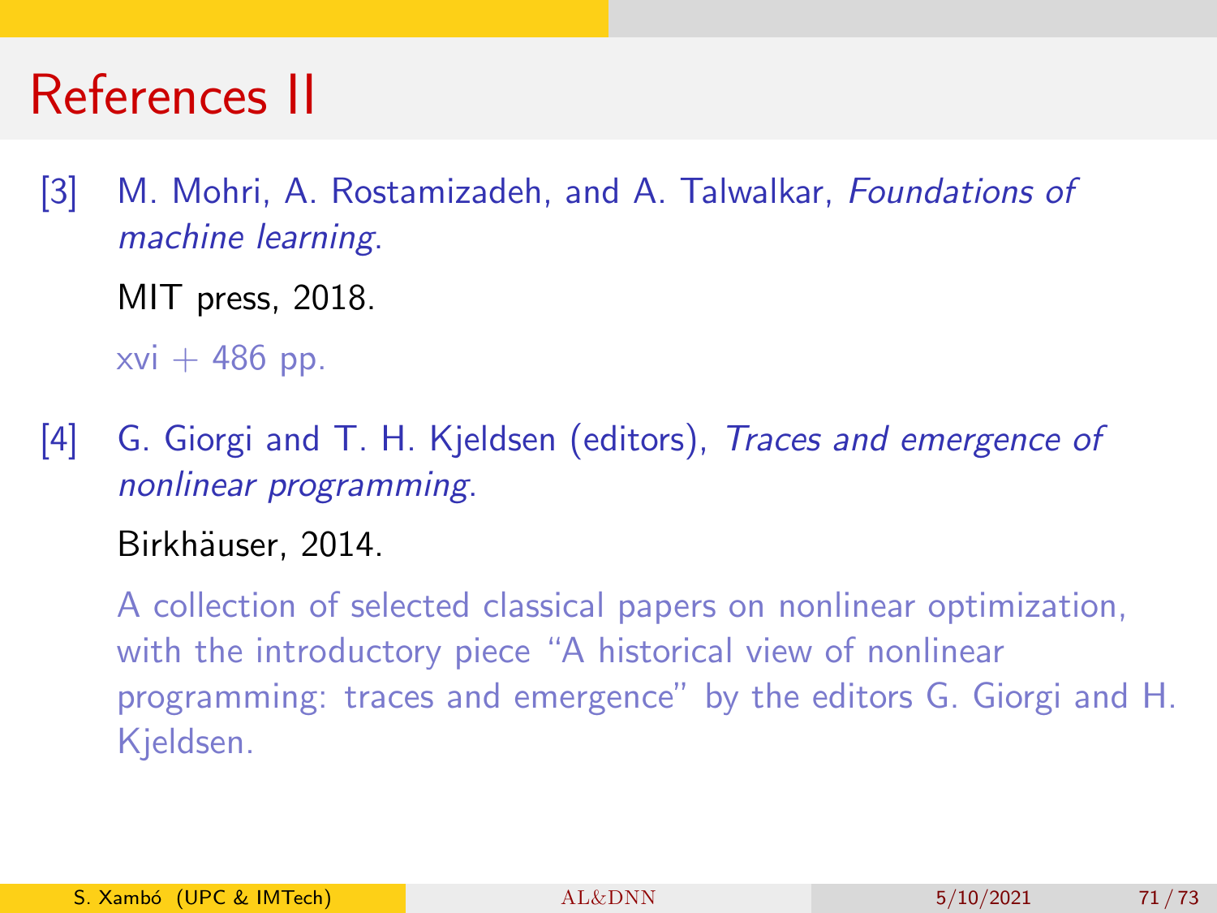# References II

[3] M. Mohri, A. Rostamizadeh, and A. Talwalkar, *Foundations of machine learning*.

MIT press, 2018.

xvi + 486 pp.

[4] G. Giorgi and T. H. Kjeldsen (editors), *Traces and emergence of nonlinear programming*.

Birkhäuser, 2014.

A collection of selected classical papers on nonlinear optimization, with the introductory piece "A historical view of nonlinear programming: traces and emergence" by the editors G. Giorgi and H. Kjeldsen.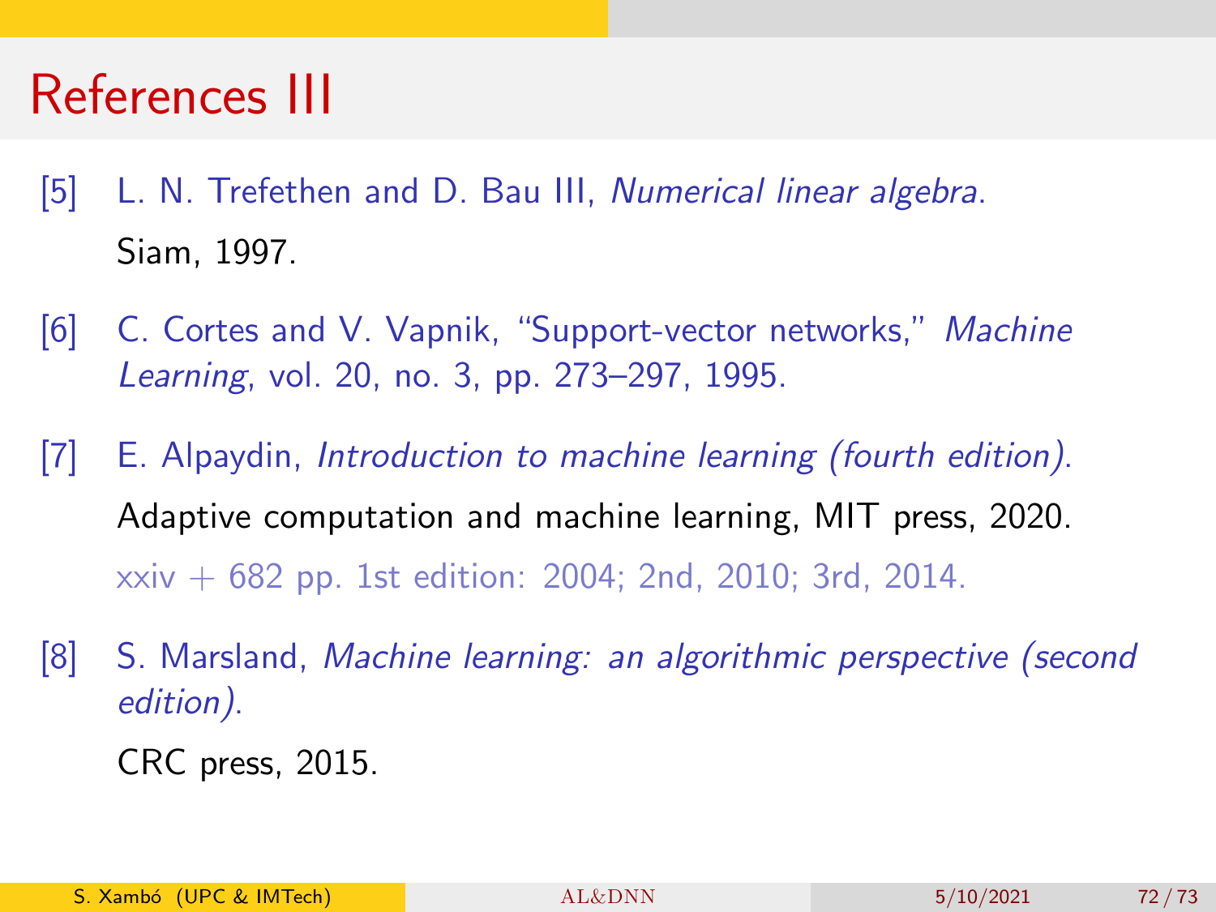# References III

[5] L. N. Trefethen and D. Bau III, *Numerical linear algebra*.
Siam, 1997.

[6] C. Cortes and V. Vapnik, "Support-vector networks," *Machine Learning*, vol. 20, no. 3, pp. 273–297, 1995.

[7] E. Alpaydin, *Introduction to machine learning (fourth edition)*.
Adaptive computation and machine learning, MIT press, 2020.
xxiv + 682 pp. 1st edition: 2004; 2nd, 2010; 3rd, 2014.

[8] S. Marsland, *Machine learning: an algorithmic perspective (second edition)*.
CRC press, 2015.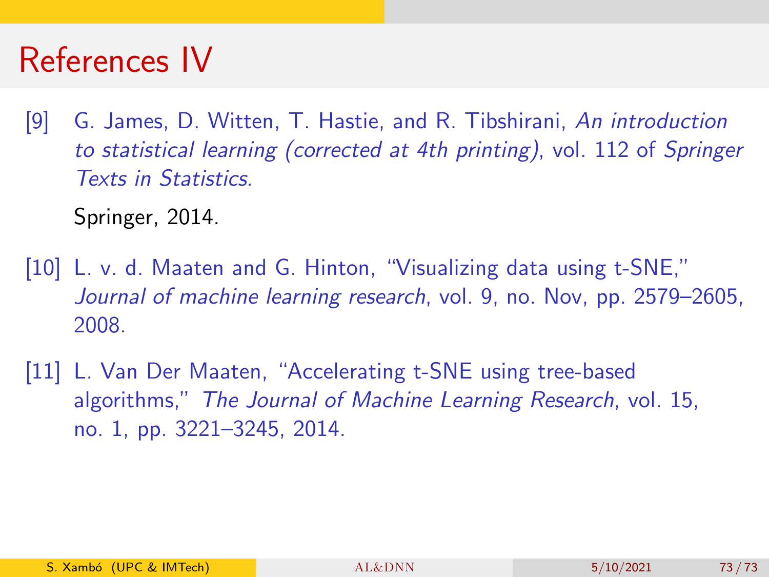# References IV

[9] G. James, D. Witten, T. Hastie, and R. Tibshirani, *An introduction to statistical learning (corrected at 4th printing)*, vol. 112 of *Springer Texts in Statistics*.

Springer, 2014.

[10] L. v. d. Maaten and G. Hinton, "Visualizing data using t-SNE," *Journal of machine learning research*, vol. 9, no. Nov, pp. 2579–2605, 2008.

[11] L. Van Der Maaten, "Accelerating t-SNE using tree-based algorithms," *The Journal of Machine Learning Research*, vol. 15, no. 1, pp. 3221–3245, 2014.